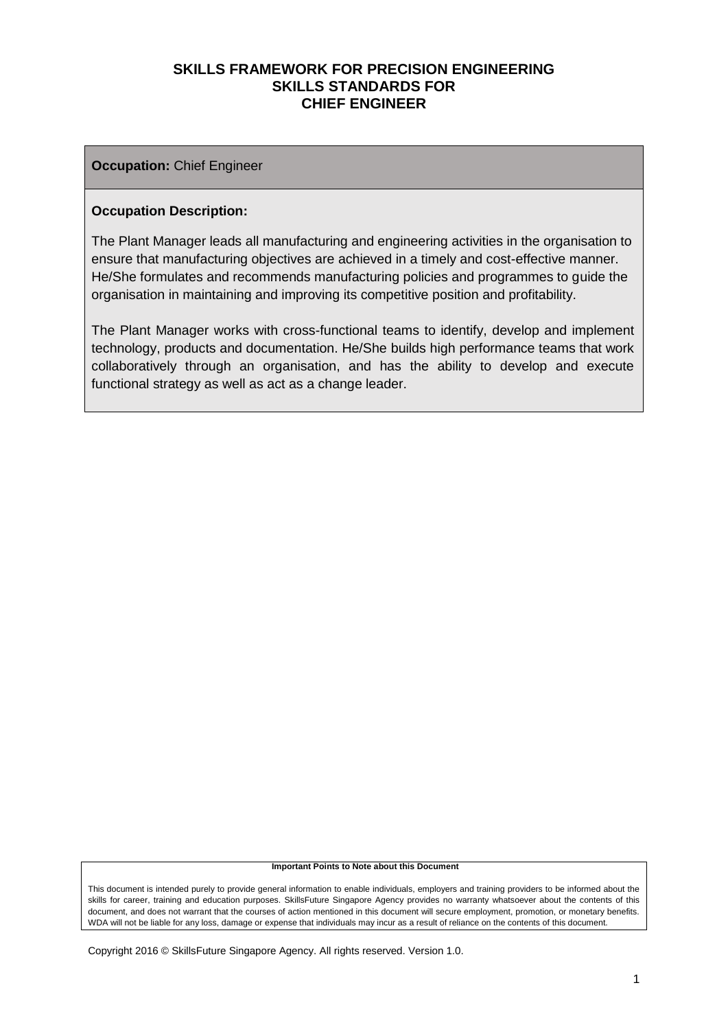# SKILLS FRAMEWORK FOR PRECISION ENGINEERING
# SKILLS STANDARDS FOR
# CHIEF ENGINEER

**Occupation:** Chief Engineer

**Occupation Description:**

The Plant Manager leads all manufacturing and engineering activities in the organisation to ensure that manufacturing objectives are achieved in a timely and cost-effective manner. He/She formulates and recommends manufacturing policies and programmes to guide the organisation in maintaining and improving its competitive position and profitability.

The Plant Manager works with cross-functional teams to identify, develop and implement technology, products and documentation. He/She builds high performance teams that work collaboratively through an organisation, and has the ability to develop and execute functional strategy as well as act as a change leader.

**Important Points to Note about this Document**

This document is intended purely to provide general information to enable individuals, employers and training providers to be informed about the skills for career, training and education purposes. SkillsFuture Singapore Agency provides no warranty whatsoever about the contents of this document, and does not warrant that the courses of action mentioned in this document will secure employment, promotion, or monetary benefits. WDA will not be liable for any loss, damage or expense that individuals may incur as a result of reliance on the contents of this document.

Copyright 2016 © SkillsFuture Singapore Agency. All rights reserved. Version 1.0.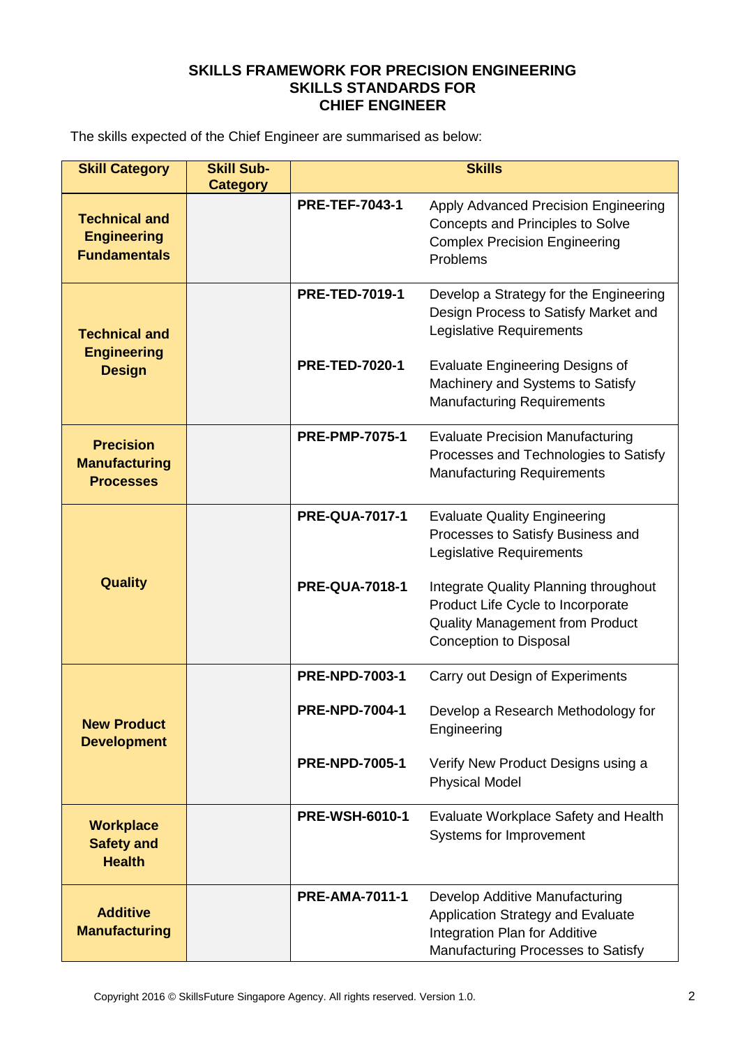# SKILLS FRAMEWORK FOR PRECISION ENGINEERING
## SKILLS STANDARDS FOR
## CHIEF ENGINEER

The skills expected of the Chief Engineer are summarised as below:

| Skill Category | Skill Sub-Category | Skills | |
|---|---|---|---|
| **Technical and Engineering Fundamentals** | | **PRE-TEF-7043-1** | Apply Advanced Precision Engineering Concepts and Principles to Solve Complex Precision Engineering Problems |
| **Technical and Engineering Design** | | **PRE-TED-7019-1** | Develop a Strategy for the Engineering Design Process to Satisfy Market and Legislative Requirements |
| | | **PRE-TED-7020-1** | Evaluate Engineering Designs of Machinery and Systems to Satisfy Manufacturing Requirements |
| **Precision Manufacturing Processes** | | **PRE-PMP-7075-1** | Evaluate Precision Manufacturing Processes and Technologies to Satisfy Manufacturing Requirements |
| **Quality** | | **PRE-QUA-7017-1** | Evaluate Quality Engineering Processes to Satisfy Business and Legislative Requirements |
| | | **PRE-QUA-7018-1** | Integrate Quality Planning throughout Product Life Cycle to Incorporate Quality Management from Product Conception to Disposal |
| **New Product Development** | | **PRE-NPD-7003-1** | Carry out Design of Experiments |
| | | **PRE-NPD-7004-1** | Develop a Research Methodology for Engineering |
| | | **PRE-NPD-7005-1** | Verify New Product Designs using a Physical Model |
| **Workplace Safety and Health** | | **PRE-WSH-6010-1** | Evaluate Workplace Safety and Health Systems for Improvement |
| **Additive Manufacturing** | | **PRE-AMA-7011-1** | Develop Additive Manufacturing Application Strategy and Evaluate Integration Plan for Additive Manufacturing Processes to Satisfy |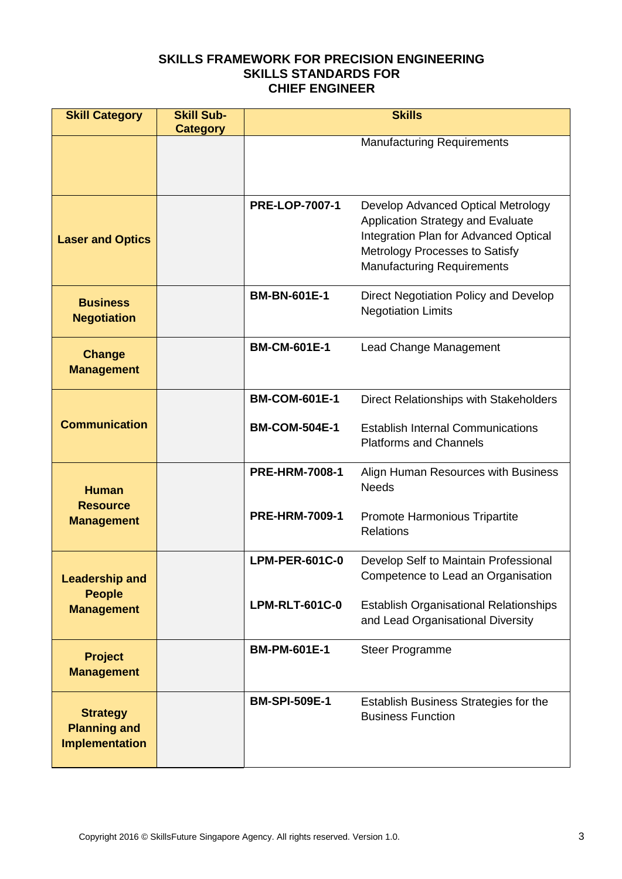**SKILLS FRAMEWORK FOR PRECISION ENGINEERING**
**SKILLS STANDARDS FOR**
**CHIEF ENGINEER**

| Skill Category | Skill Sub-Category | Skills | |
|---|---|---|---|
| | | | Manufacturing Requirements |
| **Laser and Optics** | | **PRE-LOP-7007-1** | Develop Advanced Optical Metrology Application Strategy and Evaluate Integration Plan for Advanced Optical Metrology Processes to Satisfy Manufacturing Requirements |
| **Business Negotiation** | | **BM-BN-601E-1** | Direct Negotiation Policy and Develop Negotiation Limits |
| **Change Management** | | **BM-CM-601E-1** | Lead Change Management |
| **Communication** | | **BM-COM-601E-1** | Direct Relationships with Stakeholders |
| | | **BM-COM-504E-1** | Establish Internal Communications Platforms and Channels |
| **Human Resource Management** | | **PRE-HRM-7008-1** | Align Human Resources with Business Needs |
| | | **PRE-HRM-7009-1** | Promote Harmonious Tripartite Relations |
| **Leadership and People Management** | | **LPM-PER-601C-0** | Develop Self to Maintain Professional Competence to Lead an Organisation |
| | | **LPM-RLT-601C-0** | Establish Organisational Relationships and Lead Organisational Diversity |
| **Project Management** | | **BM-PM-601E-1** | Steer Programme |
| **Strategy Planning and Implementation** | | **BM-SPI-509E-1** | Establish Business Strategies for the Business Function |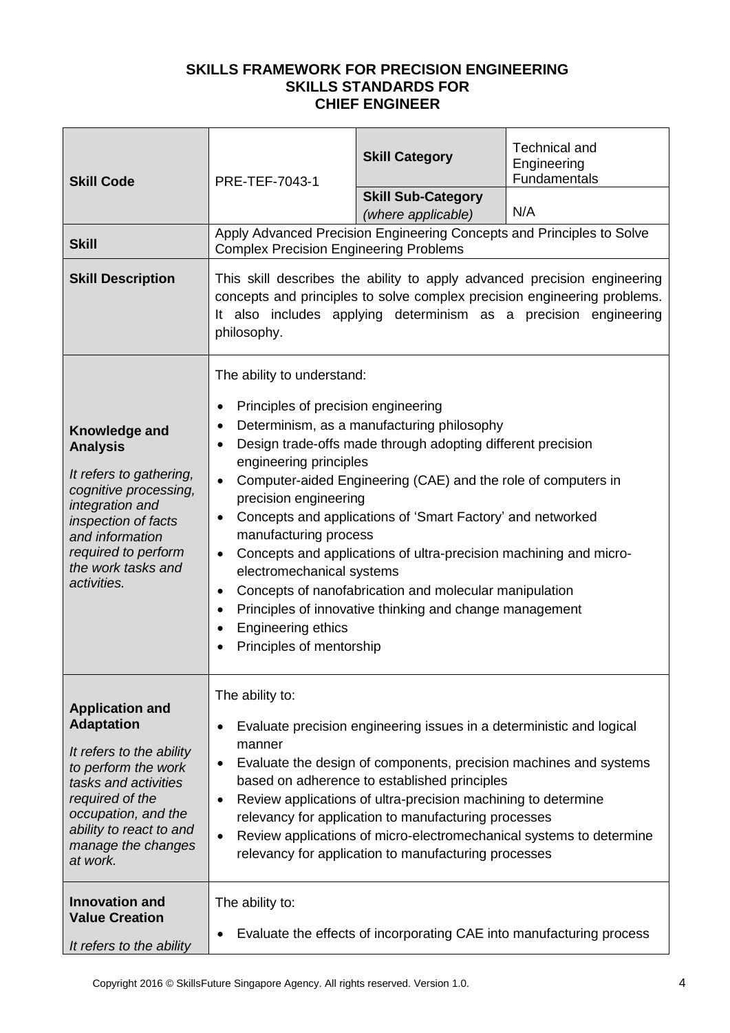**SKILLS FRAMEWORK FOR PRECISION ENGINEERING**
**SKILLS STANDARDS FOR**
**CHIEF ENGINEER**

| **Skill Code** | PRE-TEF-7043-1 | **Skill Category** | Technical and Engineering Fundamentals |
|---|---|---|---|
| | | **Skill Sub-Category** *(where applicable)* | N/A |
| **Skill** | Apply Advanced Precision Engineering Concepts and Principles to Solve Complex Precision Engineering Problems | | |
| **Skill Description** | This skill describes the ability to apply advanced precision engineering concepts and principles to solve complex precision engineering problems. It also includes applying determinism as a precision engineering philosophy. | | |
| **Knowledge and Analysis** *It refers to gathering, cognitive processing, integration and inspection of facts and information required to perform the work tasks and activities.* | The ability to understand: <br>• Principles of precision engineering <br>• Determinism, as a manufacturing philosophy <br>• Design trade-offs made through adopting different precision engineering principles <br>• Computer-aided Engineering (CAE) and the role of computers in precision engineering <br>• Concepts and applications of 'Smart Factory' and networked manufacturing process <br>• Concepts and applications of ultra-precision machining and micro-electromechanical systems <br>• Concepts of nanofabrication and molecular manipulation <br>• Principles of innovative thinking and change management <br>• Engineering ethics <br>• Principles of mentorship | | |
| **Application and Adaptation** *It refers to the ability to perform the work tasks and activities required of the occupation, and the ability to react to and manage the changes at work.* | The ability to: <br>• Evaluate precision engineering issues in a deterministic and logical manner <br>• Evaluate the design of components, precision machines and systems based on adherence to established principles <br>• Review applications of ultra-precision machining to determine relevancy for application to manufacturing processes <br>• Review applications of micro-electromechanical systems to determine relevancy for application to manufacturing processes | | |
| **Innovation and Value Creation** *It refers to the ability* | The ability to: <br>• Evaluate the effects of incorporating CAE into manufacturing process | | |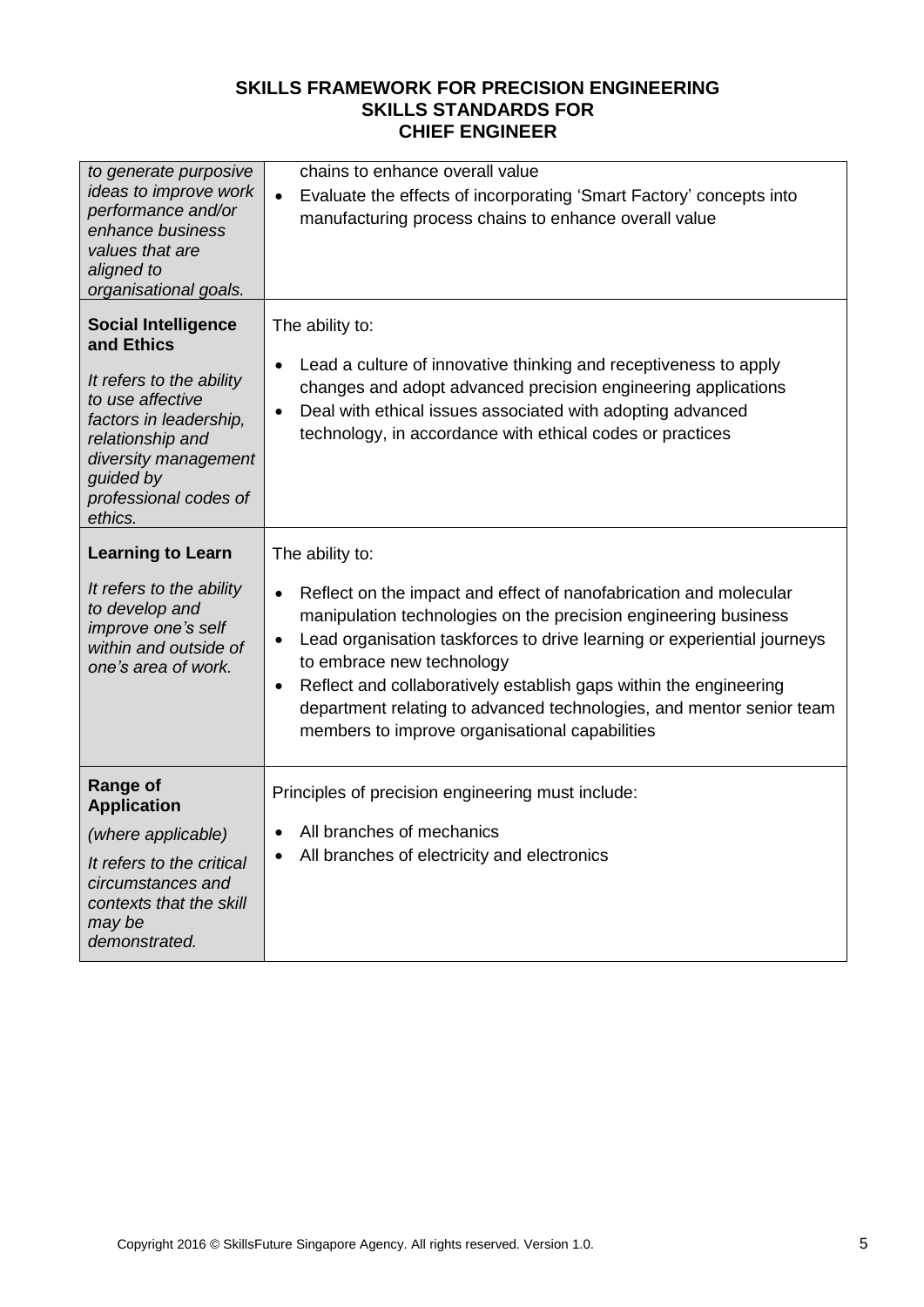# SKILLS FRAMEWORK FOR PRECISION ENGINEERING
## SKILLS STANDARDS FOR
## CHIEF ENGINEER

| | |
|---|---|
| *to generate purposive ideas to improve work performance and/or enhance business values that are aligned to organisational goals.* | chains to enhance overall value<br>• Evaluate the effects of incorporating 'Smart Factory' concepts into manufacturing process chains to enhance overall value |
| **Social Intelligence and Ethics**<br><br>*It refers to the ability to use affective factors in leadership, relationship and diversity management guided by professional codes of ethics.* | The ability to:<br>• Lead a culture of innovative thinking and receptiveness to apply changes and adopt advanced precision engineering applications<br>• Deal with ethical issues associated with adopting advanced technology, in accordance with ethical codes or practices |
| **Learning to Learn**<br><br>*It refers to the ability to develop and improve one's self within and outside of one's area of work.* | The ability to:<br>• Reflect on the impact and effect of nanofabrication and molecular manipulation technologies on the precision engineering business<br>• Lead organisation taskforces to drive learning or experiential journeys to embrace new technology<br>• Reflect and collaboratively establish gaps within the engineering department relating to advanced technologies, and mentor senior team members to improve organisational capabilities |
| **Range of Application**<br><br>*(where applicable)*<br><br>*It refers to the critical circumstances and contexts that the skill may be demonstrated.* | Principles of precision engineering must include:<br>• All branches of mechanics<br>• All branches of electricity and electronics |

Copyright 2016 © SkillsFuture Singapore Agency. All rights reserved. Version 1.0.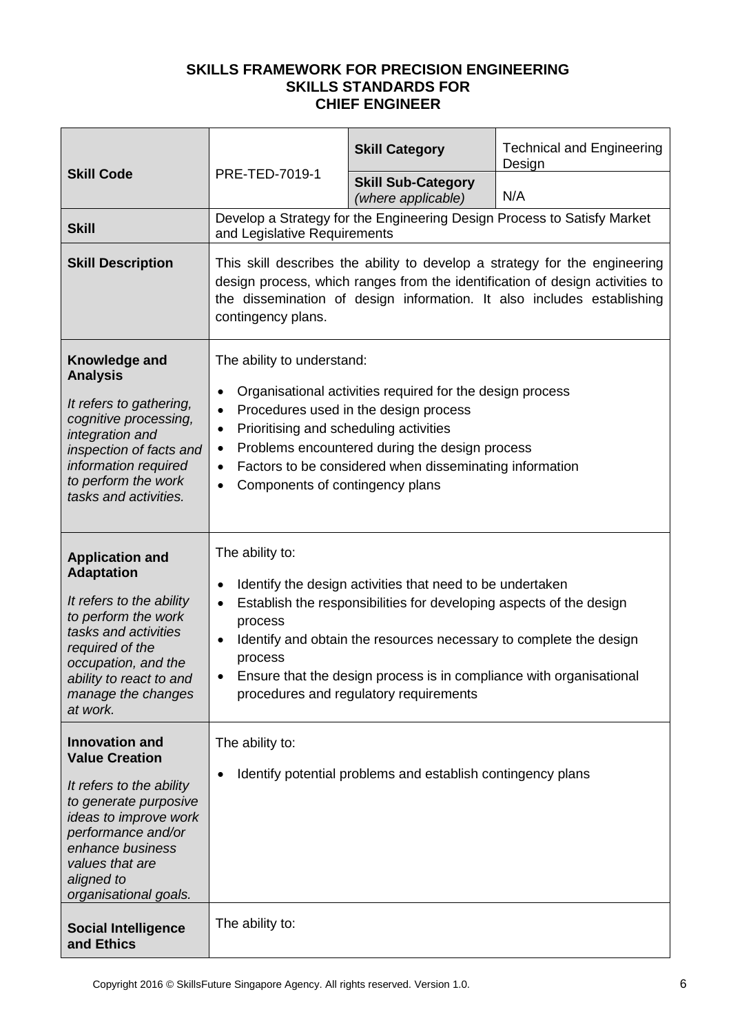**SKILLS FRAMEWORK FOR PRECISION ENGINEERING**
**SKILLS STANDARDS FOR**
**CHIEF ENGINEER**

| **Skill Code** | PRE-TED-7019-1 | **Skill Category** | Technical and Engineering Design |
|---|---|---|---|
| | | **Skill Sub-Category** *(where applicable)* | N/A |
| **Skill** | Develop a Strategy for the Engineering Design Process to Satisfy Market and Legislative Requirements | | |
| **Skill Description** | This skill describes the ability to develop a strategy for the engineering design process, which ranges from the identification of design activities to the dissemination of design information. It also includes establishing contingency plans. | | |
| **Knowledge and Analysis** <br> *It refers to gathering, cognitive processing, integration and inspection of facts and information required to perform the work tasks and activities.* | The ability to understand: <br> • Organisational activities required for the design process <br> • Procedures used in the design process <br> • Prioritising and scheduling activities <br> • Problems encountered during the design process <br> • Factors to be considered when disseminating information <br> • Components of contingency plans | | |
| **Application and Adaptation** <br> *It refers to the ability to perform the work tasks and activities required of the occupation, and the ability to react to and manage the changes at work.* | The ability to: <br> • Identify the design activities that need to be undertaken <br> • Establish the responsibilities for developing aspects of the design process <br> • Identify and obtain the resources necessary to complete the design process <br> • Ensure that the design process is in compliance with organisational procedures and regulatory requirements | | |
| **Innovation and Value Creation** <br> *It refers to the ability to generate purposive ideas to improve work performance and/or enhance business values that are aligned to organisational goals.* | The ability to: <br> • Identify potential problems and establish contingency plans | | |
| **Social Intelligence and Ethics** | The ability to: | | |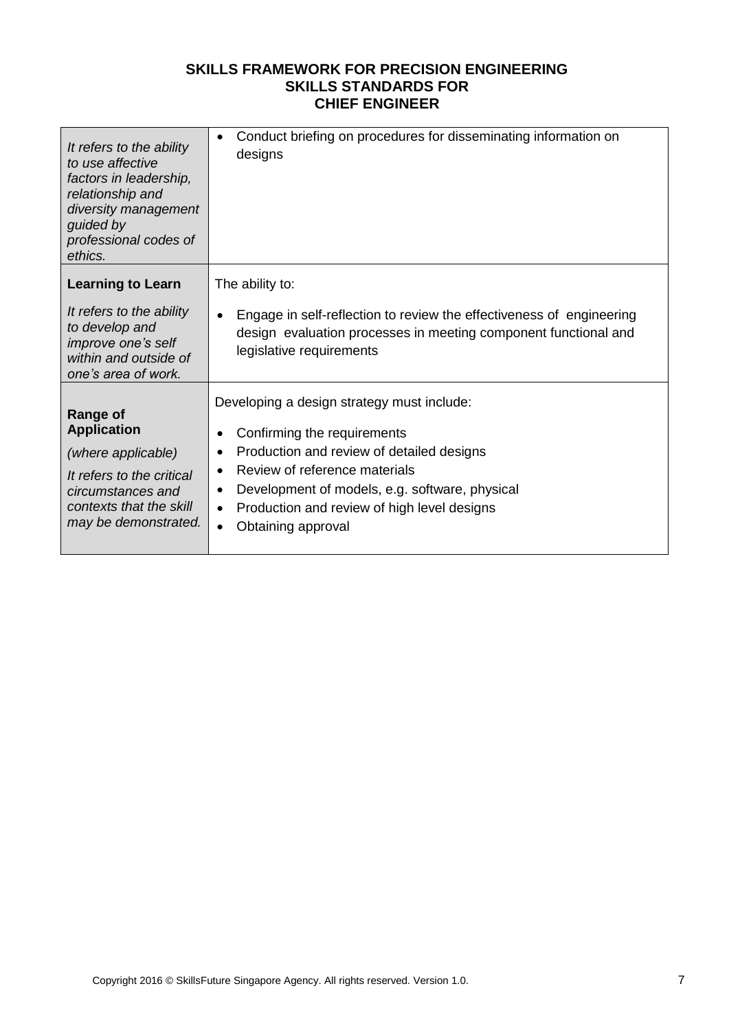| | |
|---|---|
| *It refers to the ability to use affective factors in leadership, relationship and diversity management guided by professional codes of ethics.* | • Conduct briefing on procedures for disseminating information on designs |
| **Learning to Learn**<br><br>*It refers to the ability to develop and improve one's self within and outside of one's area of work.* | The ability to:<br><br>• Engage in self-reflection to review the effectiveness of engineering design evaluation processes in meeting component functional and legislative requirements |
| **Range of Application**<br><br>*(where applicable)*<br><br>*It refers to the critical circumstances and contexts that the skill may be demonstrated.* | Developing a design strategy must include:<br><br>• Confirming the requirements<br>• Production and review of detailed designs<br>• Review of reference materials<br>• Development of models, e.g. software, physical<br>• Production and review of high level designs<br>• Obtaining approval |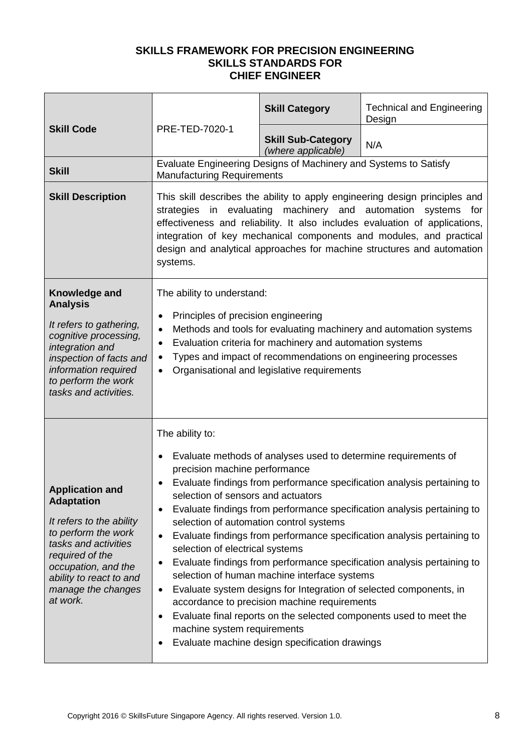**SKILLS FRAMEWORK FOR PRECISION ENGINEERING**
**SKILLS STANDARDS FOR**
**CHIEF ENGINEER**

| **Skill Code** | PRE-TED-7020-1 | **Skill Category** | Technical and Engineering Design |
|---|---|---|---|
| | | **Skill Sub-Category** *(where applicable)* | N/A |
| **Skill** | Evaluate Engineering Designs of Machinery and Systems to Satisfy Manufacturing Requirements | | |
| **Skill Description** | This skill describes the ability to apply engineering design principles and strategies in evaluating machinery and automation systems for effectiveness and reliability. It also includes evaluation of applications, integration of key mechanical components and modules, and practical design and analytical approaches for machine structures and automation systems. | | |
| **Knowledge and Analysis**<br><br>*It refers to gathering, cognitive processing, integration and inspection of facts and information required to perform the work tasks and activities.* | The ability to understand:<br><br>• Principles of precision engineering<br>• Methods and tools for evaluating machinery and automation systems<br>• Evaluation criteria for machinery and automation systems<br>• Types and impact of recommendations on engineering processes<br>• Organisational and legislative requirements | | |
| **Application and Adaptation**<br><br>*It refers to the ability to perform the work tasks and activities required of the occupation, and the ability to react to and manage the changes at work.* | The ability to:<br><br>• Evaluate methods of analyses used to determine requirements of precision machine performance<br>• Evaluate findings from performance specification analysis pertaining to selection of sensors and actuators<br>• Evaluate findings from performance specification analysis pertaining to selection of automation control systems<br>• Evaluate findings from performance specification analysis pertaining to selection of electrical systems<br>• Evaluate findings from performance specification analysis pertaining to selection of human machine interface systems<br>• Evaluate system designs for Integration of selected components, in accordance to precision machine requirements<br>• Evaluate final reports on the selected components used to meet the machine system requirements<br>• Evaluate machine design specification drawings | | |

Copyright 2016 © SkillsFuture Singapore Agency. All rights reserved. Version 1.0.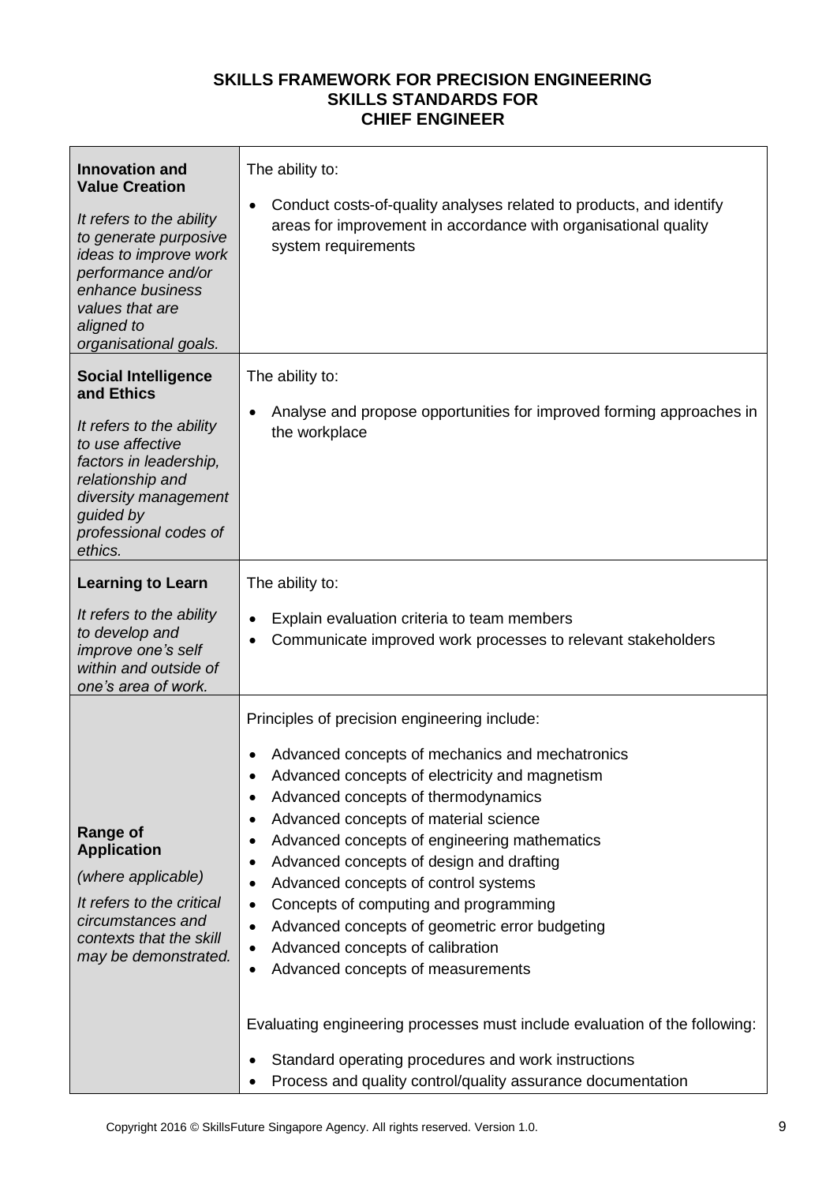**SKILLS FRAMEWORK FOR PRECISION ENGINEERING**
**SKILLS STANDARDS FOR**
**CHIEF ENGINEER**

| | |
|---|---|
| **Innovation and Value Creation**<br><br>*It refers to the ability to generate purposive ideas to improve work performance and/or enhance business values that are aligned to organisational goals.* | The ability to:<br><br>• Conduct costs-of-quality analyses related to products, and identify areas for improvement in accordance with organisational quality system requirements |
| **Social Intelligence and Ethics**<br><br>*It refers to the ability to use affective factors in leadership, relationship and diversity management guided by professional codes of ethics.* | The ability to:<br><br>• Analyse and propose opportunities for improved forming approaches in the workplace |
| **Learning to Learn**<br><br>*It refers to the ability to develop and improve one's self within and outside of one's area of work.* | The ability to:<br><br>• Explain evaluation criteria to team members<br>• Communicate improved work processes to relevant stakeholders |
| **Range of Application**<br><br>*(where applicable)*<br><br>*It refers to the critical circumstances and contexts that the skill may be demonstrated.* | Principles of precision engineering include:<br><br>• Advanced concepts of mechanics and mechatronics<br>• Advanced concepts of electricity and magnetism<br>• Advanced concepts of thermodynamics<br>• Advanced concepts of material science<br>• Advanced concepts of engineering mathematics<br>• Advanced concepts of design and drafting<br>• Advanced concepts of control systems<br>• Concepts of computing and programming<br>• Advanced concepts of geometric error budgeting<br>• Advanced concepts of calibration<br>• Advanced concepts of measurements<br><br>Evaluating engineering processes must include evaluation of the following:<br><br>• Standard operating procedures and work instructions<br>• Process and quality control/quality assurance documentation |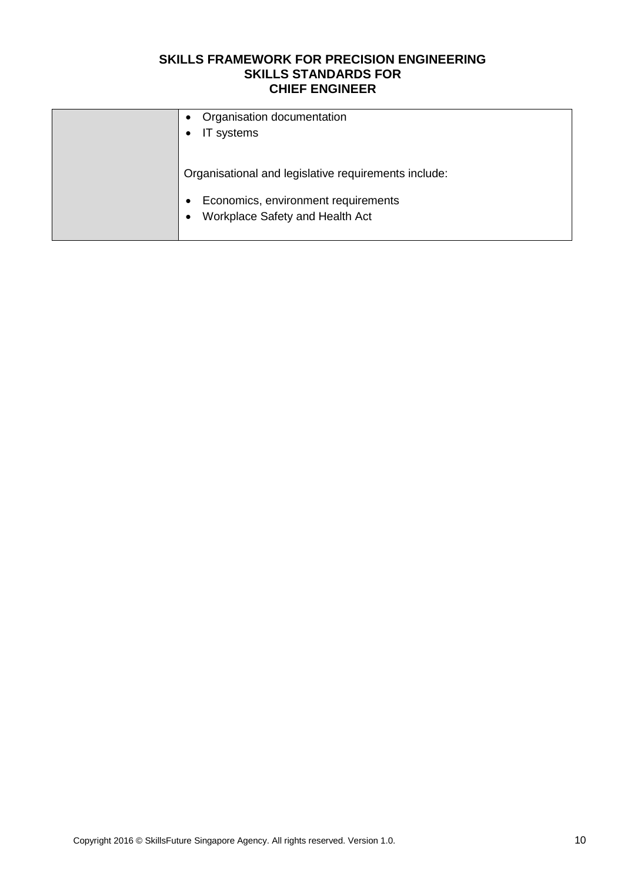|  |  |
| --- | --- |
|  | • Organisation documentation<br>• IT systems<br><br>Organisational and legislative requirements include:<br><br>• Economics, environment requirements<br>• Workplace Safety and Health Act |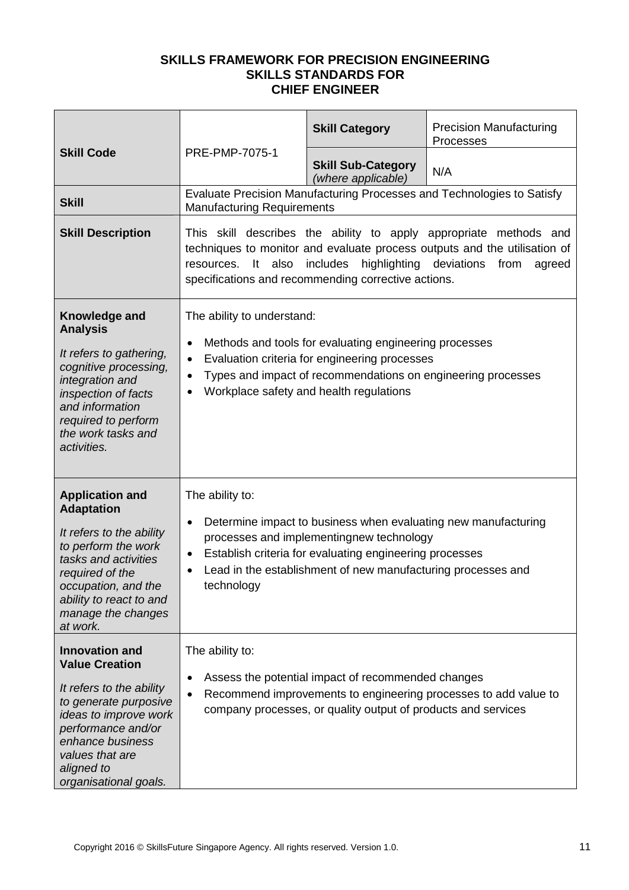**SKILLS FRAMEWORK FOR PRECISION ENGINEERING**
**SKILLS STANDARDS FOR**
**CHIEF ENGINEER**

| | | | |
|---|---|---|---|
| **Skill Code** | PRE-PMP-7075-1 | **Skill Category** | Precision Manufacturing Processes |
| | | **Skill Sub-Category** *(where applicable)* | N/A |
| **Skill** | Evaluate Precision Manufacturing Processes and Technologies to Satisfy Manufacturing Requirements | | |
| **Skill Description** | This skill describes the ability to apply appropriate methods and techniques to monitor and evaluate process outputs and the utilisation of resources. It also includes highlighting deviations from agreed specifications and recommending corrective actions. | | |
| **Knowledge and Analysis**<br><br>*It refers to gathering, cognitive processing, integration and inspection of facts and information required to perform the work tasks and activities.* | The ability to understand:<br><br>• Methods and tools for evaluating engineering processes<br>• Evaluation criteria for engineering processes<br>• Types and impact of recommendations on engineering processes<br>• Workplace safety and health regulations | | |
| **Application and Adaptation**<br><br>*It refers to the ability to perform the work tasks and activities required of the occupation, and the ability to react to and manage the changes at work.* | The ability to:<br><br>• Determine impact to business when evaluating new manufacturing processes and implementingnew technology<br>• Establish criteria for evaluating engineering processes<br>• Lead in the establishment of new manufacturing processes and technology | | |
| **Innovation and Value Creation**<br><br>*It refers to the ability to generate purposive ideas to improve work performance and/or enhance business values that are aligned to organisational goals.* | The ability to:<br><br>• Assess the potential impact of recommended changes<br>• Recommend improvements to engineering processes to add value to company processes, or quality output of products and services | | |

Copyright 2016 © SkillsFuture Singapore Agency. All rights reserved. Version 1.0.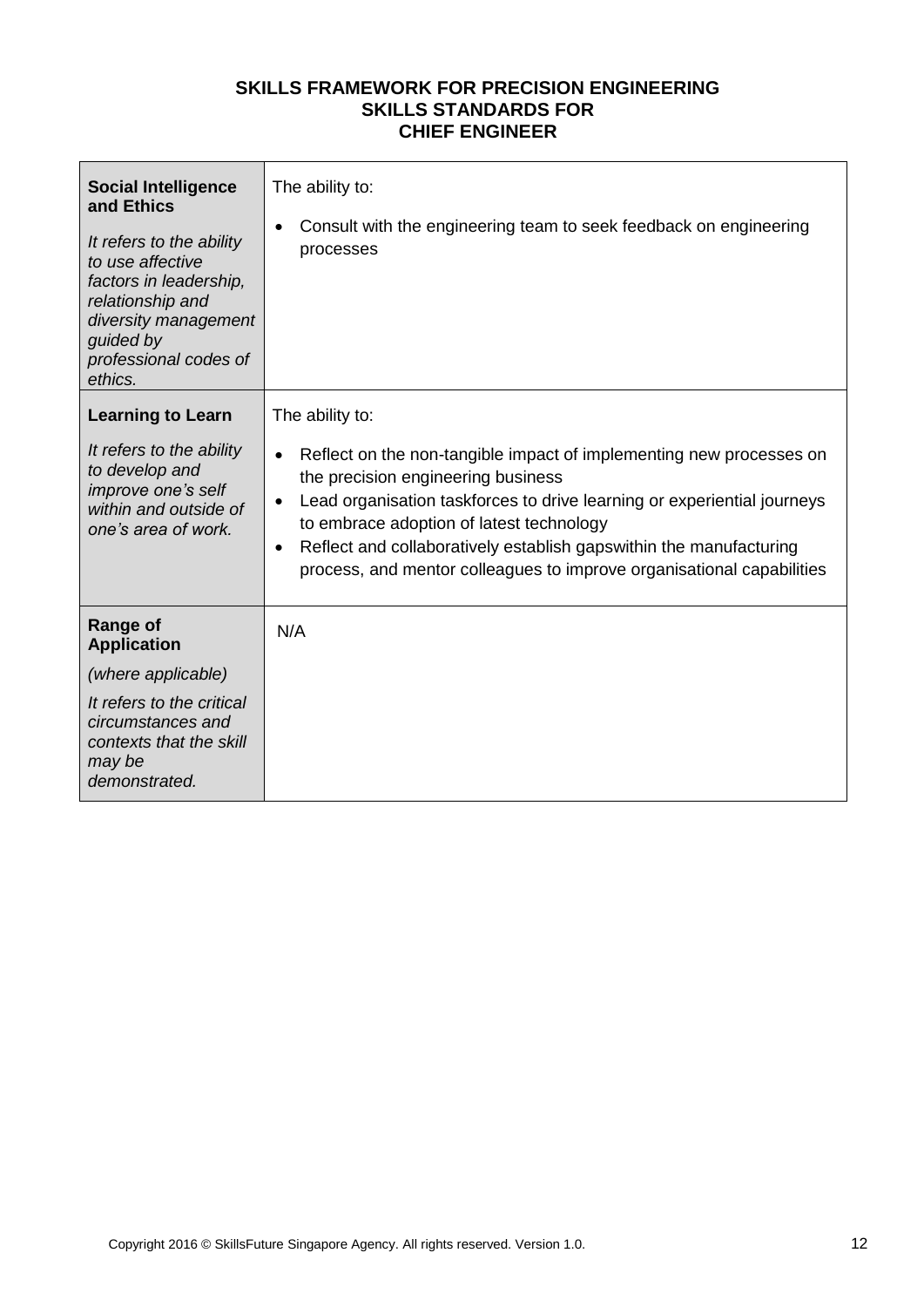**SKILLS FRAMEWORK FOR PRECISION ENGINEERING**
**SKILLS STANDARDS FOR**
**CHIEF ENGINEER**

| | |
|---|---|
| **Social Intelligence and Ethics**<br><br>*It refers to the ability to use affective factors in leadership, relationship and diversity management guided by professional codes of ethics.* | The ability to:<br><br>• Consult with the engineering team to seek feedback on engineering processes |
| **Learning to Learn**<br><br>*It refers to the ability to develop and improve one's self within and outside of one's area of work.* | The ability to:<br><br>• Reflect on the non-tangible impact of implementing new processes on the precision engineering business<br>• Lead organisation taskforces to drive learning or experiential journeys to embrace adoption of latest technology<br>• Reflect and collaboratively establish gapswithin the manufacturing process, and mentor colleagues to improve organisational capabilities |
| **Range of Application**<br><br>*(where applicable)*<br><br>*It refers to the critical circumstances and contexts that the skill may be demonstrated.* | N/A |

Copyright 2016 © SkillsFuture Singapore Agency. All rights reserved. Version 1.0.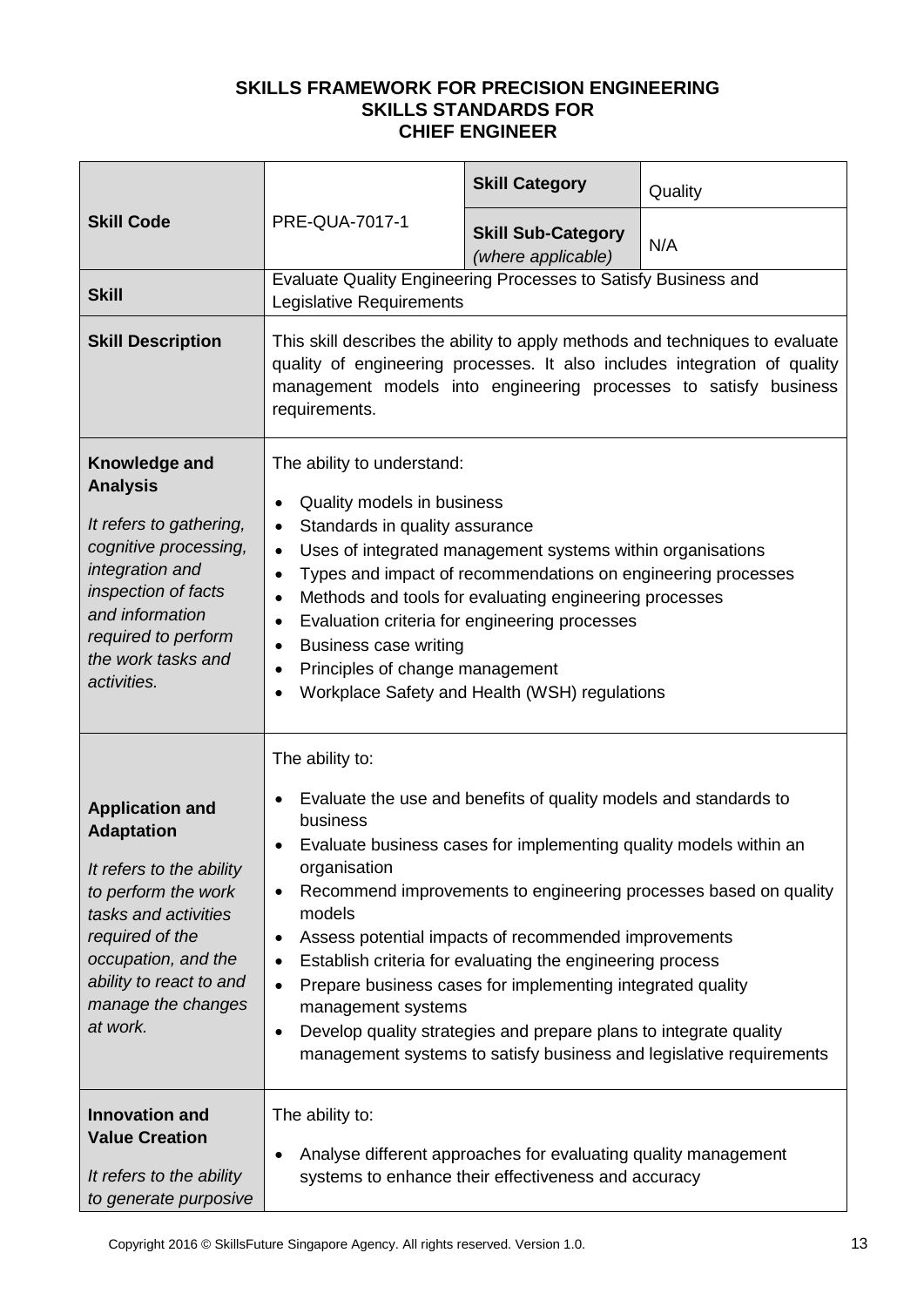**SKILLS FRAMEWORK FOR PRECISION ENGINEERING**
**SKILLS STANDARDS FOR**
**CHIEF ENGINEER**

| | | | |
|---|---|---|---|
| **Skill Code** | PRE-QUA-7017-1 | **Skill Category** | Quality |
| | | **Skill Sub-Category** *(where applicable)* | N/A |
| **Skill** | Evaluate Quality Engineering Processes to Satisfy Business and Legislative Requirements | | |
| **Skill Description** | This skill describes the ability to apply methods and techniques to evaluate quality of engineering processes. It also includes integration of quality management models into engineering processes to satisfy business requirements. | | |
| **Knowledge and Analysis**<br><br>*It refers to gathering, cognitive processing, integration and inspection of facts and information required to perform the work tasks and activities.* | The ability to understand:<br>• Quality models in business<br>• Standards in quality assurance<br>• Uses of integrated management systems within organisations<br>• Types and impact of recommendations on engineering processes<br>• Methods and tools for evaluating engineering processes<br>• Evaluation criteria for engineering processes<br>• Business case writing<br>• Principles of change management<br>• Workplace Safety and Health (WSH) regulations | | |
| **Application and Adaptation**<br><br>*It refers to the ability to perform the work tasks and activities required of the occupation, and the ability to react to and manage the changes at work.* | The ability to:<br>• Evaluate the use and benefits of quality models and standards to business<br>• Evaluate business cases for implementing quality models within an organisation<br>• Recommend improvements to engineering processes based on quality models<br>• Assess potential impacts of recommended improvements<br>• Establish criteria for evaluating the engineering process<br>• Prepare business cases for implementing integrated quality management systems<br>• Develop quality strategies and prepare plans to integrate quality management systems to satisfy business and legislative requirements | | |
| **Innovation and Value Creation**<br><br>*It refers to the ability to generate purposive* | The ability to:<br>• Analyse different approaches for evaluating quality management systems to enhance their effectiveness and accuracy | | |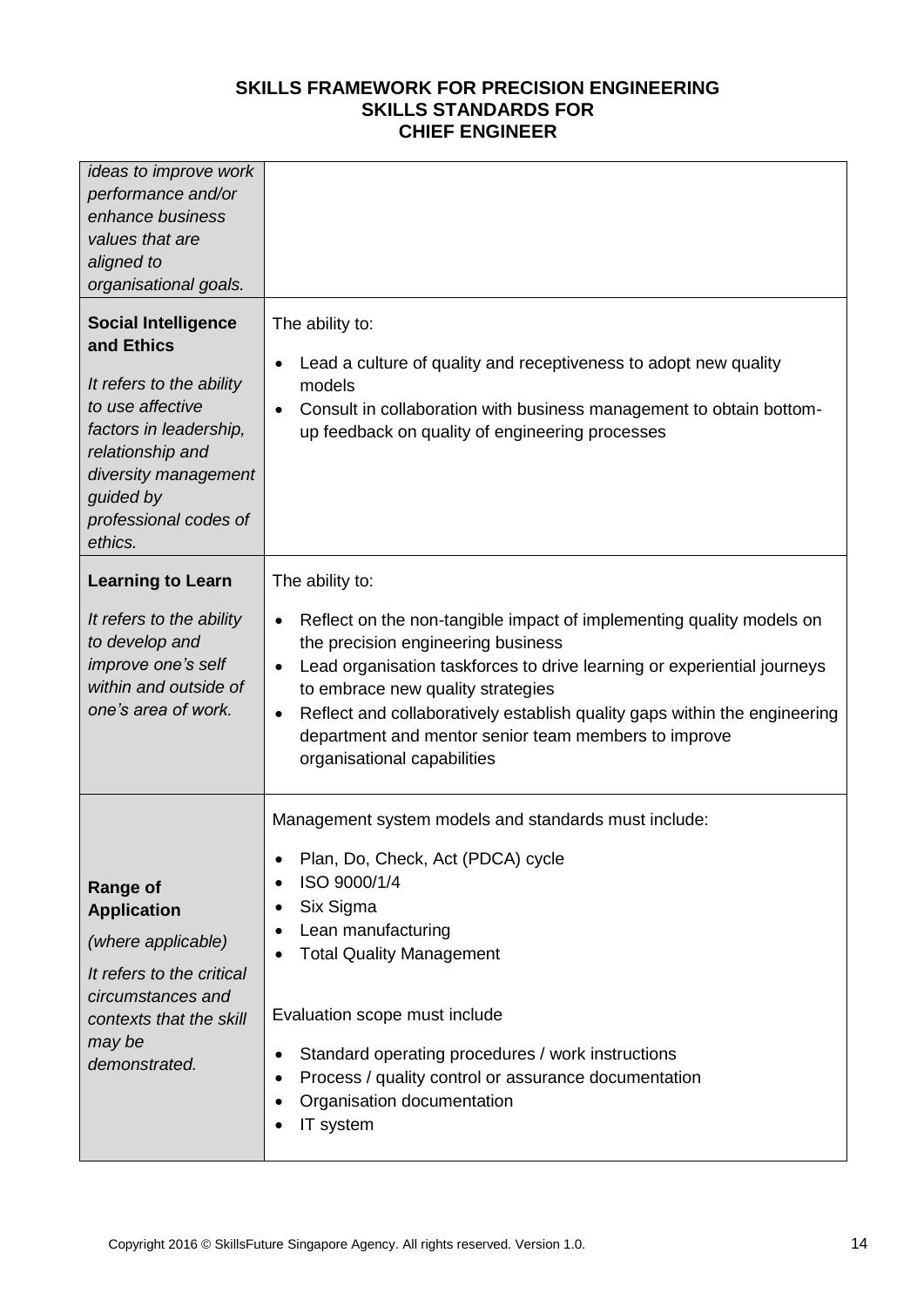| | |
|---|---|
| *ideas to improve work performance and/or enhance business values that are aligned to organisational goals.* | |
| **Social Intelligence and Ethics**<br><br>*It refers to the ability to use affective factors in leadership, relationship and diversity management guided by professional codes of ethics.* | The ability to:<br><br>• Lead a culture of quality and receptiveness to adopt new quality models<br>• Consult in collaboration with business management to obtain bottom-up feedback on quality of engineering processes |
| **Learning to Learn**<br><br>*It refers to the ability to develop and improve one's self within and outside of one's area of work.* | The ability to:<br><br>• Reflect on the non-tangible impact of implementing quality models on the precision engineering business<br>• Lead organisation taskforces to drive learning or experiential journeys to embrace new quality strategies<br>• Reflect and collaboratively establish quality gaps within the engineering department and mentor senior team members to improve organisational capabilities |
| **Range of Application**<br><br>*(where applicable)*<br><br>*It refers to the critical circumstances and contexts that the skill may be demonstrated.* | Management system models and standards must include:<br><br>• Plan, Do, Check, Act (PDCA) cycle<br>• ISO 9000/1/4<br>• Six Sigma<br>• Lean manufacturing<br>• Total Quality Management<br><br>Evaluation scope must include<br><br>• Standard operating procedures / work instructions<br>• Process / quality control or assurance documentation<br>• Organisation documentation<br>• IT system |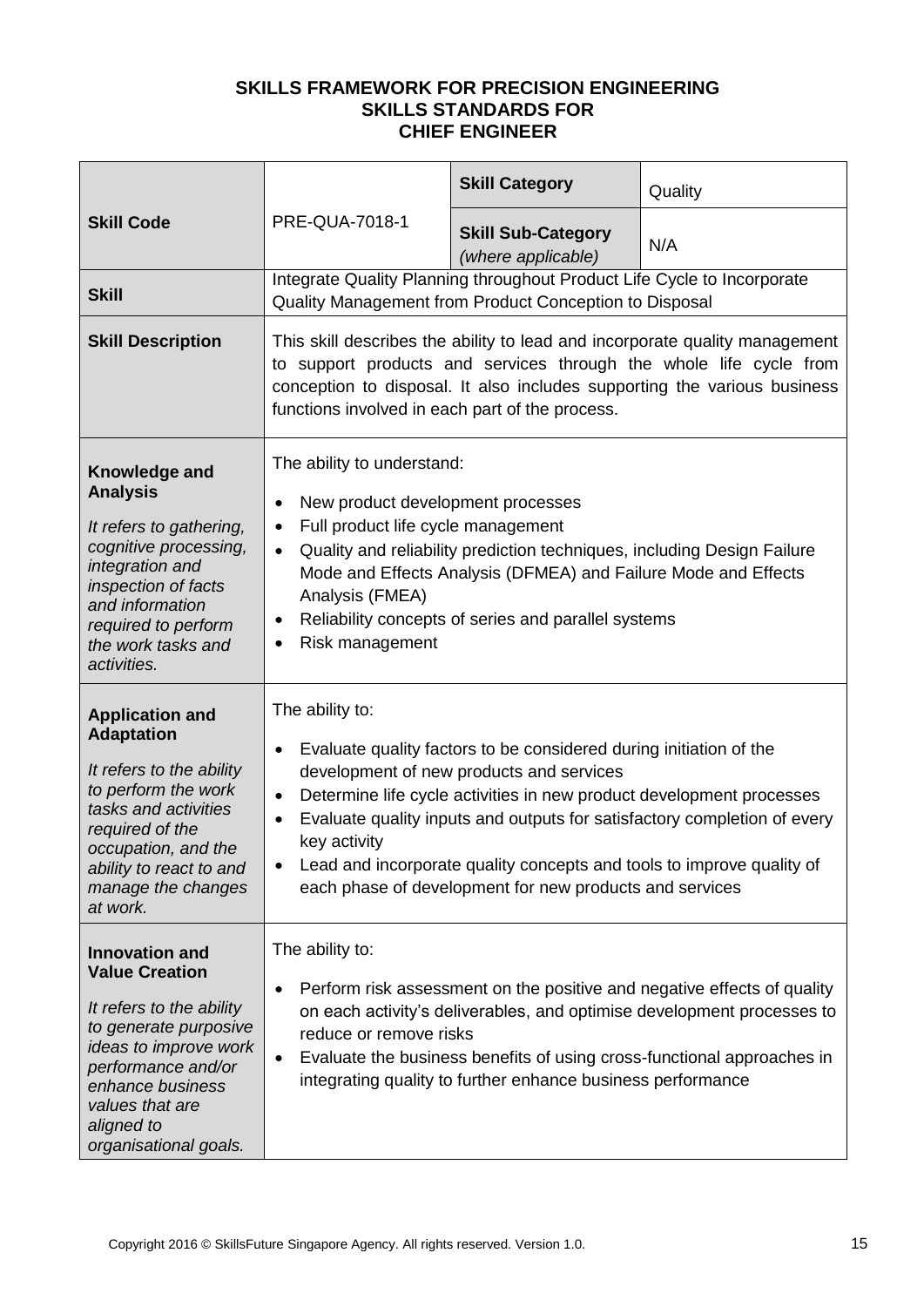**SKILLS FRAMEWORK FOR PRECISION ENGINEERING**
**SKILLS STANDARDS FOR**
**CHIEF ENGINEER**

| **Skill Code** | PRE-QUA-7018-1 | **Skill Category** | Quality |
|---|---|---|---|
| | | **Skill Sub-Category** *(where applicable)* | N/A |
| **Skill** | Integrate Quality Planning throughout Product Life Cycle to Incorporate Quality Management from Product Conception to Disposal | | |
| **Skill Description** | This skill describes the ability to lead and incorporate quality management to support products and services through the whole life cycle from conception to disposal. It also includes supporting the various business functions involved in each part of the process. | | |
| **Knowledge and Analysis**<br><br>*It refers to gathering, cognitive processing, integration and inspection of facts and information required to perform the work tasks and activities.* | The ability to understand:<br><br>• New product development processes<br>• Full product life cycle management<br>• Quality and reliability prediction techniques, including Design Failure Mode and Effects Analysis (DFMEA) and Failure Mode and Effects Analysis (FMEA)<br>• Reliability concepts of series and parallel systems<br>• Risk management | | |
| **Application and Adaptation**<br><br>*It refers to the ability to perform the work tasks and activities required of the occupation, and the ability to react to and manage the changes at work.* | The ability to:<br><br>• Evaluate quality factors to be considered during initiation of the development of new products and services<br>• Determine life cycle activities in new product development processes<br>• Evaluate quality inputs and outputs for satisfactory completion of every key activity<br>• Lead and incorporate quality concepts and tools to improve quality of each phase of development for new products and services | | |
| **Innovation and Value Creation**<br><br>*It refers to the ability to generate purposive ideas to improve work performance and/or enhance business values that are aligned to organisational goals.* | The ability to:<br><br>• Perform risk assessment on the positive and negative effects of quality on each activity's deliverables, and optimise development processes to reduce or remove risks<br>• Evaluate the business benefits of using cross-functional approaches in integrating quality to further enhance business performance | | |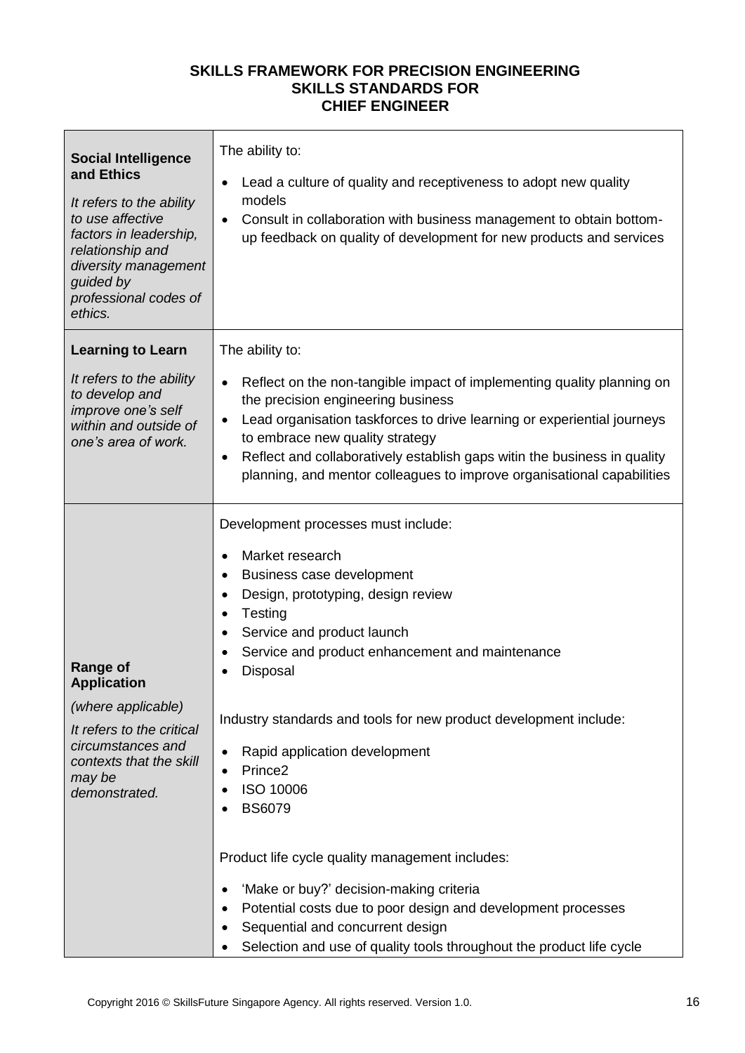**SKILLS FRAMEWORK FOR PRECISION ENGINEERING**
**SKILLS STANDARDS FOR**
**CHIEF ENGINEER**

| | |
|---|---|
| **Social Intelligence and Ethics**<br><br>*It refers to the ability to use affective factors in leadership, relationship and diversity management guided by professional codes of ethics.* | The ability to:<br><br>• Lead a culture of quality and receptiveness to adopt new quality models<br>• Consult in collaboration with business management to obtain bottom-up feedback on quality of development for new products and services |
| **Learning to Learn**<br><br>*It refers to the ability to develop and improve one's self within and outside of one's area of work.* | The ability to:<br><br>• Reflect on the non-tangible impact of implementing quality planning on the precision engineering business<br>• Lead organisation taskforces to drive learning or experiential journeys to embrace new quality strategy<br>• Reflect and collaboratively establish gaps witin the business in quality planning, and mentor colleagues to improve organisational capabilities |
| **Range of Application**<br><br>*(where applicable)*<br><br>*It refers to the critical circumstances and contexts that the skill may be demonstrated.* | Development processes must include:<br><br>• Market research<br>• Business case development<br>• Design, prototyping, design review<br>• Testing<br>• Service and product launch<br>• Service and product enhancement and maintenance<br>• Disposal<br><br>Industry standards and tools for new product development include:<br><br>• Rapid application development<br>• Prince2<br>• ISO 10006<br>• BS6079<br><br>Product life cycle quality management includes:<br><br>• 'Make or buy?' decision-making criteria<br>• Potential costs due to poor design and development processes<br>• Sequential and concurrent design<br>• Selection and use of quality tools throughout the product life cycle |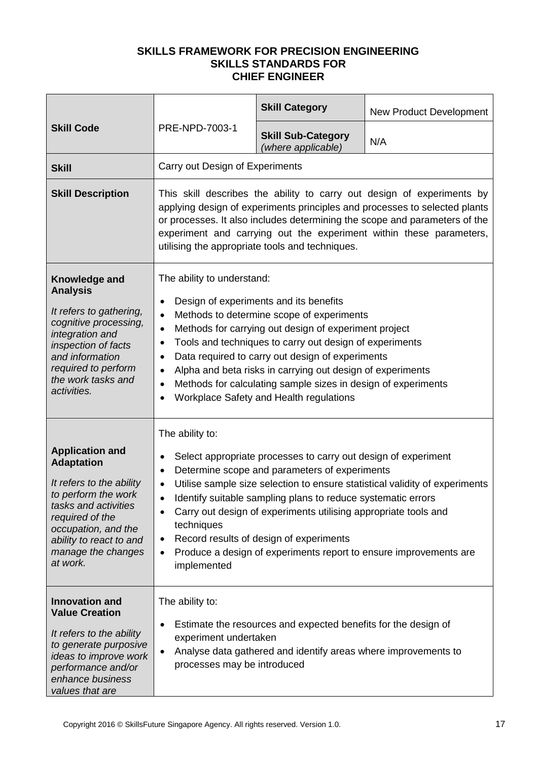**SKILLS FRAMEWORK FOR PRECISION ENGINEERING**
**SKILLS STANDARDS FOR**
**CHIEF ENGINEER**

| **Skill Code** | PRE-NPD-7003-1 | **Skill Category** | New Product Development |
|---|---|---|---|
| | | **Skill Sub-Category** *(where applicable)* | N/A |
| **Skill** | Carry out Design of Experiments | | |
| **Skill Description** | This skill describes the ability to carry out design of experiments by applying design of experiments principles and processes to selected plants or processes. It also includes determining the scope and parameters of the experiment and carrying out the experiment within these parameters, utilising the appropriate tools and techniques. | | |
| **Knowledge and Analysis**<br>*It refers to gathering, cognitive processing, integration and inspection of facts and information required to perform the work tasks and activities.* | The ability to understand:<br>• Design of experiments and its benefits<br>• Methods to determine scope of experiments<br>• Methods for carrying out design of experiment project<br>• Tools and techniques to carry out design of experiments<br>• Data required to carry out design of experiments<br>• Alpha and beta risks in carrying out design of experiments<br>• Methods for calculating sample sizes in design of experiments<br>• Workplace Safety and Health regulations | | |
| **Application and Adaptation**<br>*It refers to the ability to perform the work tasks and activities required of the occupation, and the ability to react to and manage the changes at work.* | The ability to:<br>• Select appropriate processes to carry out design of experiment<br>• Determine scope and parameters of experiments<br>• Utilise sample size selection to ensure statistical validity of experiments<br>• Identify suitable sampling plans to reduce systematic errors<br>• Carry out design of experiments utilising appropriate tools and techniques<br>• Record results of design of experiments<br>• Produce a design of experiments report to ensure improvements are implemented | | |
| **Innovation and Value Creation**<br>*It refers to the ability to generate purposive ideas to improve work performance and/or enhance business values that are* | The ability to:<br>• Estimate the resources and expected benefits for the design of experiment undertaken<br>• Analyse data gathered and identify areas where improvements to processes may be introduced | | |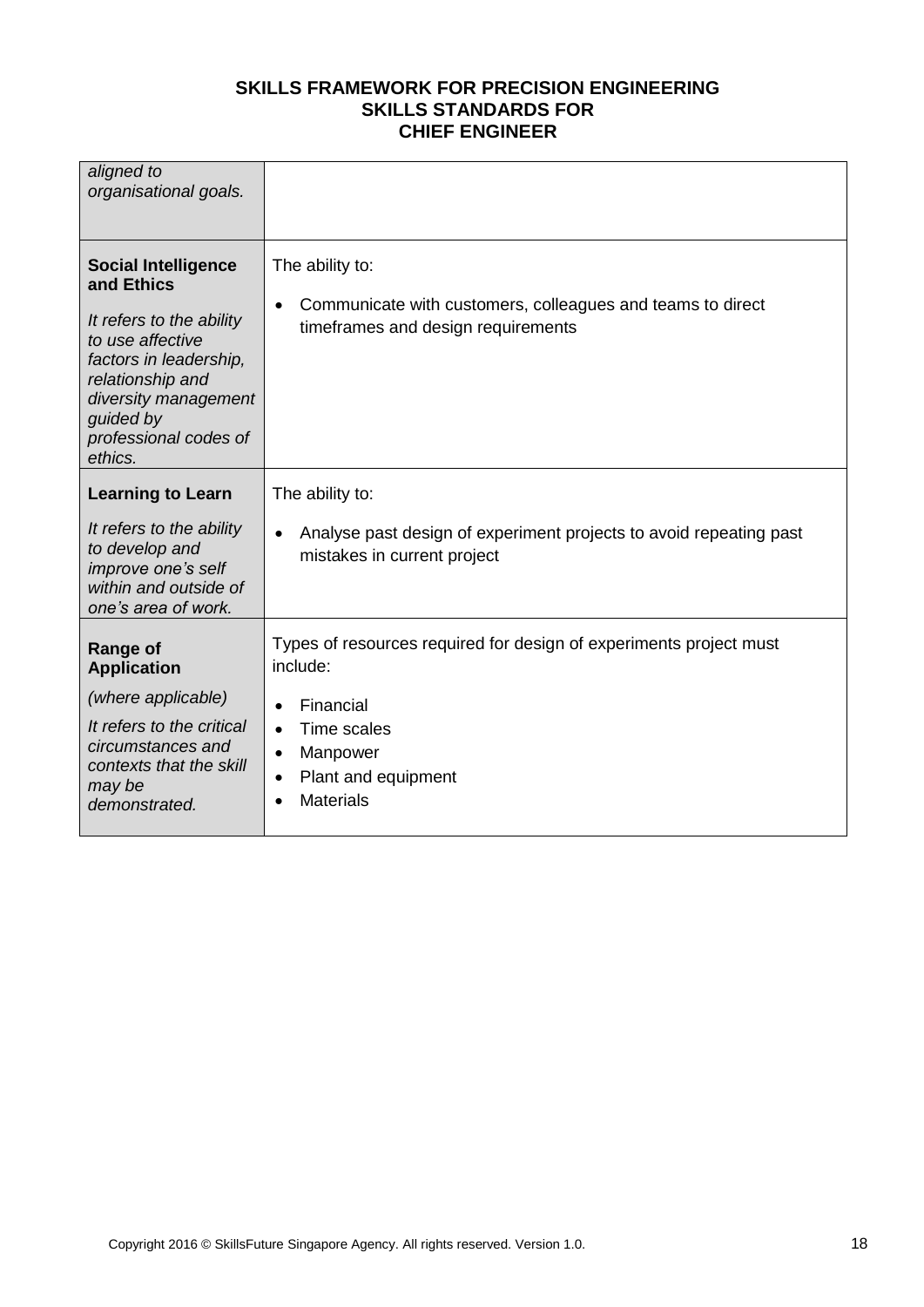**SKILLS FRAMEWORK FOR PRECISION ENGINEERING**
**SKILLS STANDARDS FOR**
**CHIEF ENGINEER**

| | |
|---|---|
| *aligned to organisational goals.* | |
| **Social Intelligence and Ethics**<br><br>*It refers to the ability to use affective factors in leadership, relationship and diversity management guided by professional codes of ethics.* | The ability to:<br><br>• Communicate with customers, colleagues and teams to direct timeframes and design requirements |
| **Learning to Learn**<br><br>*It refers to the ability to develop and improve one's self within and outside of one's area of work.* | The ability to:<br><br>• Analyse past design of experiment projects to avoid repeating past mistakes in current project |
| **Range of Application**<br><br>*(where applicable)*<br><br>*It refers to the critical circumstances and contexts that the skill may be demonstrated.* | Types of resources required for design of experiments project must include:<br><br>• Financial<br>• Time scales<br>• Manpower<br>• Plant and equipment<br>• Materials |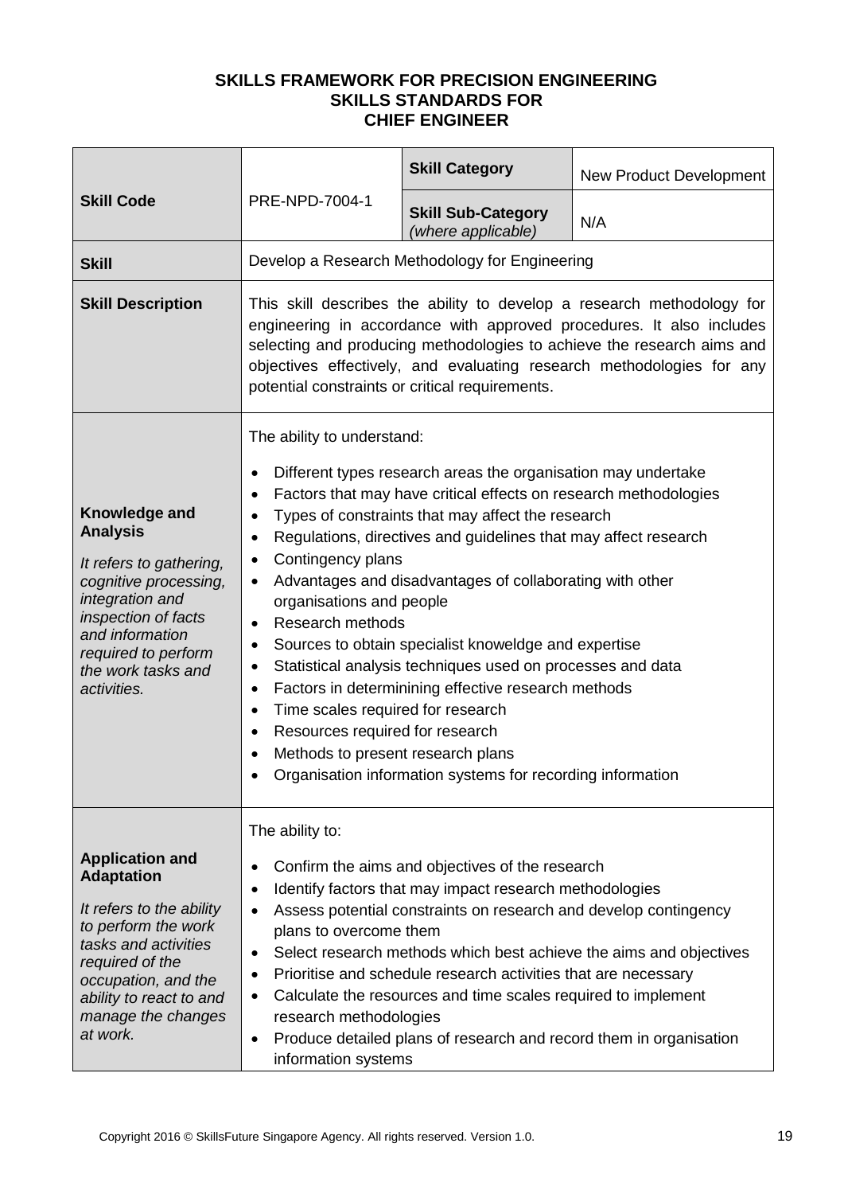**SKILLS FRAMEWORK FOR PRECISION ENGINEERING**
**SKILLS STANDARDS FOR**
**CHIEF ENGINEER**

| | | | |
|---|---|---|---|
| **Skill Code** | PRE-NPD-7004-1 | **Skill Category** | New Product Development |
| | | **Skill Sub-Category** *(where applicable)* | N/A |
| **Skill** | Develop a Research Methodology for Engineering | | |
| **Skill Description** | This skill describes the ability to develop a research methodology for engineering in accordance with approved procedures. It also includes selecting and producing methodologies to achieve the research aims and objectives effectively, and evaluating research methodologies for any potential constraints or critical requirements. | | |
| **Knowledge and Analysis**<br><br>*It refers to gathering, cognitive processing, integration and inspection of facts and information required to perform the work tasks and activities.* | The ability to understand:<br><br>• Different types research areas the organisation may undertake<br>• Factors that may have critical effects on research methodologies<br>• Types of constraints that may affect the research<br>• Regulations, directives and guidelines that may affect research<br>• Contingency plans<br>• Advantages and disadvantages of collaborating with other organisations and people<br>• Research methods<br>• Sources to obtain specialist knoweldge and expertise<br>• Statistical analysis techniques used on processes and data<br>• Factors in determinining effective research methods<br>• Time scales required for research<br>• Resources required for research<br>• Methods to present research plans<br>• Organisation information systems for recording information | | |
| **Application and Adaptation**<br><br>*It refers to the ability to perform the work tasks and activities required of the occupation, and the ability to react to and manage the changes at work.* | The ability to:<br><br>• Confirm the aims and objectives of the research<br>• Identify factors that may impact research methodologies<br>• Assess potential constraints on research and develop contingency plans to overcome them<br>• Select research methods which best achieve the aims and objectives<br>• Prioritise and schedule research activities that are necessary<br>• Calculate the resources and time scales required to implement research methodologies<br>• Produce detailed plans of research and record them in organisation information systems | | |

Copyright 2016 © SkillsFuture Singapore Agency. All rights reserved. Version 1.0.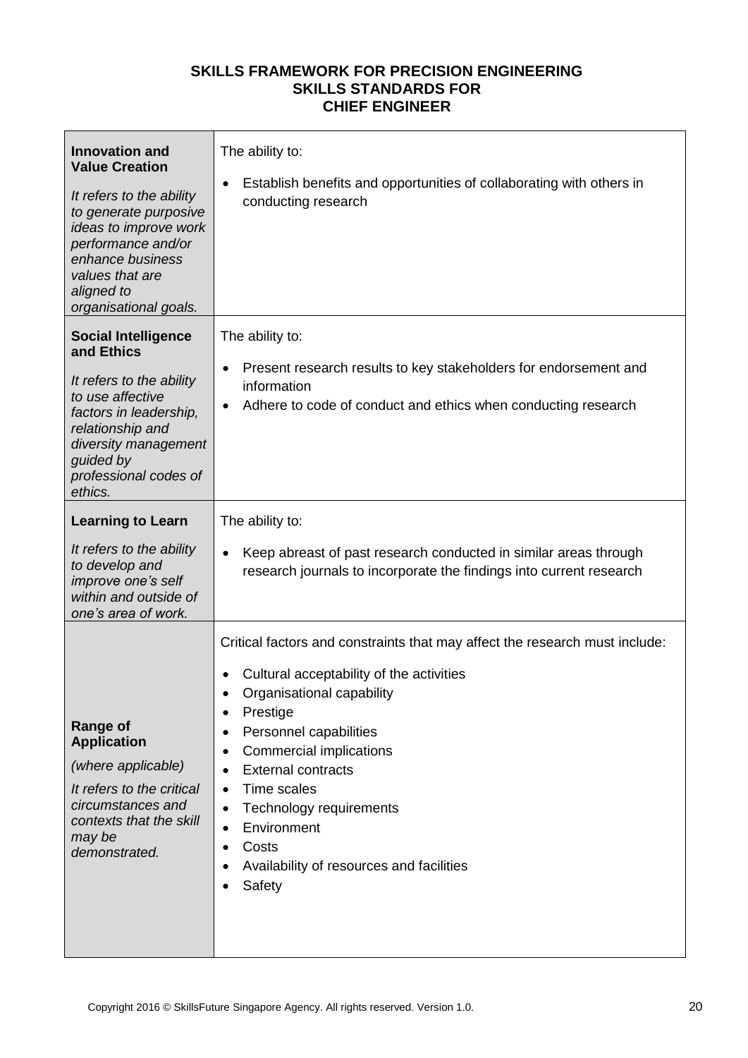**SKILLS FRAMEWORK FOR PRECISION ENGINEERING**
**SKILLS STANDARDS FOR**
**CHIEF ENGINEER**

| | |
|---|---|
| **Innovation and Value Creation**<br><br>*It refers to the ability to generate purposive ideas to improve work performance and/or enhance business values that are aligned to organisational goals.* | The ability to:<br><br>• Establish benefits and opportunities of collaborating with others in conducting research |
| **Social Intelligence and Ethics**<br><br>*It refers to the ability to use affective factors in leadership, relationship and diversity management guided by professional codes of ethics.* | The ability to:<br><br>• Present research results to key stakeholders for endorsement and information<br>• Adhere to code of conduct and ethics when conducting research |
| **Learning to Learn**<br><br>*It refers to the ability to develop and improve one's self within and outside of one's area of work.* | The ability to:<br><br>• Keep abreast of past research conducted in similar areas through research journals to incorporate the findings into current research |
| **Range of Application**<br><br>*(where applicable)*<br><br>*It refers to the critical circumstances and contexts that the skill may be demonstrated.* | Critical factors and constraints that may affect the research must include:<br><br>• Cultural acceptability of the activities<br>• Organisational capability<br>• Prestige<br>• Personnel capabilities<br>• Commercial implications<br>• External contracts<br>• Time scales<br>• Technology requirements<br>• Environment<br>• Costs<br>• Availability of resources and facilities<br>• Safety |

Copyright 2016 © SkillsFuture Singapore Agency. All rights reserved. Version 1.0.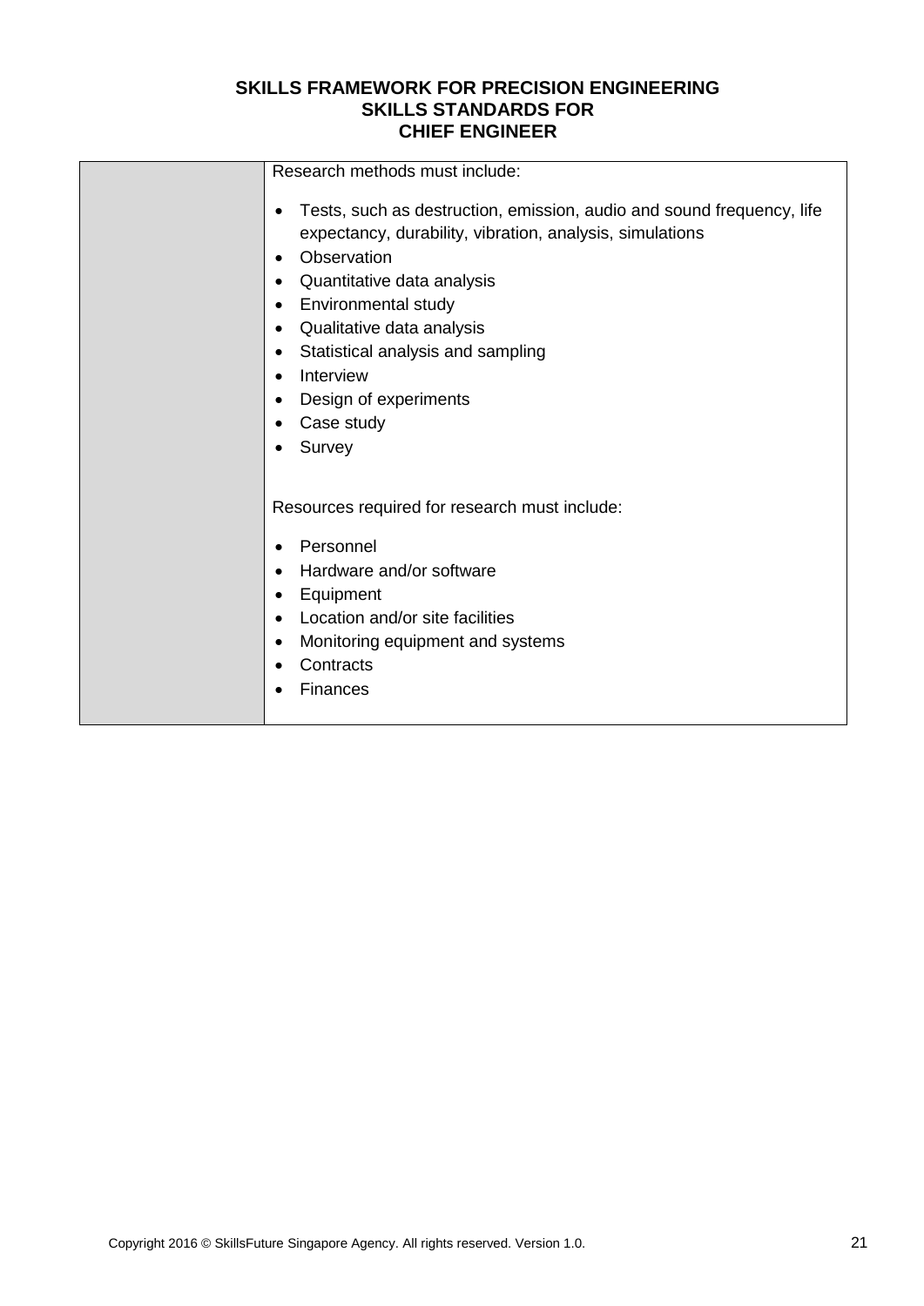# SKILLS FRAMEWORK FOR PRECISION ENGINEERING
## SKILLS STANDARDS FOR
## CHIEF ENGINEER

| | |
|---|---|
| | Research methods must include:<br><br>• Tests, such as destruction, emission, audio and sound frequency, life expectancy, durability, vibration, analysis, simulations<br>• Observation<br>• Quantitative data analysis<br>• Environmental study<br>• Qualitative data analysis<br>• Statistical analysis and sampling<br>• Interview<br>• Design of experiments<br>• Case study<br>• Survey<br><br>Resources required for research must include:<br><br>• Personnel<br>• Hardware and/or software<br>• Equipment<br>• Location and/or site facilities<br>• Monitoring equipment and systems<br>• Contracts<br>• Finances |

Copyright 2016 © SkillsFuture Singapore Agency. All rights reserved. Version 1.0.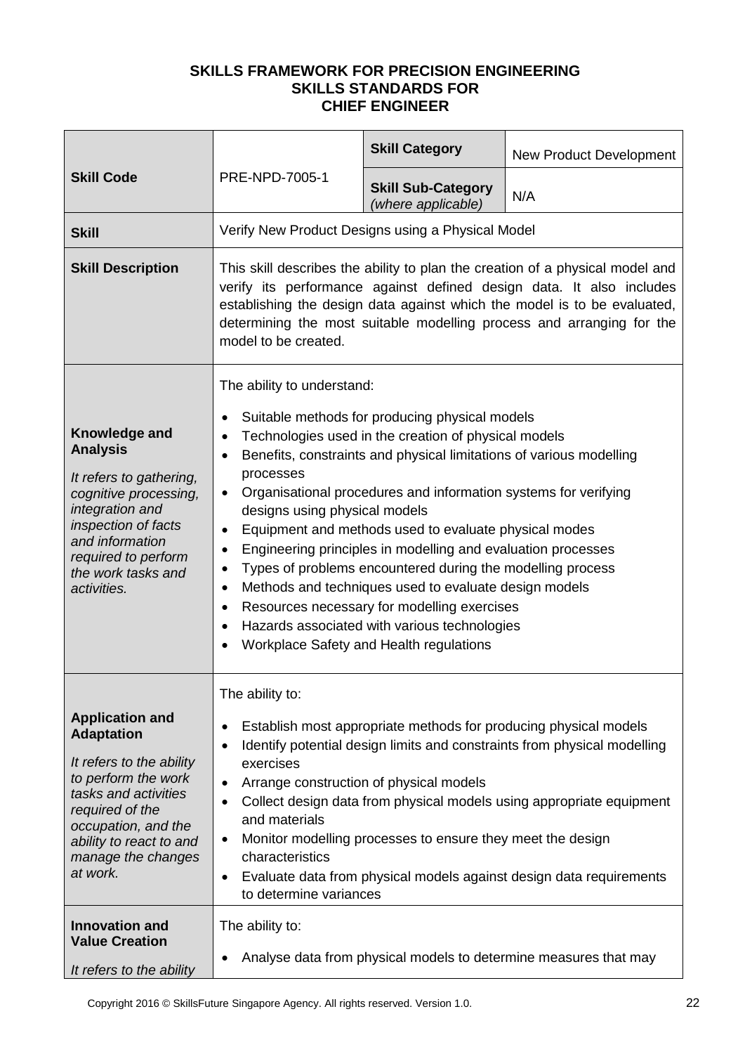**SKILLS FRAMEWORK FOR PRECISION ENGINEERING**
**SKILLS STANDARDS FOR**
**CHIEF ENGINEER**

| | | | |
|---|---|---|---|
| **Skill Code** | PRE-NPD-7005-1 | **Skill Category** | New Product Development |
| | | **Skill Sub-Category** *(where applicable)* | N/A |
| **Skill** | Verify New Product Designs using a Physical Model | | |
| **Skill Description** | This skill describes the ability to plan the creation of a physical model and verify its performance against defined design data. It also includes establishing the design data against which the model is to be evaluated, determining the most suitable modelling process and arranging for the model to be created. | | |
| **Knowledge and Analysis** *It refers to gathering, cognitive processing, integration and inspection of facts and information required to perform the work tasks and activities.* | The ability to understand: • Suitable methods for producing physical models • Technologies used in the creation of physical models • Benefits, constraints and physical limitations of various modelling processes • Organisational procedures and information systems for verifying designs using physical models • Equipment and methods used to evaluate physical modes • Engineering principles in modelling and evaluation processes • Types of problems encountered during the modelling process • Methods and techniques used to evaluate design models • Resources necessary for modelling exercises • Hazards associated with various technologies • Workplace Safety and Health regulations | | |
| **Application and Adaptation** *It refers to the ability to perform the work tasks and activities required of the occupation, and the ability to react to and manage the changes at work.* | The ability to: • Establish most appropriate methods for producing physical models • Identify potential design limits and constraints from physical modelling exercises • Arrange construction of physical models • Collect design data from physical models using appropriate equipment and materials • Monitor modelling processes to ensure they meet the design characteristics • Evaluate data from physical models against design data requirements to determine variances | | |
| **Innovation and Value Creation** *It refers to the ability* | The ability to: • Analyse data from physical models to determine measures that may | | |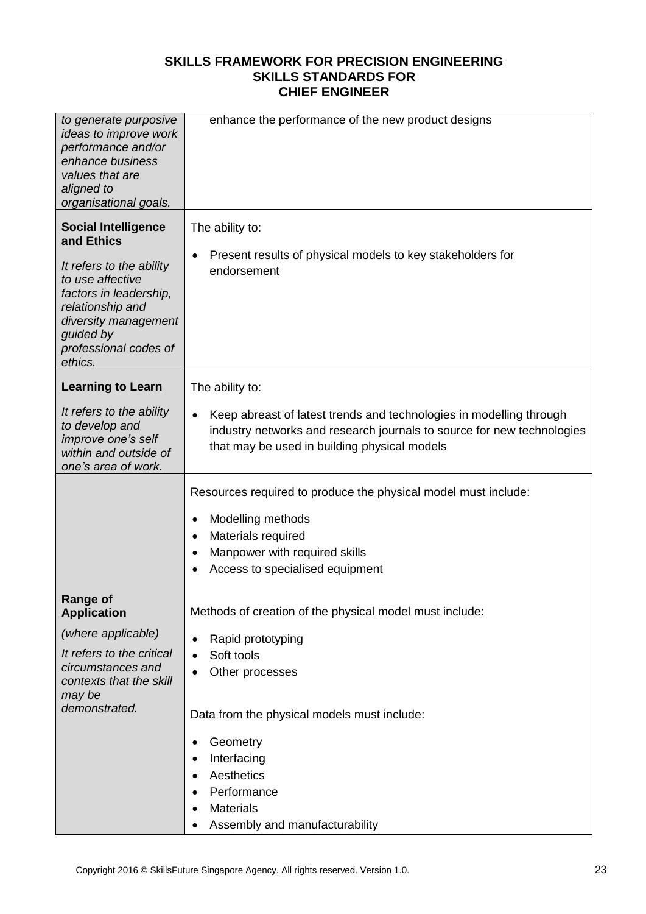| | |
|---|---|
| *to generate purposive ideas to improve work performance and/or enhance business values that are aligned to organisational goals.* | enhance the performance of the new product designs |
| **Social Intelligence and Ethics**<br><br>*It refers to the ability to use affective factors in leadership, relationship and diversity management guided by professional codes of ethics.* | The ability to:<br><br>• Present results of physical models to key stakeholders for endorsement |
| **Learning to Learn**<br><br>*It refers to the ability to develop and improve one's self within and outside of one's area of work.* | The ability to:<br><br>• Keep abreast of latest trends and technologies in modelling through industry networks and research journals to source for new technologies that may be used in building physical models |
| **Range of Application**<br><br>*(where applicable)*<br><br>*It refers to the critical circumstances and contexts that the skill may be demonstrated.* | Resources required to produce the physical model must include:<br><br>• Modelling methods<br>• Materials required<br>• Manpower with required skills<br>• Access to specialised equipment<br><br>Methods of creation of the physical model must include:<br><br>• Rapid prototyping<br>• Soft tools<br>• Other processes<br><br>Data from the physical models must include:<br><br>• Geometry<br>• Interfacing<br>• Aesthetics<br>• Performance<br>• Materials<br>• Assembly and manufacturability |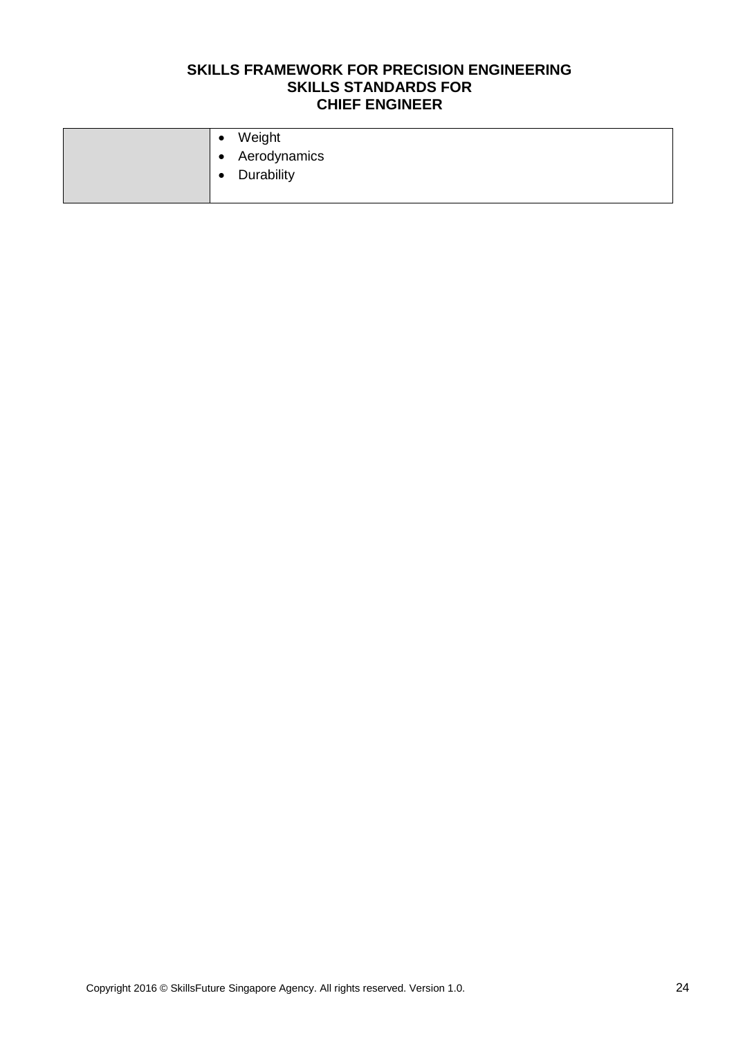| | |
|---|---|
| | • Weight<br>• Aerodynamics<br>• Durability |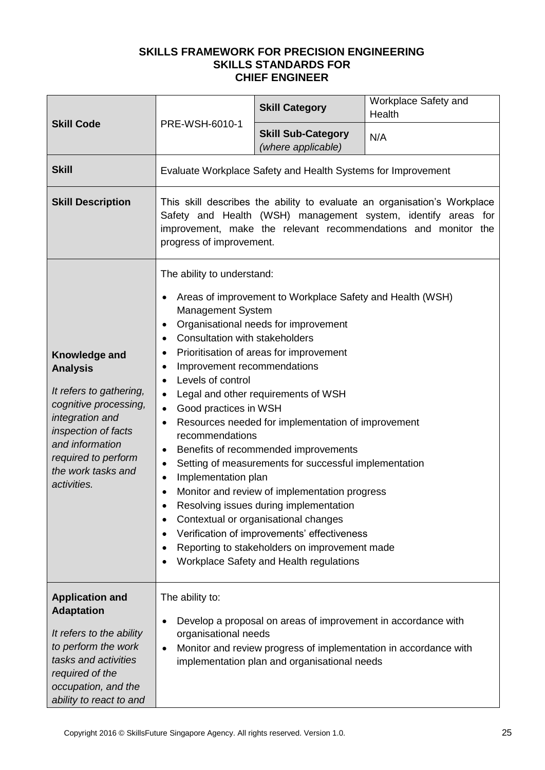**SKILLS FRAMEWORK FOR PRECISION ENGINEERING**
**SKILLS STANDARDS FOR**
**CHIEF ENGINEER**

| **Skill Code** | PRE-WSH-6010-1 | **Skill Category** | Workplace Safety and Health |
|---|---|---|---|
| | | **Skill Sub-Category** *(where applicable)* | N/A |
| **Skill** | Evaluate Workplace Safety and Health Systems for Improvement | | |
| **Skill Description** | This skill describes the ability to evaluate an organisation's Workplace Safety and Health (WSH) management system, identify areas for improvement, make the relevant recommendations and monitor the progress of improvement. | | |
| **Knowledge and Analysis**<br><br>*It refers to gathering, cognitive processing, integration and inspection of facts and information required to perform the work tasks and activities.* | The ability to understand:<br><br>• Areas of improvement to Workplace Safety and Health (WSH) Management System<br>• Organisational needs for improvement<br>• Consultation with stakeholders<br>• Prioritisation of areas for improvement<br>• Improvement recommendations<br>• Levels of control<br>• Legal and other requirements of WSH<br>• Good practices in WSH<br>• Resources needed for implementation of improvement recommendations<br>• Benefits of recommended improvements<br>• Setting of measurements for successful implementation<br>• Implementation plan<br>• Monitor and review of implementation progress<br>• Resolving issues during implementation<br>• Contextual or organisational changes<br>• Verification of improvements' effectiveness<br>• Reporting to stakeholders on improvement made<br>• Workplace Safety and Health regulations | | |
| **Application and Adaptation**<br><br>*It refers to the ability to perform the work tasks and activities required of the occupation, and the ability to react to and* | The ability to:<br><br>• Develop a proposal on areas of improvement in accordance with organisational needs<br>• Monitor and review progress of implementation in accordance with implementation plan and organisational needs | | |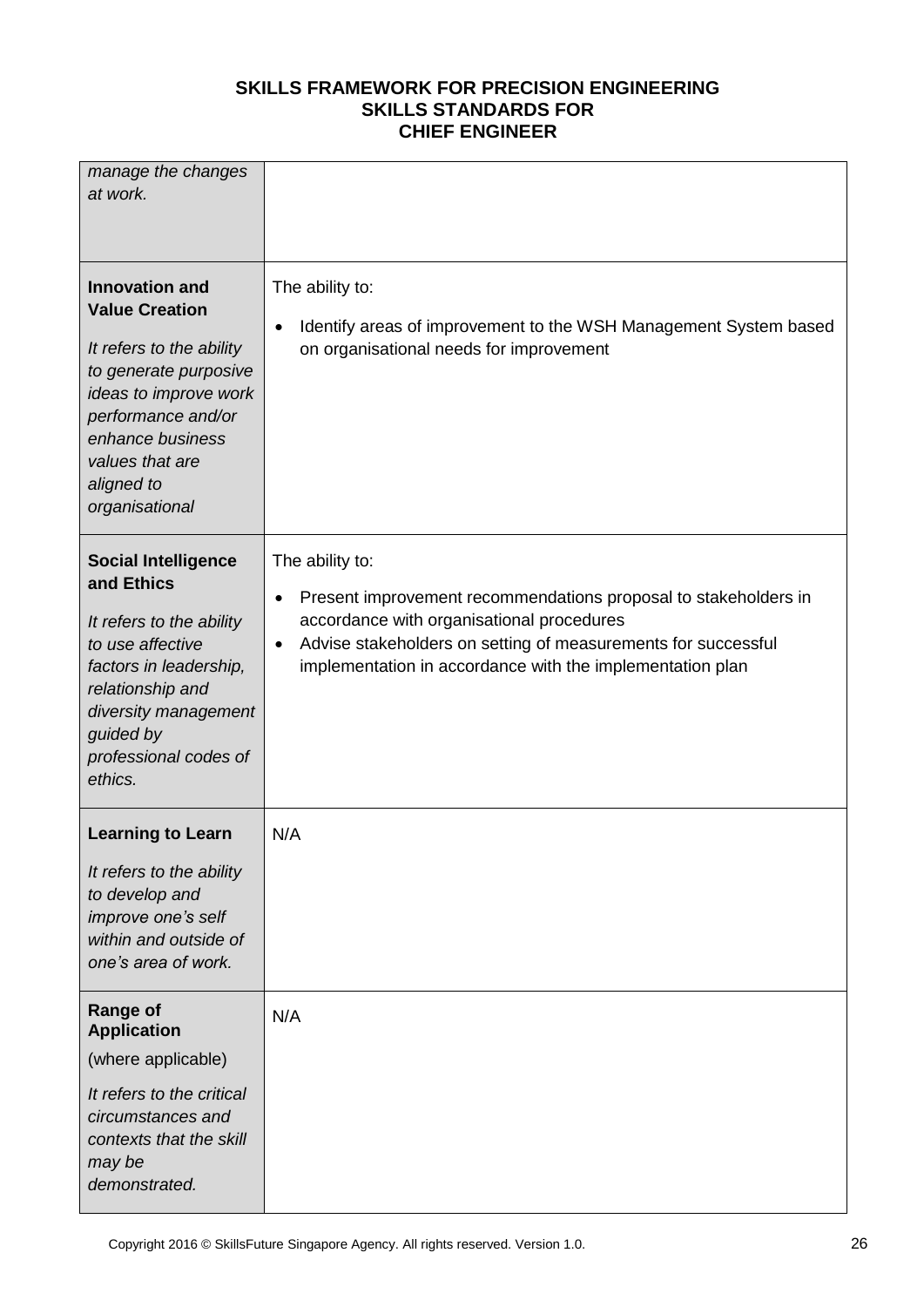| | |
|---|---|
| *manage the changes at work.* | |
| **Innovation and Value Creation**<br><br>*It refers to the ability to generate purposive ideas to improve work performance and/or enhance business values that are aligned to organisational* | The ability to:<br><br>• Identify areas of improvement to the WSH Management System based on organisational needs for improvement |
| **Social Intelligence and Ethics**<br><br>*It refers to the ability to use affective factors in leadership, relationship and diversity management guided by professional codes of ethics.* | The ability to:<br><br>• Present improvement recommendations proposal to stakeholders in accordance with organisational procedures<br>• Advise stakeholders on setting of measurements for successful implementation in accordance with the implementation plan |
| **Learning to Learn**<br><br>*It refers to the ability to develop and improve one's self within and outside of one's area of work.* | N/A |
| **Range of Application**<br><br>(where applicable)<br><br>*It refers to the critical circumstances and contexts that the skill may be demonstrated.* | N/A |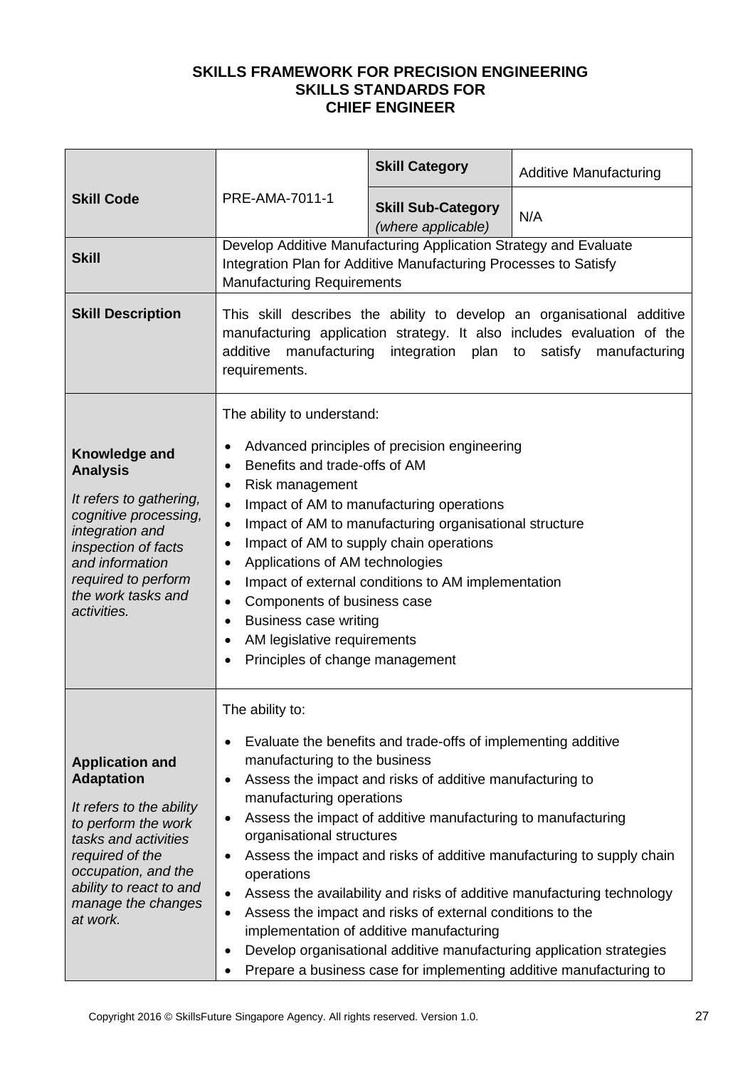**SKILLS FRAMEWORK FOR PRECISION ENGINEERING**
**SKILLS STANDARDS FOR**
**CHIEF ENGINEER**

| **Skill Code** | PRE-AMA-7011-1 | **Skill Category** | Additive Manufacturing |
|---|---|---|---|
| | | **Skill Sub-Category** *(where applicable)* | N/A |
| **Skill** | Develop Additive Manufacturing Application Strategy and Evaluate Integration Plan for Additive Manufacturing Processes to Satisfy Manufacturing Requirements | | |
| **Skill Description** | This skill describes the ability to develop an organisational additive manufacturing application strategy. It also includes evaluation of the additive manufacturing integration plan to satisfy manufacturing requirements. | | |
| **Knowledge and Analysis**<br><br>*It refers to gathering, cognitive processing, integration and inspection of facts and information required to perform the work tasks and activities.* | The ability to understand:<br><br>• Advanced principles of precision engineering<br>• Benefits and trade-offs of AM<br>• Risk management<br>• Impact of AM to manufacturing operations<br>• Impact of AM to manufacturing organisational structure<br>• Impact of AM to supply chain operations<br>• Applications of AM technologies<br>• Impact of external conditions to AM implementation<br>• Components of business case<br>• Business case writing<br>• AM legislative requirements<br>• Principles of change management | | |
| **Application and Adaptation**<br><br>*It refers to the ability to perform the work tasks and activities required of the occupation, and the ability to react to and manage the changes at work.* | The ability to:<br><br>• Evaluate the benefits and trade-offs of implementing additive manufacturing to the business<br>• Assess the impact and risks of additive manufacturing to manufacturing operations<br>• Assess the impact of additive manufacturing to manufacturing organisational structures<br>• Assess the impact and risks of additive manufacturing to supply chain operations<br>• Assess the availability and risks of additive manufacturing technology<br>• Assess the impact and risks of external conditions to the implementation of additive manufacturing<br>• Develop organisational additive manufacturing application strategies<br>• Prepare a business case for implementing additive manufacturing to | | |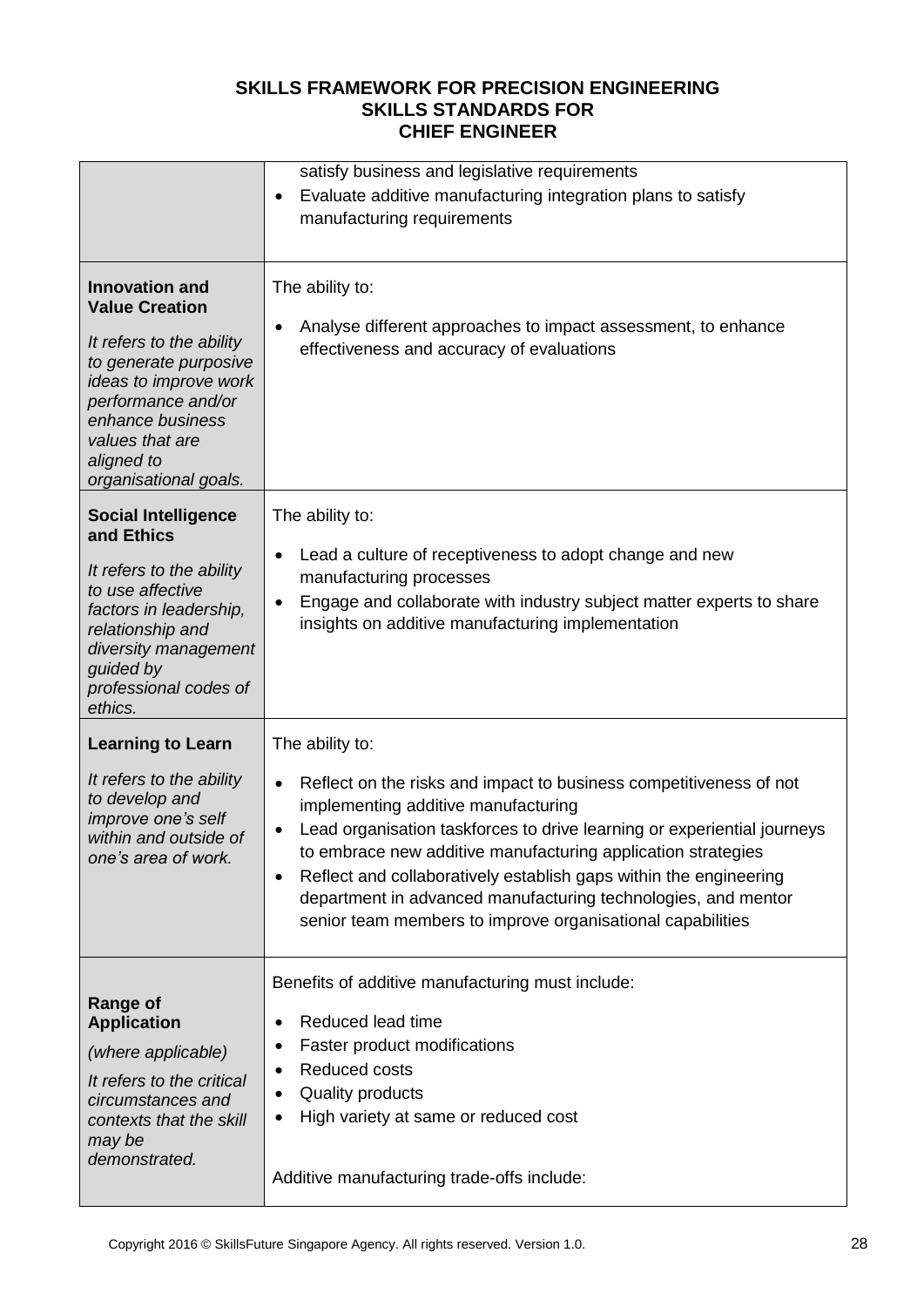| | |
|---|---|
| | satisfy business and legislative requirements<br>• Evaluate additive manufacturing integration plans to satisfy manufacturing requirements |
| **Innovation and Value Creation**<br><br>*It refers to the ability to generate purposive ideas to improve work performance and/or enhance business values that are aligned to organisational goals.* | The ability to:<br><br>• Analyse different approaches to impact assessment, to enhance effectiveness and accuracy of evaluations |
| **Social Intelligence and Ethics**<br><br>*It refers to the ability to use affective factors in leadership, relationship and diversity management guided by professional codes of ethics.* | The ability to:<br><br>• Lead a culture of receptiveness to adopt change and new manufacturing processes<br>• Engage and collaborate with industry subject matter experts to share insights on additive manufacturing implementation |
| **Learning to Learn**<br><br>*It refers to the ability to develop and improve one's self within and outside of one's area of work.* | The ability to:<br><br>• Reflect on the risks and impact to business competitiveness of not implementing additive manufacturing<br>• Lead organisation taskforces to drive learning or experiential journeys to embrace new additive manufacturing application strategies<br>• Reflect and collaboratively establish gaps within the engineering department in advanced manufacturing technologies, and mentor senior team members to improve organisational capabilities |
| **Range of Application**<br><br>*(where applicable)*<br><br>*It refers to the critical circumstances and contexts that the skill may be demonstrated.* | Benefits of additive manufacturing must include:<br><br>• Reduced lead time<br>• Faster product modifications<br>• Reduced costs<br>• Quality products<br>• High variety at same or reduced cost<br><br>Additive manufacturing trade-offs include: |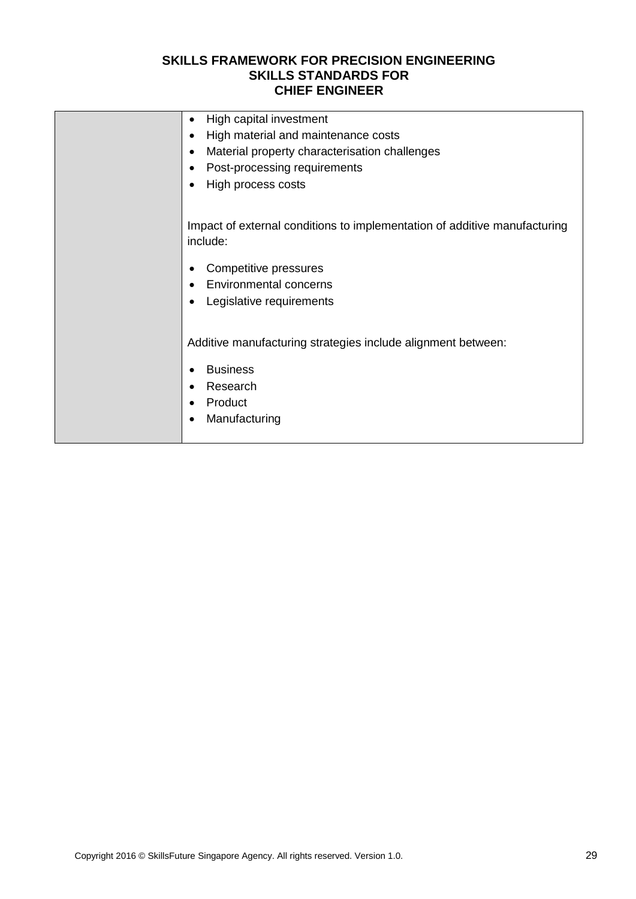| | • High capital investment<br>• High material and maintenance costs<br>• Material property characterisation challenges<br>• Post-processing requirements<br>• High process costs<br><br>Impact of external conditions to implementation of additive manufacturing include:<br><br>• Competitive pressures<br>• Environmental concerns<br>• Legislative requirements<br><br>Additive manufacturing strategies include alignment between:<br><br>• Business<br>• Research<br>• Product<br>• Manufacturing |
|---|---|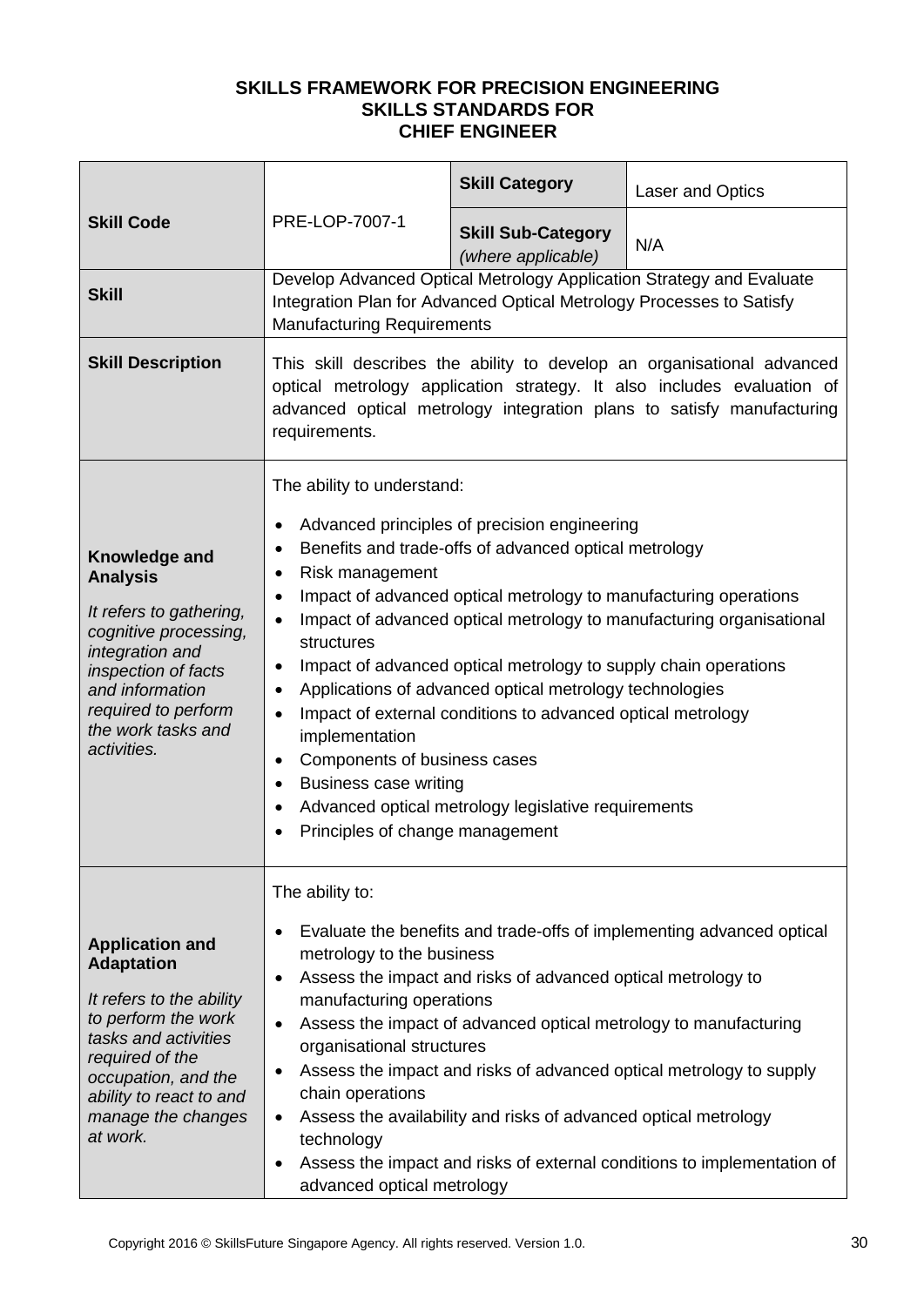**SKILLS FRAMEWORK FOR PRECISION ENGINEERING**
**SKILLS STANDARDS FOR**
**CHIEF ENGINEER**

| **Skill Code** | PRE-LOP-7007-1 | **Skill Category** | Laser and Optics |
|---|---|---|---|
| | | **Skill Sub-Category** *(where applicable)* | N/A |
| **Skill** | Develop Advanced Optical Metrology Application Strategy and Evaluate Integration Plan for Advanced Optical Metrology Processes to Satisfy Manufacturing Requirements | | |
| **Skill Description** | This skill describes the ability to develop an organisational advanced optical metrology application strategy. It also includes evaluation of advanced optical metrology integration plans to satisfy manufacturing requirements. | | |
| **Knowledge and Analysis** <br> *It refers to gathering, cognitive processing, integration and inspection of facts and information required to perform the work tasks and activities.* | The ability to understand: <br> • Advanced principles of precision engineering <br> • Benefits and trade-offs of advanced optical metrology <br> • Risk management <br> • Impact of advanced optical metrology to manufacturing operations <br> • Impact of advanced optical metrology to manufacturing organisational structures <br> • Impact of advanced optical metrology to supply chain operations <br> • Applications of advanced optical metrology technologies <br> • Impact of external conditions to advanced optical metrology implementation <br> • Components of business cases <br> • Business case writing <br> • Advanced optical metrology legislative requirements <br> • Principles of change management | | |
| **Application and Adaptation** <br> *It refers to the ability to perform the work tasks and activities required of the occupation, and the ability to react to and manage the changes at work.* | The ability to: <br> • Evaluate the benefits and trade-offs of implementing advanced optical metrology to the business <br> • Assess the impact and risks of advanced optical metrology to manufacturing operations <br> • Assess the impact of advanced optical metrology to manufacturing organisational structures <br> • Assess the impact and risks of advanced optical metrology to supply chain operations <br> • Assess the availability and risks of advanced optical metrology technology <br> • Assess the impact and risks of external conditions to implementation of advanced optical metrology | | |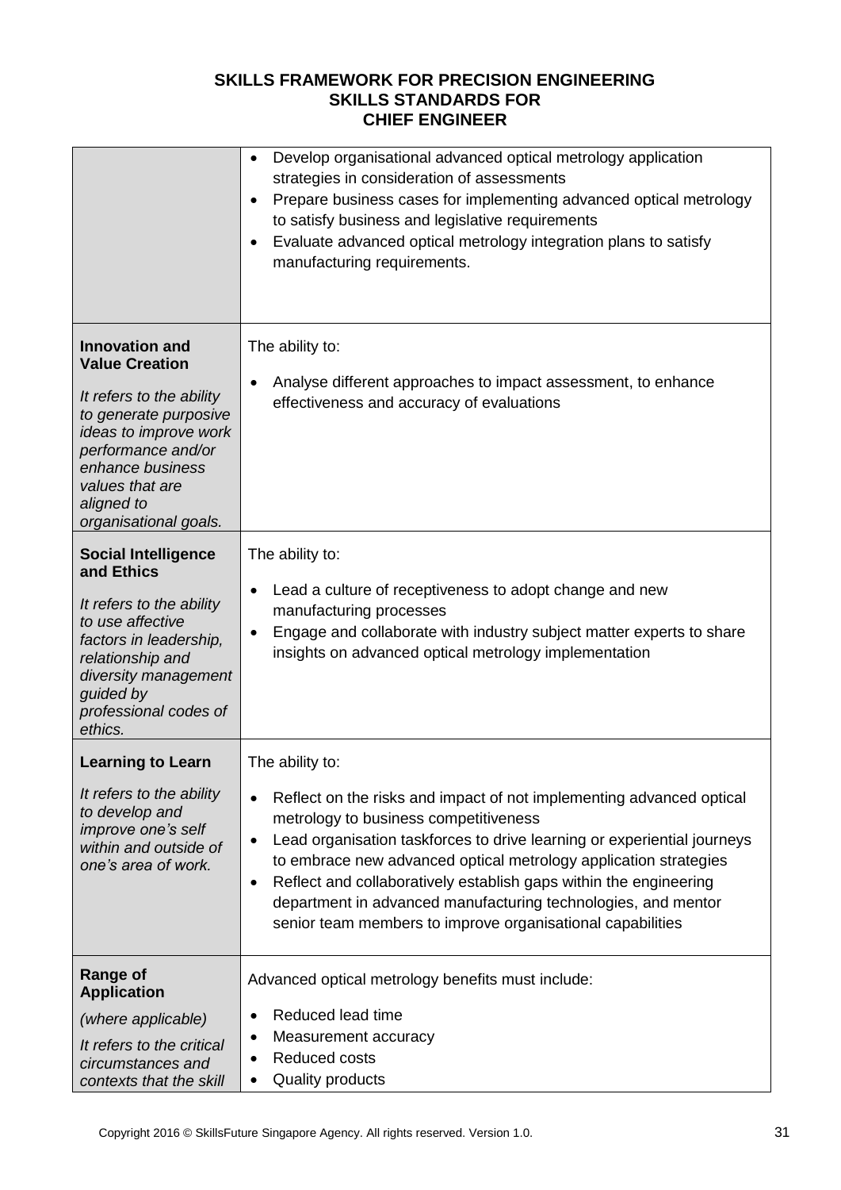**SKILLS FRAMEWORK FOR PRECISION ENGINEERING**
**SKILLS STANDARDS FOR**
**CHIEF ENGINEER**

| | |
|---|---|
| | • Develop organisational advanced optical metrology application strategies in consideration of assessments<br>• Prepare business cases for implementing advanced optical metrology to satisfy business and legislative requirements<br>• Evaluate advanced optical metrology integration plans to satisfy manufacturing requirements. |
| **Innovation and Value Creation**<br><br>*It refers to the ability to generate purposive ideas to improve work performance and/or enhance business values that are aligned to organisational goals.* | The ability to:<br><br>• Analyse different approaches to impact assessment, to enhance effectiveness and accuracy of evaluations |
| **Social Intelligence and Ethics**<br><br>*It refers to the ability to use affective factors in leadership, relationship and diversity management guided by professional codes of ethics.* | The ability to:<br><br>• Lead a culture of receptiveness to adopt change and new manufacturing processes<br>• Engage and collaborate with industry subject matter experts to share insights on advanced optical metrology implementation |
| **Learning to Learn**<br><br>*It refers to the ability to develop and improve one's self within and outside of one's area of work.* | The ability to:<br><br>• Reflect on the risks and impact of not implementing advanced optical metrology to business competitiveness<br>• Lead organisation taskforces to drive learning or experiential journeys to embrace new advanced optical metrology application strategies<br>• Reflect and collaboratively establish gaps within the engineering department in advanced manufacturing technologies, and mentor senior team members to improve organisational capabilities |
| **Range of Application**<br><br>*(where applicable)*<br><br>*It refers to the critical circumstances and contexts that the skill* | Advanced optical metrology benefits must include:<br><br>• Reduced lead time<br>• Measurement accuracy<br>• Reduced costs<br>• Quality products |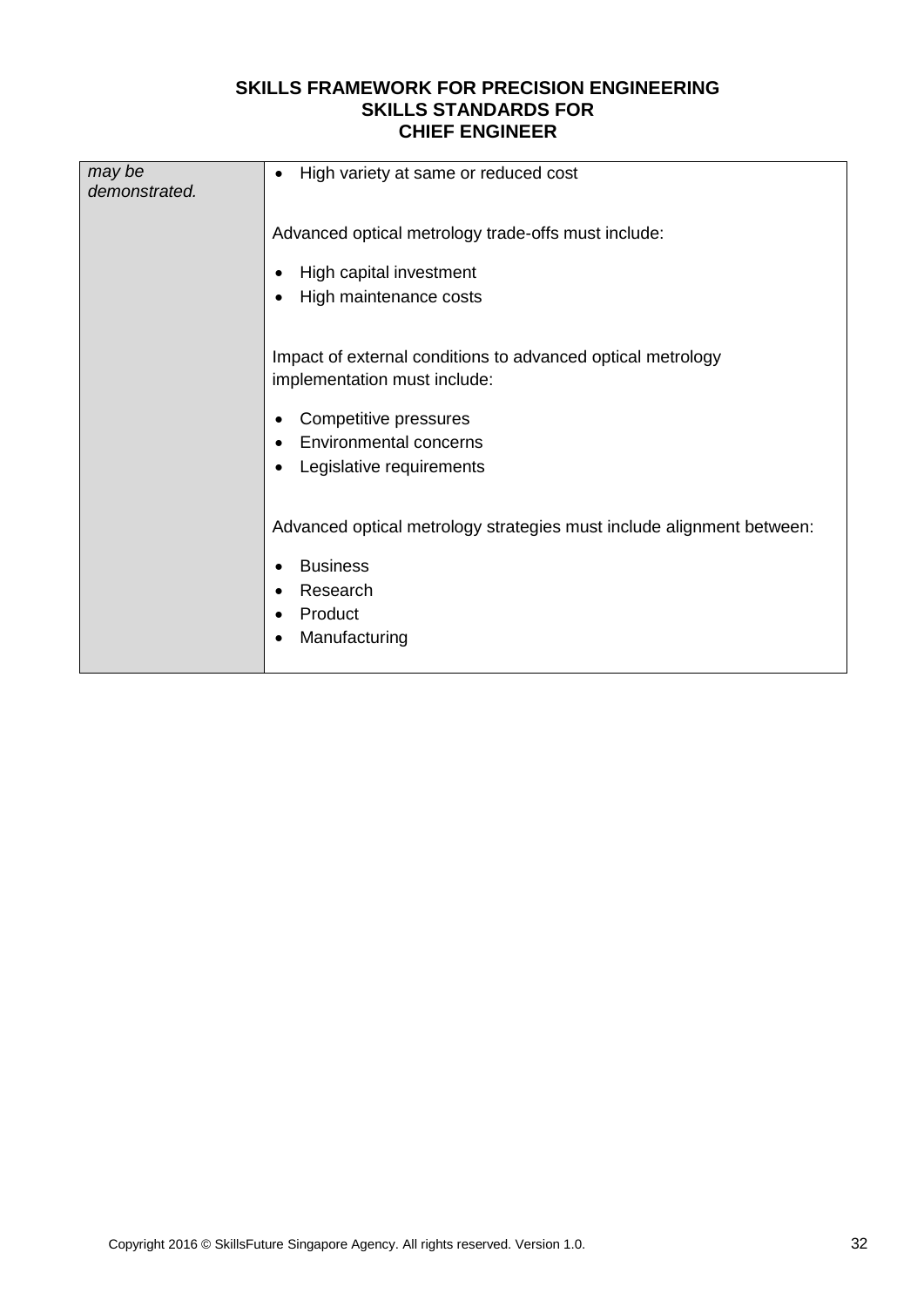| *may be demonstrated.* | • High variety at same or reduced cost<br><br>Advanced optical metrology trade-offs must include:<br><br>• High capital investment<br>• High maintenance costs<br><br>Impact of external conditions to advanced optical metrology implementation must include:<br><br>• Competitive pressures<br>• Environmental concerns<br>• Legislative requirements<br><br>Advanced optical metrology strategies must include alignment between:<br><br>• Business<br>• Research<br>• Product<br>• Manufacturing |
|---|---|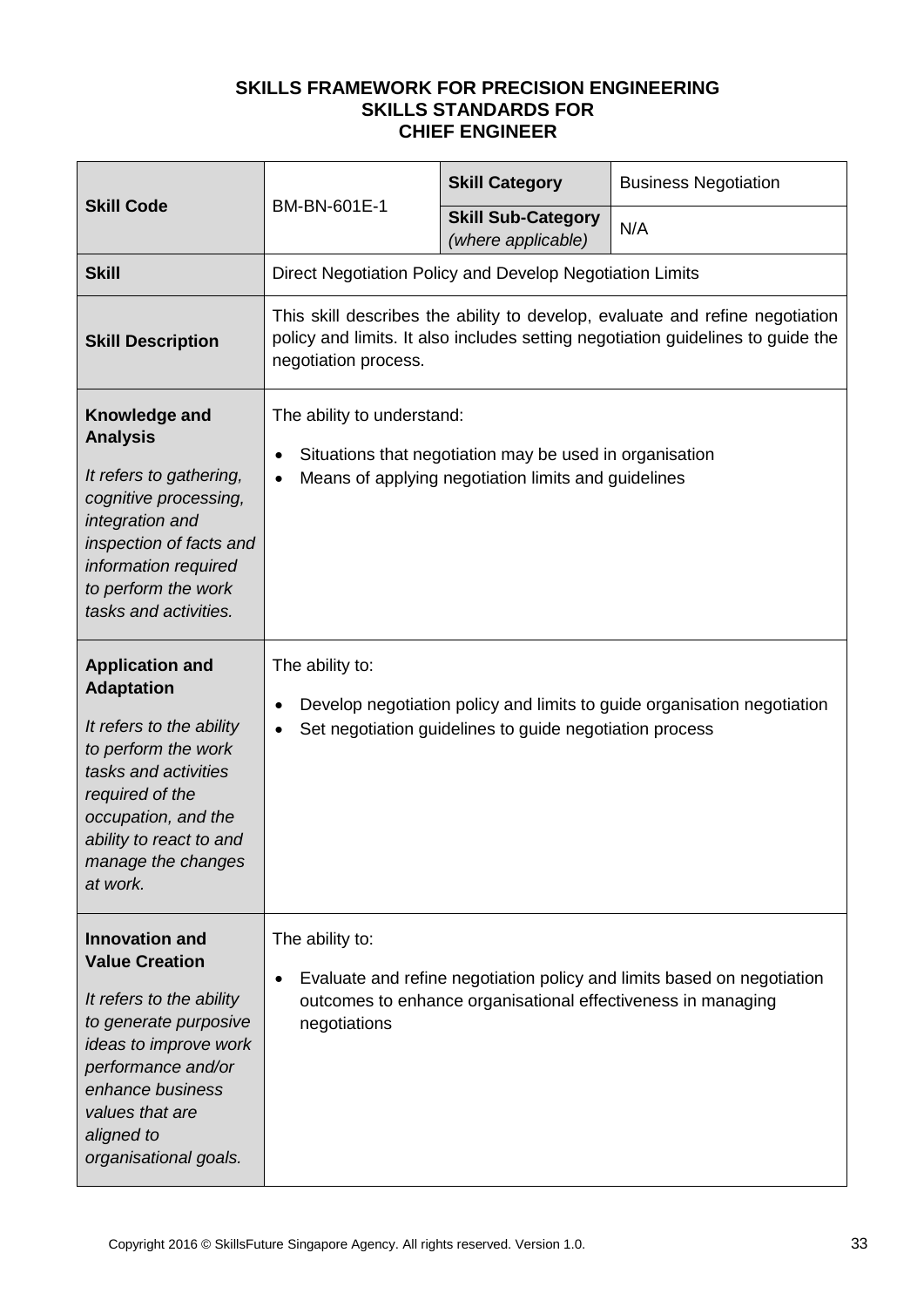**SKILLS FRAMEWORK FOR PRECISION ENGINEERING**
**SKILLS STANDARDS FOR**
**CHIEF ENGINEER**

| **Skill Code** | BM-BN-601E-1 | **Skill Category** | Business Negotiation |
|---|---|---|---|
| | | **Skill Sub-Category** *(where applicable)* | N/A |
| **Skill** | Direct Negotiation Policy and Develop Negotiation Limits | | |
| **Skill Description** | This skill describes the ability to develop, evaluate and refine negotiation policy and limits. It also includes setting negotiation guidelines to guide the negotiation process. | | |
| **Knowledge and Analysis**<br><br>*It refers to gathering, cognitive processing, integration and inspection of facts and information required to perform the work tasks and activities.* | The ability to understand:<br>• Situations that negotiation may be used in organisation<br>• Means of applying negotiation limits and guidelines | | |
| **Application and Adaptation**<br><br>*It refers to the ability to perform the work tasks and activities required of the occupation, and the ability to react to and manage the changes at work.* | The ability to:<br>• Develop negotiation policy and limits to guide organisation negotiation<br>• Set negotiation guidelines to guide negotiation process | | |
| **Innovation and Value Creation**<br><br>*It refers to the ability to generate purposive ideas to improve work performance and/or enhance business values that are aligned to organisational goals.* | The ability to:<br>• Evaluate and refine negotiation policy and limits based on negotiation outcomes to enhance organisational effectiveness in managing negotiations | | |

Copyright 2016 © SkillsFuture Singapore Agency. All rights reserved. Version 1.0.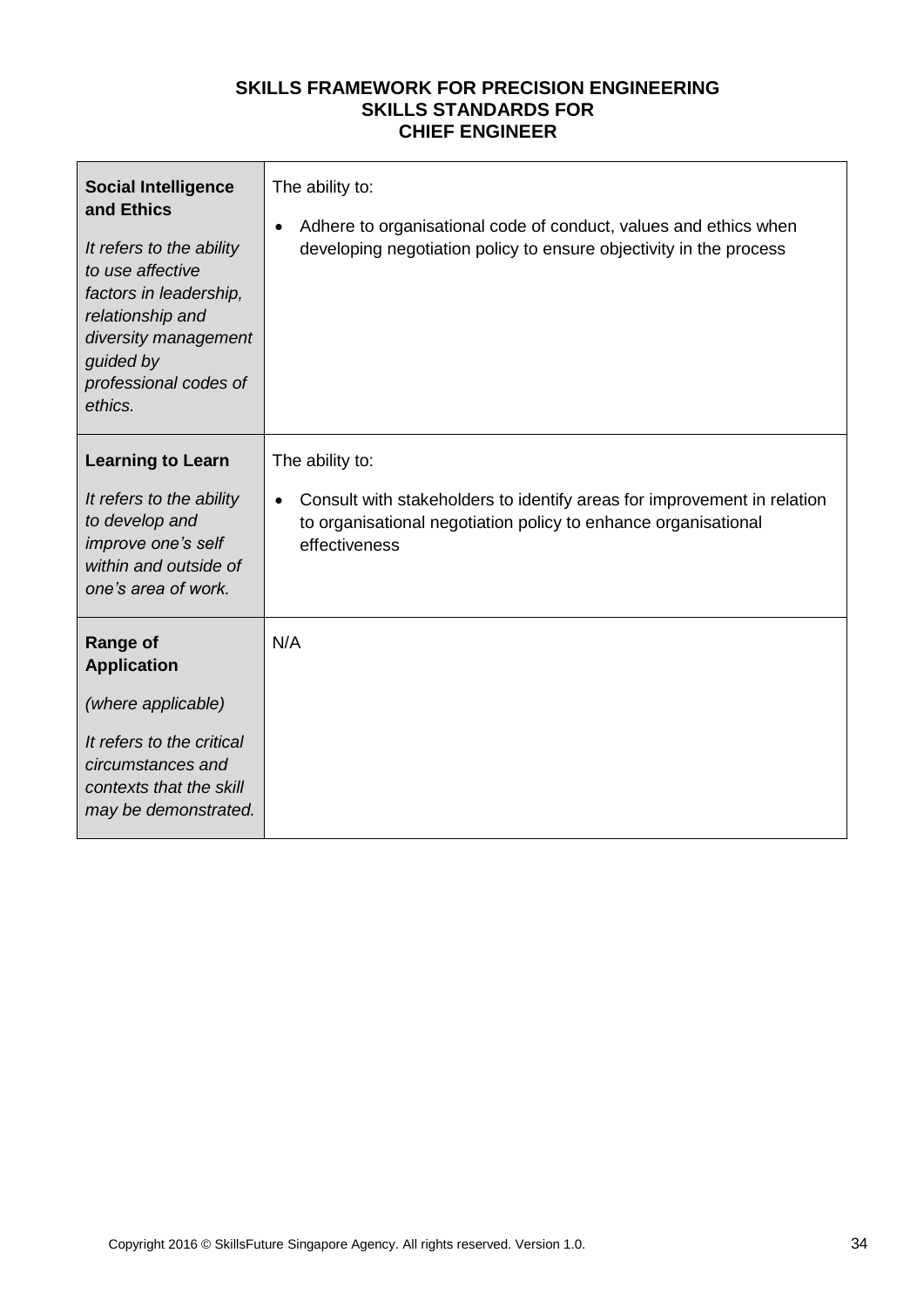**SKILLS FRAMEWORK FOR PRECISION ENGINEERING**
**SKILLS STANDARDS FOR**
**CHIEF ENGINEER**

| | |
|---|---|
| **Social Intelligence and Ethics**<br><br>*It refers to the ability to use affective factors in leadership, relationship and diversity management guided by professional codes of ethics.* | The ability to:<br><br>• Adhere to organisational code of conduct, values and ethics when developing negotiation policy to ensure objectivity in the process |
| **Learning to Learn**<br><br>*It refers to the ability to develop and improve one's self within and outside of one's area of work.* | The ability to:<br><br>• Consult with stakeholders to identify areas for improvement in relation to organisational negotiation policy to enhance organisational effectiveness |
| **Range of Application**<br><br>*(where applicable)*<br><br>*It refers to the critical circumstances and contexts that the skill may be demonstrated.* | N/A |

Copyright 2016 © SkillsFuture Singapore Agency. All rights reserved. Version 1.0.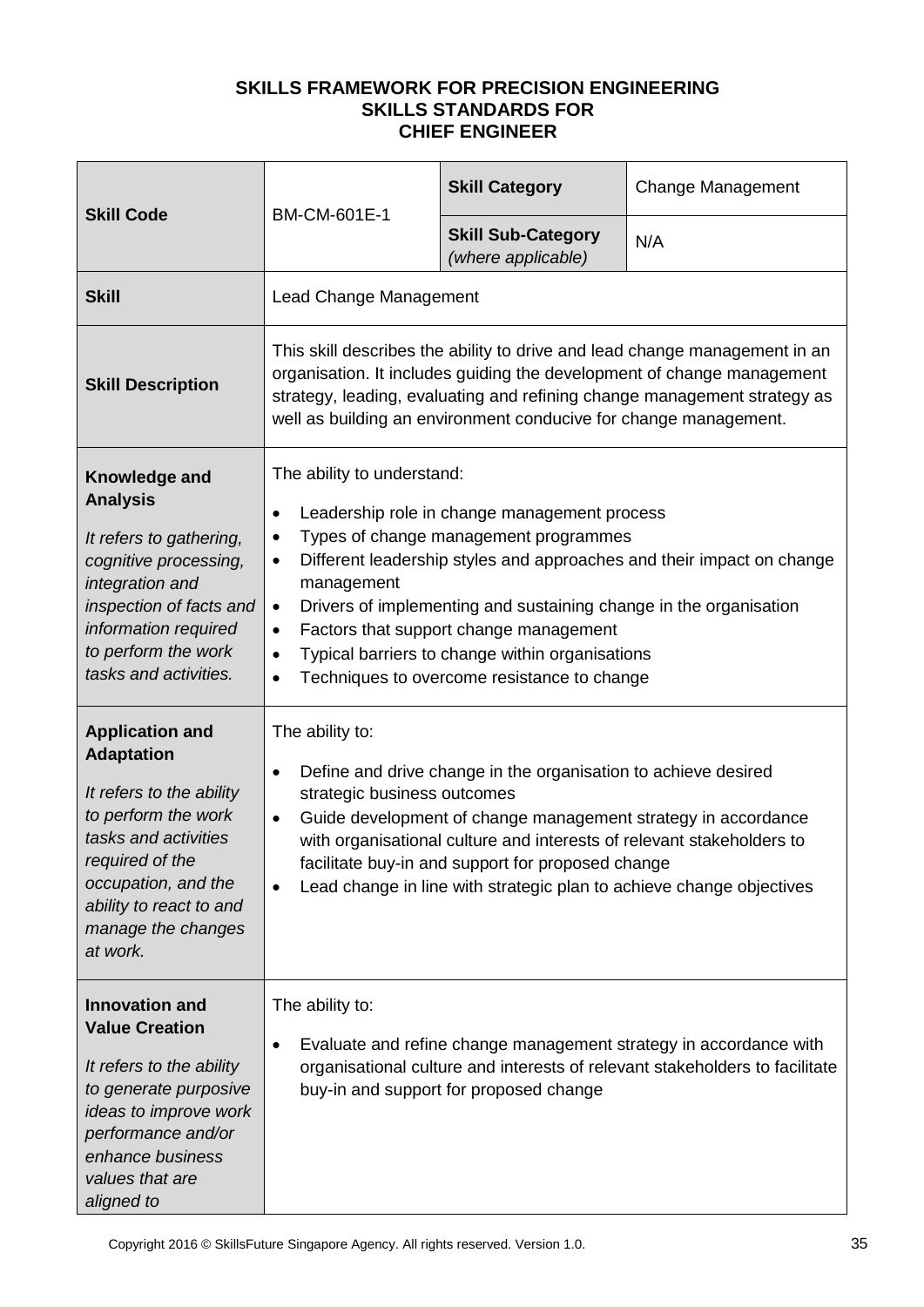**SKILLS FRAMEWORK FOR PRECISION ENGINEERING**
**SKILLS STANDARDS FOR**
**CHIEF ENGINEER**

| **Skill Code** | BM-CM-601E-1 | **Skill Category** | Change Management |
|---|---|---|---|
| | | **Skill Sub-Category** *(where applicable)* | N/A |
| **Skill** | Lead Change Management | | |
| **Skill Description** | This skill describes the ability to drive and lead change management in an organisation. It includes guiding the development of change management strategy, leading, evaluating and refining change management strategy as well as building an environment conducive for change management. | | |
| **Knowledge and Analysis**<br><br>*It refers to gathering, cognitive processing, integration and inspection of facts and information required to perform the work tasks and activities.* | The ability to understand:<br>• Leadership role in change management process<br>• Types of change management programmes<br>• Different leadership styles and approaches and their impact on change management<br>• Drivers of implementing and sustaining change in the organisation<br>• Factors that support change management<br>• Typical barriers to change within organisations<br>• Techniques to overcome resistance to change | | |
| **Application and Adaptation**<br><br>*It refers to the ability to perform the work tasks and activities required of the occupation, and the ability to react to and manage the changes at work.* | The ability to:<br>• Define and drive change in the organisation to achieve desired strategic business outcomes<br>• Guide development of change management strategy in accordance with organisational culture and interests of relevant stakeholders to facilitate buy-in and support for proposed change<br>• Lead change in line with strategic plan to achieve change objectives | | |
| **Innovation and Value Creation**<br><br>*It refers to the ability to generate purposive ideas to improve work performance and/or enhance business values that are aligned to* | The ability to:<br>• Evaluate and refine change management strategy in accordance with organisational culture and interests of relevant stakeholders to facilitate buy-in and support for proposed change | | |

Copyright 2016 © SkillsFuture Singapore Agency. All rights reserved. Version 1.0.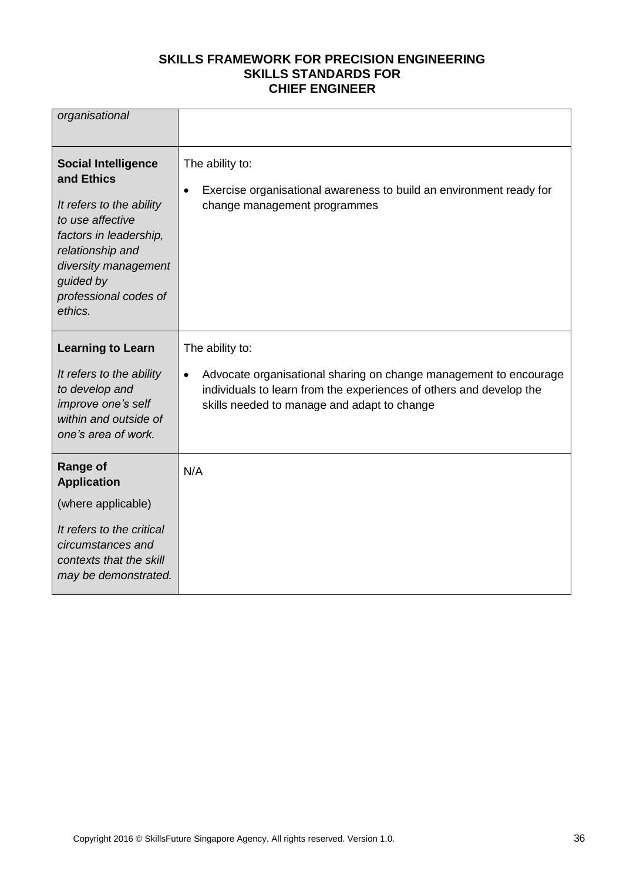| | |
|---|---|
| *organisational* | |
| **Social Intelligence and Ethics**<br><br>*It refers to the ability to use affective factors in leadership, relationship and diversity management guided by professional codes of ethics.* | The ability to:<br><br>• Exercise organisational awareness to build an environment ready for change management programmes |
| **Learning to Learn**<br><br>*It refers to the ability to develop and improve one's self within and outside of one's area of work.* | The ability to:<br><br>• Advocate organisational sharing on change management to encourage individuals to learn from the experiences of others and develop the skills needed to manage and adapt to change |
| **Range of Application**<br><br>(where applicable)<br><br>*It refers to the critical circumstances and contexts that the skill may be demonstrated.* | N/A |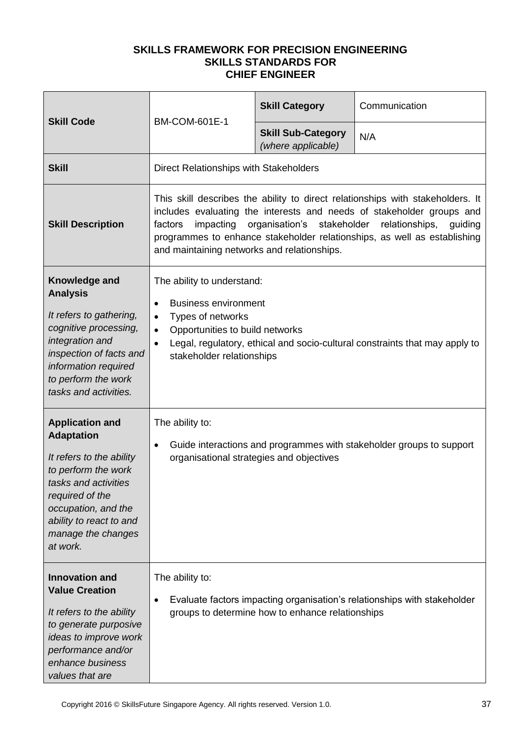**SKILLS FRAMEWORK FOR PRECISION ENGINEERING**
**SKILLS STANDARDS FOR**
**CHIEF ENGINEER**

| **Skill Code** | BM-COM-601E-1 | **Skill Category** | Communication |
|---|---|---|---|
| | | **Skill Sub-Category** *(where applicable)* | N/A |
| **Skill** | Direct Relationships with Stakeholders | | |
| **Skill Description** | This skill describes the ability to direct relationships with stakeholders. It includes evaluating the interests and needs of stakeholder groups and factors impacting organisation's stakeholder relationships, guiding programmes to enhance stakeholder relationships, as well as establishing and maintaining networks and relationships. | | |
| **Knowledge and Analysis** *It refers to gathering, cognitive processing, integration and inspection of facts and information required to perform the work tasks and activities.* | The ability to understand: • Business environment • Types of networks • Opportunities to build networks • Legal, regulatory, ethical and socio-cultural constraints that may apply to stakeholder relationships | | |
| **Application and Adaptation** *It refers to the ability to perform the work tasks and activities required of the occupation, and the ability to react to and manage the changes at work.* | The ability to: • Guide interactions and programmes with stakeholder groups to support organisational strategies and objectives | | |
| **Innovation and Value Creation** *It refers to the ability to generate purposive ideas to improve work performance and/or enhance business values that are* | The ability to: • Evaluate factors impacting organisation's relationships with stakeholder groups to determine how to enhance relationships | | |

Copyright 2016 © SkillsFuture Singapore Agency. All rights reserved. Version 1.0.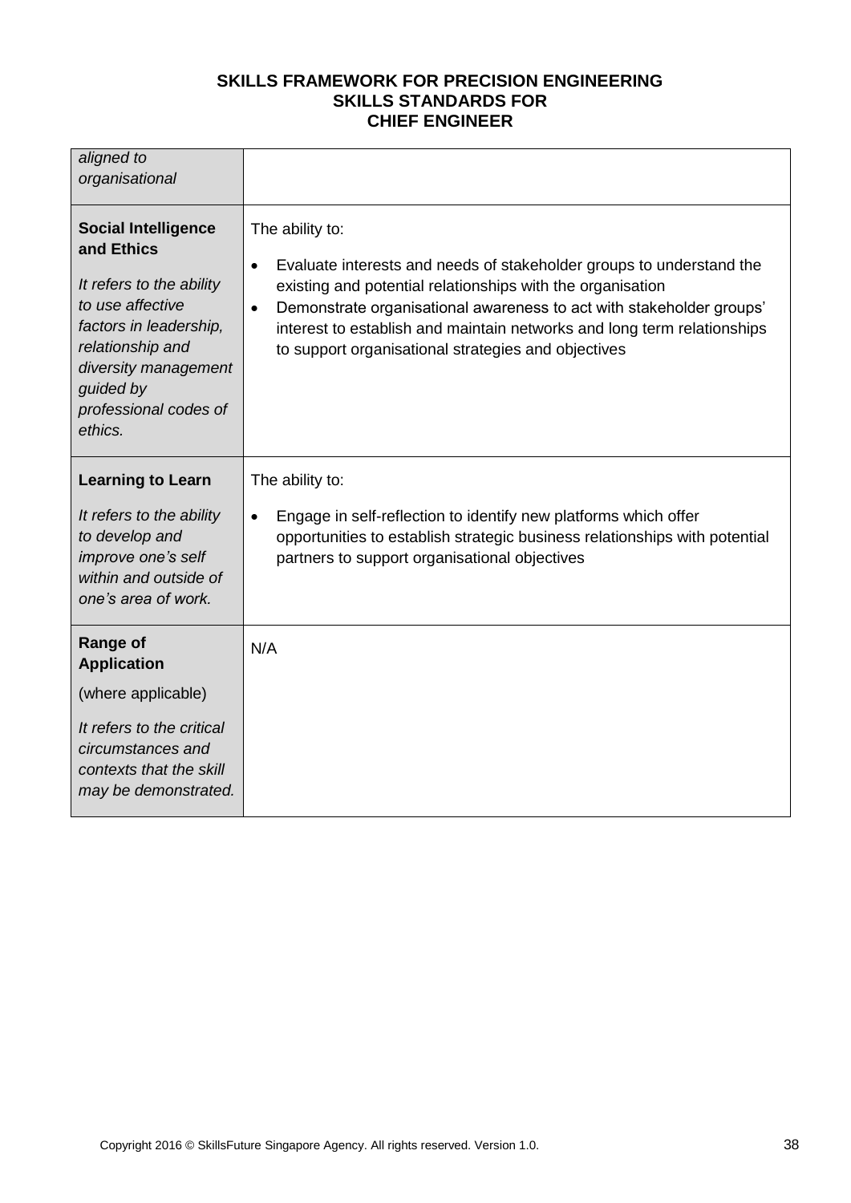| | |
|---|---|
| *aligned to organisational* | |
| **Social Intelligence and Ethics**<br><br>*It refers to the ability to use affective factors in leadership, relationship and diversity management guided by professional codes of ethics.* | The ability to:<br><br>• Evaluate interests and needs of stakeholder groups to understand the existing and potential relationships with the organisation<br>• Demonstrate organisational awareness to act with stakeholder groups' interest to establish and maintain networks and long term relationships to support organisational strategies and objectives |
| **Learning to Learn**<br><br>*It refers to the ability to develop and improve one's self within and outside of one's area of work.* | The ability to:<br><br>• Engage in self-reflection to identify new platforms which offer opportunities to establish strategic business relationships with potential partners to support organisational objectives |
| **Range of Application**<br><br>(where applicable)<br><br>*It refers to the critical circumstances and contexts that the skill may be demonstrated.* | N/A |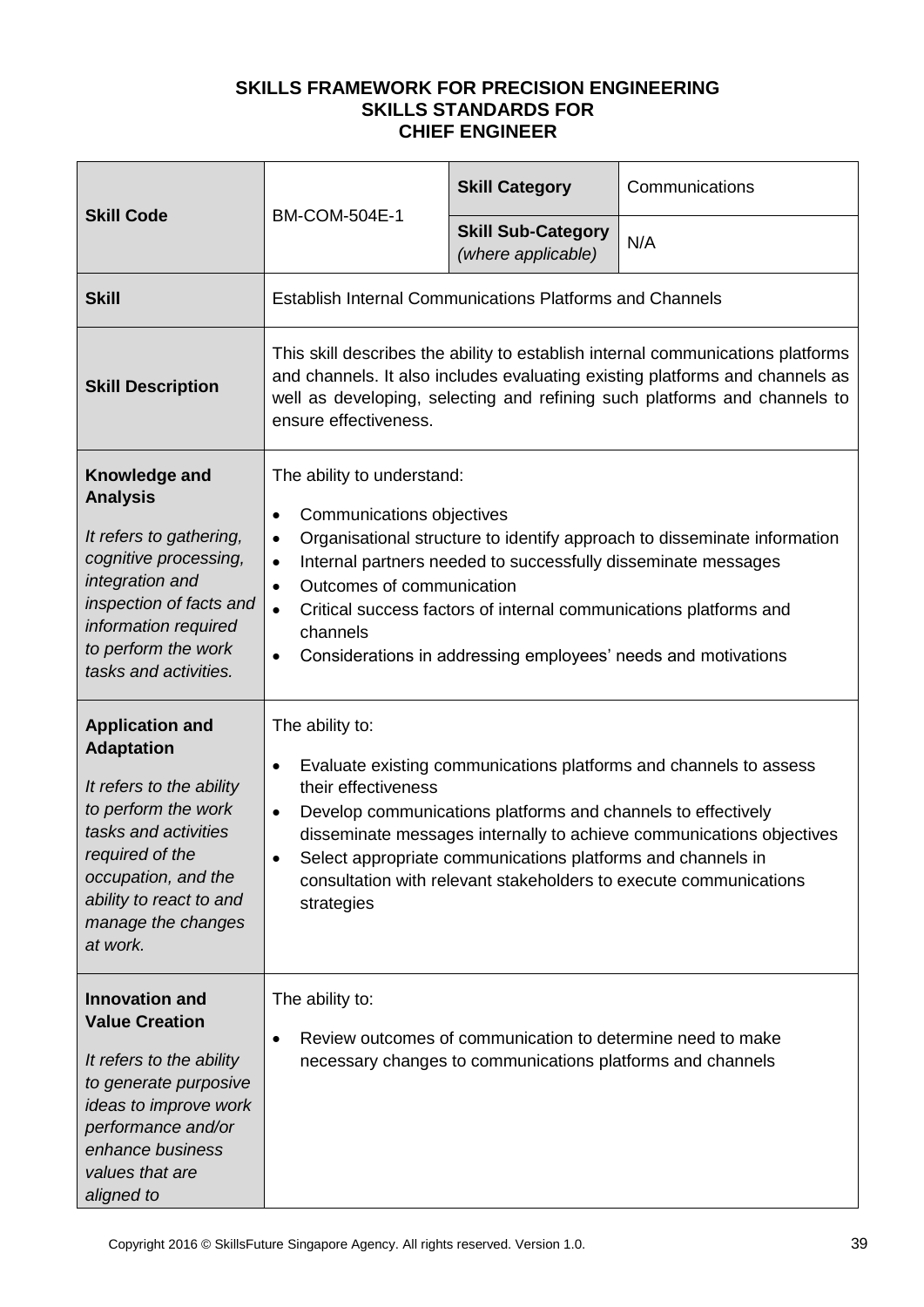**SKILLS FRAMEWORK FOR PRECISION ENGINEERING**
**SKILLS STANDARDS FOR**
**CHIEF ENGINEER**

| **Skill Code** | BM-COM-504E-1 | **Skill Category** | Communications |
|---|---|---|---|
| | | **Skill Sub-Category** *(where applicable)* | N/A |
| **Skill** | Establish Internal Communications Platforms and Channels | | |
| **Skill Description** | This skill describes the ability to establish internal communications platforms and channels. It also includes evaluating existing platforms and channels as well as developing, selecting and refining such platforms and channels to ensure effectiveness. | | |
| **Knowledge and Analysis**<br><br>*It refers to gathering, cognitive processing, integration and inspection of facts and information required to perform the work tasks and activities.* | The ability to understand:<br><br>• Communications objectives<br>• Organisational structure to identify approach to disseminate information<br>• Internal partners needed to successfully disseminate messages<br>• Outcomes of communication<br>• Critical success factors of internal communications platforms and channels<br>• Considerations in addressing employees' needs and motivations | | |
| **Application and Adaptation**<br><br>*It refers to the ability to perform the work tasks and activities required of the occupation, and the ability to react to and manage the changes at work.* | The ability to:<br><br>• Evaluate existing communications platforms and channels to assess their effectiveness<br>• Develop communications platforms and channels to effectively disseminate messages internally to achieve communications objectives<br>• Select appropriate communications platforms and channels in consultation with relevant stakeholders to execute communications strategies | | |
| **Innovation and Value Creation**<br><br>*It refers to the ability to generate purposive ideas to improve work performance and/or enhance business values that are aligned to* | The ability to:<br><br>• Review outcomes of communication to determine need to make necessary changes to communications platforms and channels | | |

Copyright 2016 © SkillsFuture Singapore Agency. All rights reserved. Version 1.0.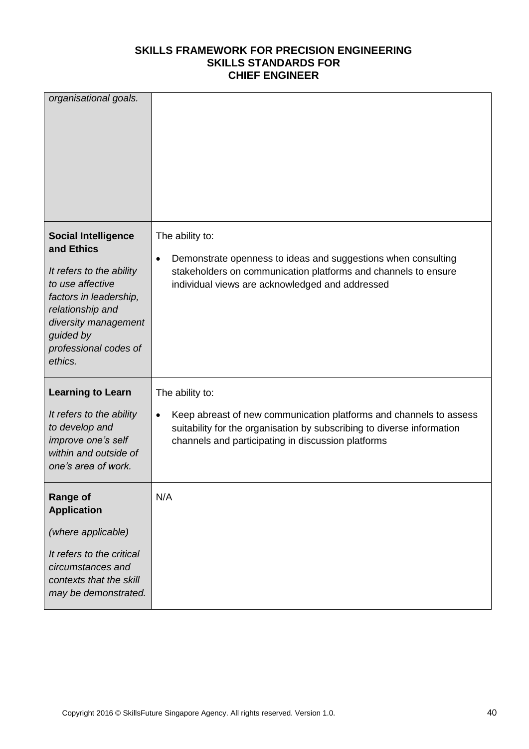| | |
|---|---|
| *organisational goals.* | |
| **Social Intelligence and Ethics**<br><br>*It refers to the ability to use affective factors in leadership, relationship and diversity management guided by professional codes of ethics.* | The ability to:<br><br>• Demonstrate openness to ideas and suggestions when consulting stakeholders on communication platforms and channels to ensure individual views are acknowledged and addressed |
| **Learning to Learn**<br><br>*It refers to the ability to develop and improve one's self within and outside of one's area of work.* | The ability to:<br><br>• Keep abreast of new communication platforms and channels to assess suitability for the organisation by subscribing to diverse information channels and participating in discussion platforms |
| **Range of Application**<br><br>*(where applicable)*<br><br>*It refers to the critical circumstances and contexts that the skill may be demonstrated.* | N/A |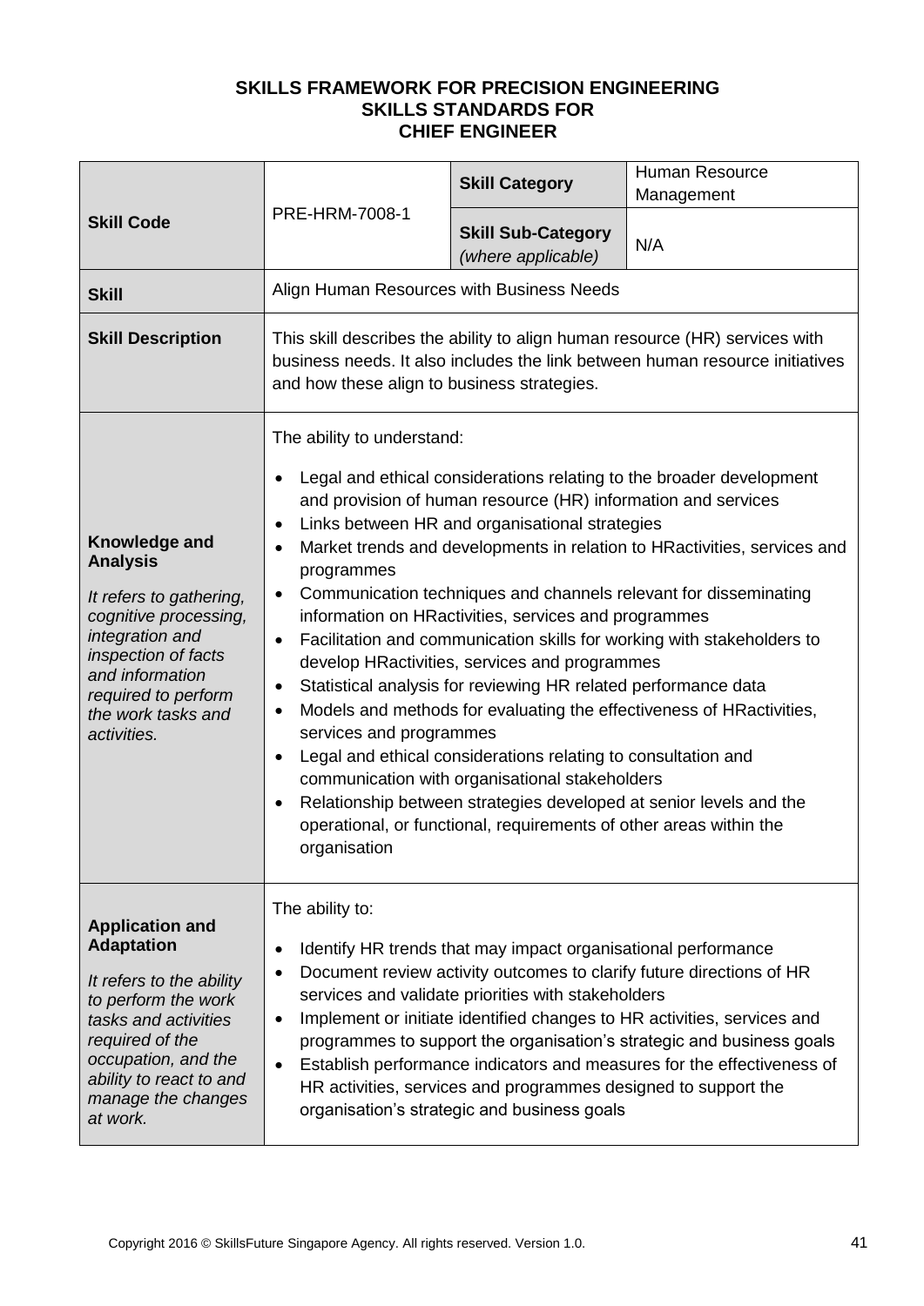**SKILLS FRAMEWORK FOR PRECISION ENGINEERING**
**SKILLS STANDARDS FOR**
**CHIEF ENGINEER**

| **Skill Code** | PRE-HRM-7008-1 | **Skill Category** | Human Resource Management |
|---|---|---|---|
| | | **Skill Sub-Category** *(where applicable)* | N/A |
| **Skill** | Align Human Resources with Business Needs | | |
| **Skill Description** | This skill describes the ability to align human resource (HR) services with business needs. It also includes the link between human resource initiatives and how these align to business strategies. | | |
| **Knowledge and Analysis**<br><br>*It refers to gathering, cognitive processing, integration and inspection of facts and information required to perform the work tasks and activities.* | The ability to understand:<br><br>• Legal and ethical considerations relating to the broader development and provision of human resource (HR) information and services<br>• Links between HR and organisational strategies<br>• Market trends and developments in relation to HRactivities, services and programmes<br>• Communication techniques and channels relevant for disseminating information on HRactivities, services and programmes<br>• Facilitation and communication skills for working with stakeholders to develop HRactivities, services and programmes<br>• Statistical analysis for reviewing HR related performance data<br>• Models and methods for evaluating the effectiveness of HRactivities, services and programmes<br>• Legal and ethical considerations relating to consultation and communication with organisational stakeholders<br>• Relationship between strategies developed at senior levels and the operational, or functional, requirements of other areas within the organisation | | |
| **Application and Adaptation**<br><br>*It refers to the ability to perform the work tasks and activities required of the occupation, and the ability to react to and manage the changes at work.* | The ability to:<br><br>• Identify HR trends that may impact organisational performance<br>• Document review activity outcomes to clarify future directions of HR services and validate priorities with stakeholders<br>• Implement or initiate identified changes to HR activities, services and programmes to support the organisation's strategic and business goals<br>• Establish performance indicators and measures for the effectiveness of HR activities, services and programmes designed to support the organisation's strategic and business goals | | |

Copyright 2016 © SkillsFuture Singapore Agency. All rights reserved. Version 1.0.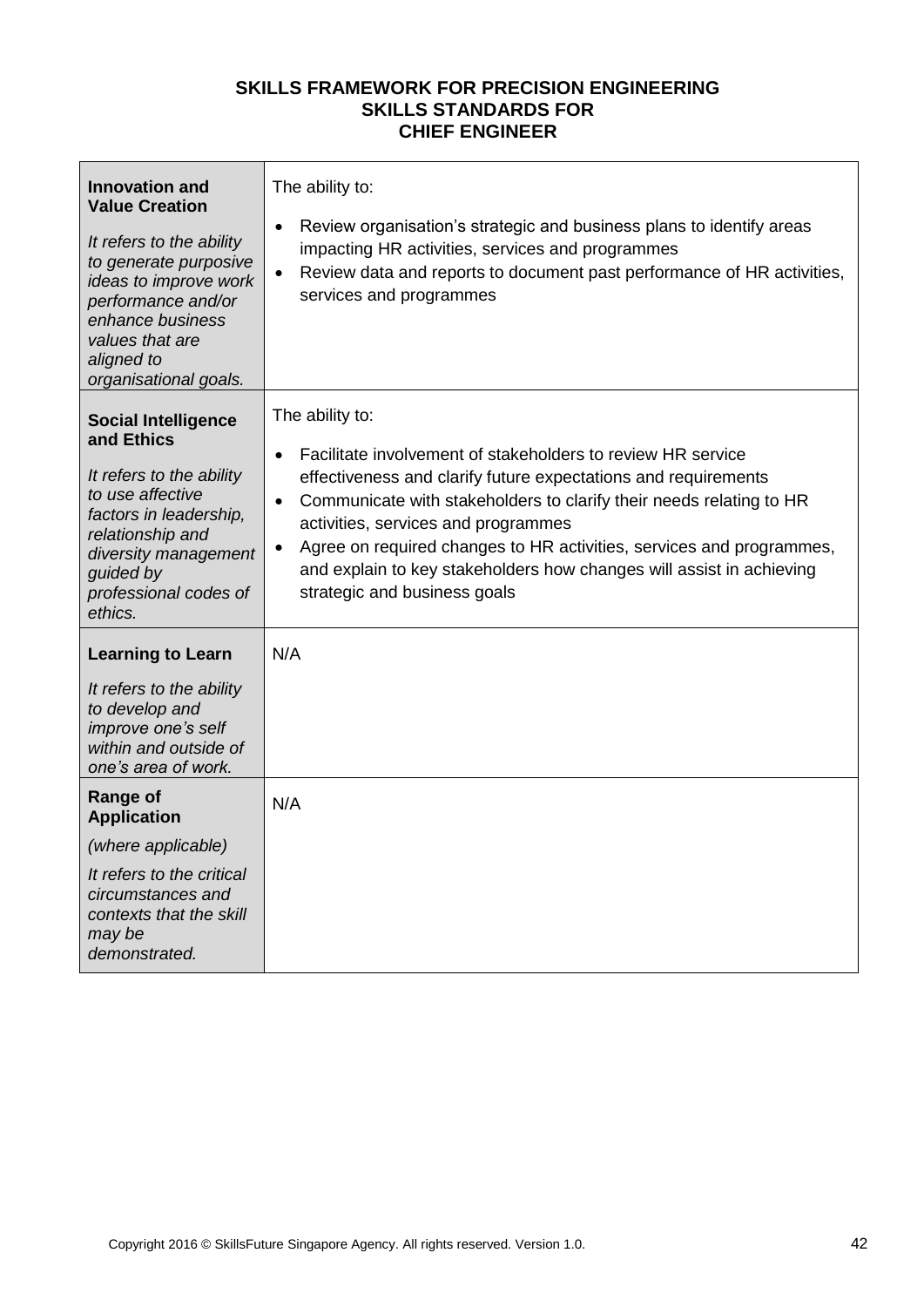**SKILLS FRAMEWORK FOR PRECISION ENGINEERING**
**SKILLS STANDARDS FOR**
**CHIEF ENGINEER**

| | |
|---|---|
| **Innovation and Value Creation**<br><br>*It refers to the ability to generate purposive ideas to improve work performance and/or enhance business values that are aligned to organisational goals.* | The ability to:<br><br>• Review organisation's strategic and business plans to identify areas impacting HR activities, services and programmes<br>• Review data and reports to document past performance of HR activities, services and programmes |
| **Social Intelligence and Ethics**<br><br>*It refers to the ability to use affective factors in leadership, relationship and diversity management guided by professional codes of ethics.* | The ability to:<br><br>• Facilitate involvement of stakeholders to review HR service effectiveness and clarify future expectations and requirements<br>• Communicate with stakeholders to clarify their needs relating to HR activities, services and programmes<br>• Agree on required changes to HR activities, services and programmes, and explain to key stakeholders how changes will assist in achieving strategic and business goals |
| **Learning to Learn**<br><br>*It refers to the ability to develop and improve one's self within and outside of one's area of work.* | N/A |
| **Range of Application**<br><br>*(where applicable)*<br><br>*It refers to the critical circumstances and contexts that the skill may be demonstrated.* | N/A |

Copyright 2016 © SkillsFuture Singapore Agency. All rights reserved. Version 1.0.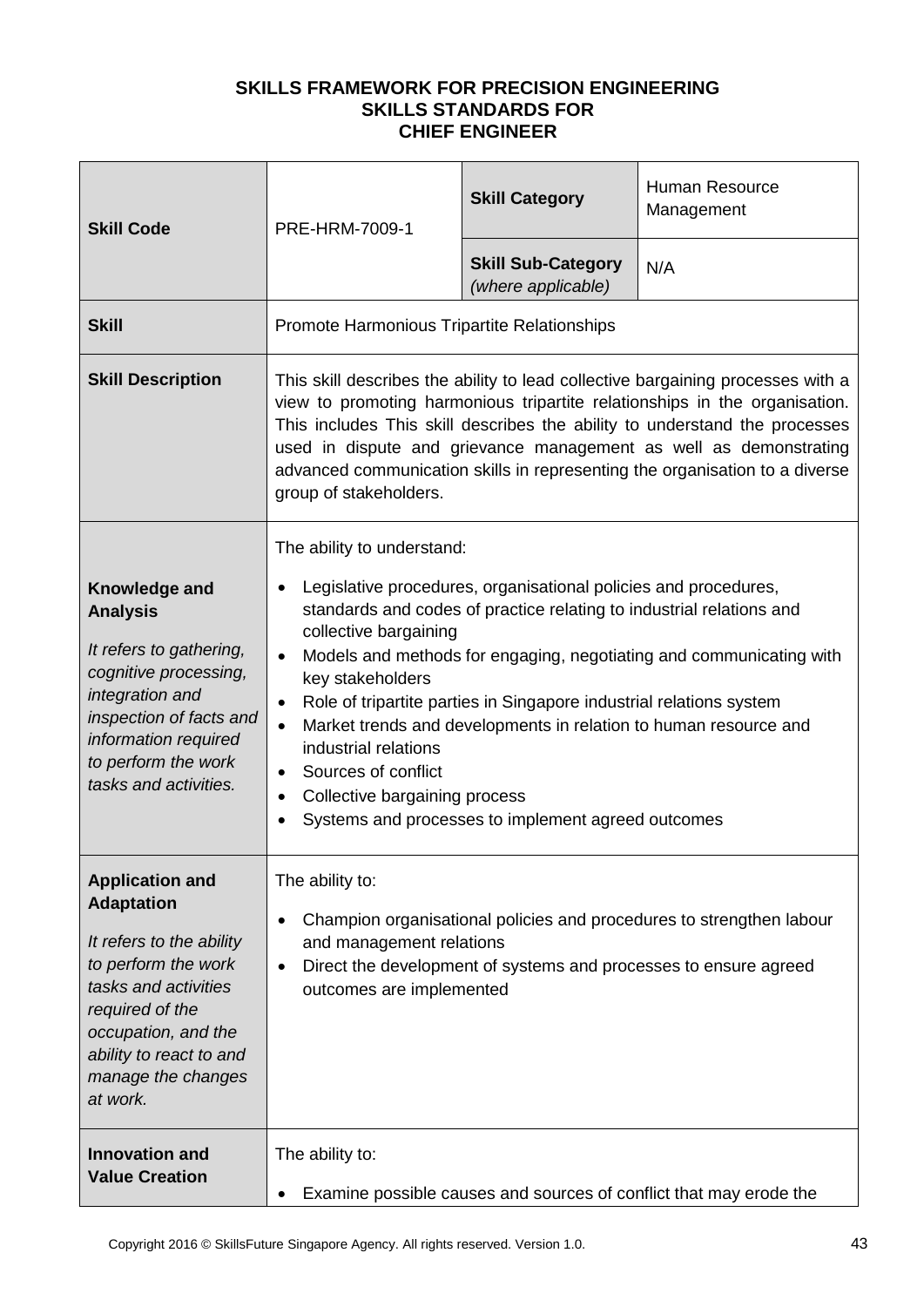**SKILLS FRAMEWORK FOR PRECISION ENGINEERING**
**SKILLS STANDARDS FOR**
**CHIEF ENGINEER**

| **Skill Code** | PRE-HRM-7009-1 | **Skill Category** | Human Resource Management |
|---|---|---|---|
| | | **Skill Sub-Category** *(where applicable)* | N/A |
| **Skill** | Promote Harmonious Tripartite Relationships | | |
| **Skill Description** | This skill describes the ability to lead collective bargaining processes with a view to promoting harmonious tripartite relationships in the organisation. This includes This skill describes the ability to understand the processes used in dispute and grievance management as well as demonstrating advanced communication skills in representing the organisation to a diverse group of stakeholders. | | |
| **Knowledge and Analysis** *It refers to gathering, cognitive processing, integration and inspection of facts and information required to perform the work tasks and activities.* | The ability to understand: <br>• Legislative procedures, organisational policies and procedures, standards and codes of practice relating to industrial relations and collective bargaining <br>• Models and methods for engaging, negotiating and communicating with key stakeholders <br>• Role of tripartite parties in Singapore industrial relations system <br>• Market trends and developments in relation to human resource and industrial relations <br>• Sources of conflict <br>• Collective bargaining process <br>• Systems and processes to implement agreed outcomes | | |
| **Application and Adaptation** *It refers to the ability to perform the work tasks and activities required of the occupation, and the ability to react to and manage the changes at work.* | The ability to: <br>• Champion organisational policies and procedures to strengthen labour and management relations <br>• Direct the development of systems and processes to ensure agreed outcomes are implemented | | |
| **Innovation and Value Creation** | The ability to: <br>• Examine possible causes and sources of conflict that may erode the | | |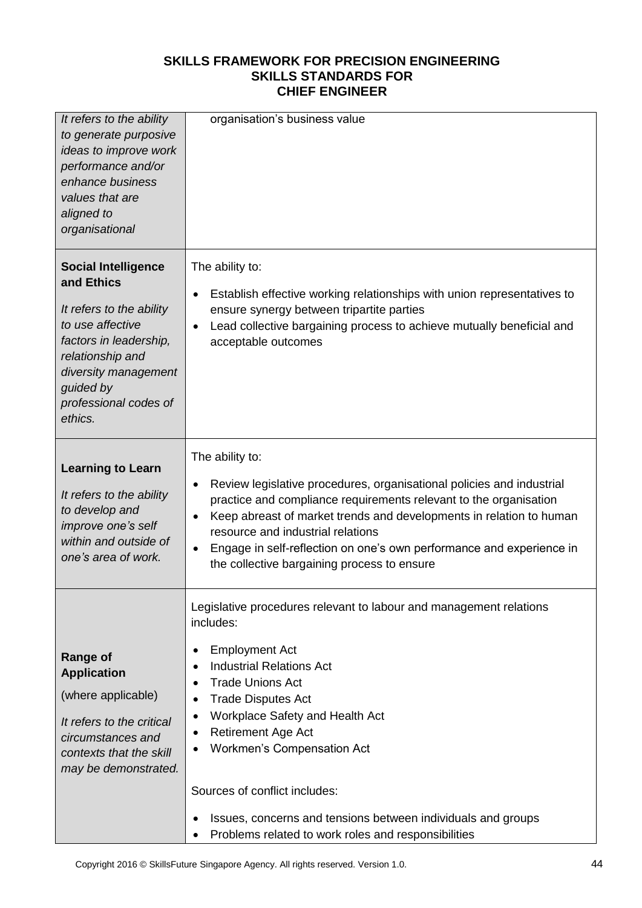**SKILLS FRAMEWORK FOR PRECISION ENGINEERING**
**SKILLS STANDARDS FOR**
**CHIEF ENGINEER**

| | |
|---|---|
| *It refers to the ability to generate purposive ideas to improve work performance and/or enhance business values that are aligned to organisational* | organisation's business value |
| **Social Intelligence and Ethics**<br><br>*It refers to the ability to use affective factors in leadership, relationship and diversity management guided by professional codes of ethics.* | The ability to:<br><br>• Establish effective working relationships with union representatives to ensure synergy between tripartite parties<br>• Lead collective bargaining process to achieve mutually beneficial and acceptable outcomes |
| **Learning to Learn**<br><br>*It refers to the ability to develop and improve one's self within and outside of one's area of work.* | The ability to:<br><br>• Review legislative procedures, organisational policies and industrial practice and compliance requirements relevant to the organisation<br>• Keep abreast of market trends and developments in relation to human resource and industrial relations<br>• Engage in self-reflection on one's own performance and experience in the collective bargaining process to ensure |
| **Range of Application**<br><br>(where applicable)<br><br>*It refers to the critical circumstances and contexts that the skill may be demonstrated.* | Legislative procedures relevant to labour and management relations includes:<br><br>• Employment Act<br>• Industrial Relations Act<br>• Trade Unions Act<br>• Trade Disputes Act<br>• Workplace Safety and Health Act<br>• Retirement Age Act<br>• Workmen's Compensation Act<br><br>Sources of conflict includes:<br><br>• Issues, concerns and tensions between individuals and groups<br>• Problems related to work roles and responsibilities |

Copyright 2016 © SkillsFuture Singapore Agency. All rights reserved. Version 1.0.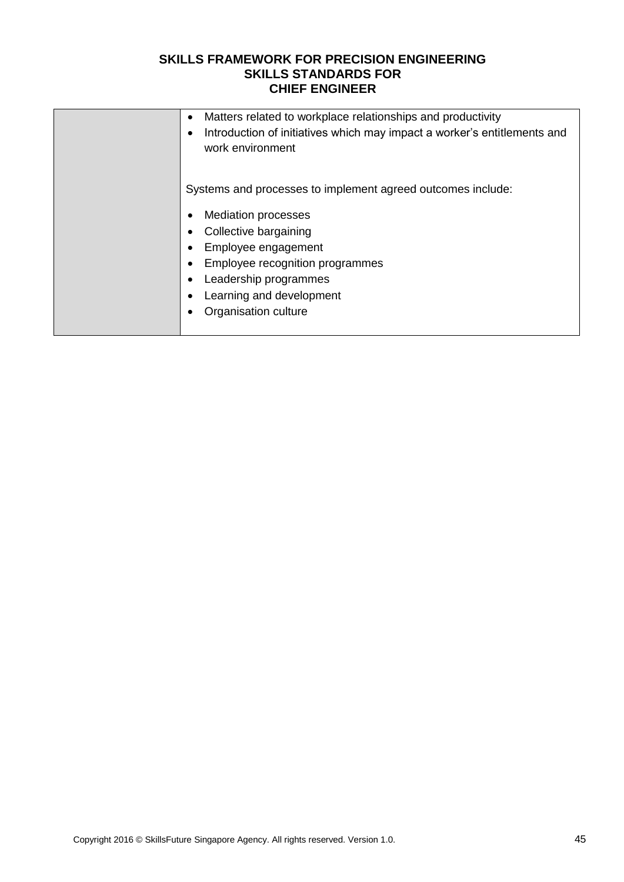| | |
|---|---|
| | • Matters related to workplace relationships and productivity<br>• Introduction of initiatives which may impact a worker's entitlements and work environment<br><br>Systems and processes to implement agreed outcomes include:<br><br>• Mediation processes<br>• Collective bargaining<br>• Employee engagement<br>• Employee recognition programmes<br>• Leadership programmes<br>• Learning and development<br>• Organisation culture |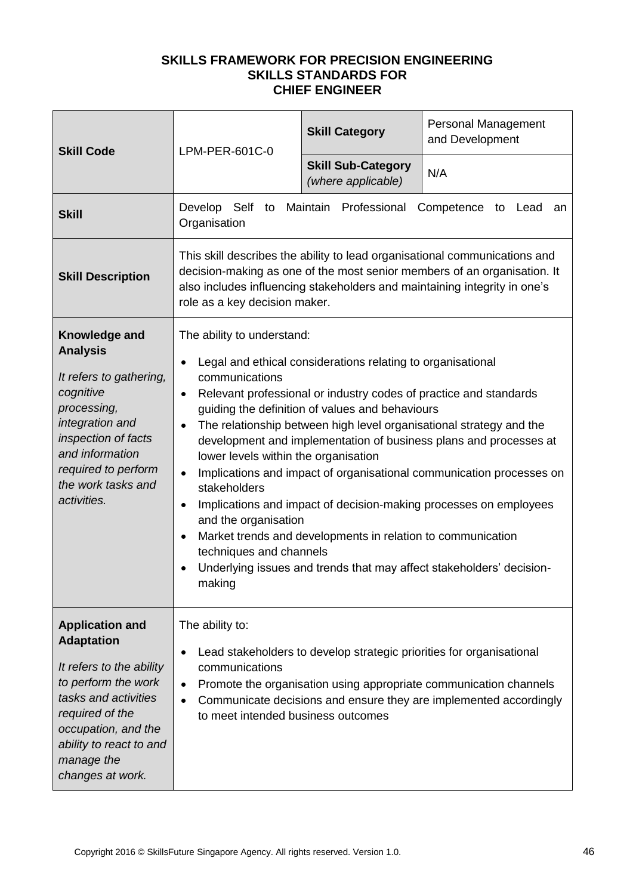**SKILLS FRAMEWORK FOR PRECISION ENGINEERING**
**SKILLS STANDARDS FOR**
**CHIEF ENGINEER**

| **Skill Code** | LPM-PER-601C-0 | **Skill Category** | Personal Management and Development |
|---|---|---|---|
| | | **Skill Sub-Category** *(where applicable)* | N/A |
| **Skill** | Develop Self to Maintain Professional Competence to Lead an Organisation | | |
| **Skill Description** | This skill describes the ability to lead organisational communications and decision-making as one of the most senior members of an organisation. It also includes influencing stakeholders and maintaining integrity in one's role as a key decision maker. | | |
| **Knowledge and Analysis**<br><br>*It refers to gathering, cognitive processing, integration and inspection of facts and information required to perform the work tasks and activities.* | The ability to understand:<br>• Legal and ethical considerations relating to organisational communications<br>• Relevant professional or industry codes of practice and standards guiding the definition of values and behaviours<br>• The relationship between high level organisational strategy and the development and implementation of business plans and processes at lower levels within the organisation<br>• Implications and impact of organisational communication processes on stakeholders<br>• Implications and impact of decision-making processes on employees and the organisation<br>• Market trends and developments in relation to communication techniques and channels<br>• Underlying issues and trends that may affect stakeholders' decision-making | | |
| **Application and Adaptation**<br><br>*It refers to the ability to perform the work tasks and activities required of the occupation, and the ability to react to and manage the changes at work.* | The ability to:<br>• Lead stakeholders to develop strategic priorities for organisational communications<br>• Promote the organisation using appropriate communication channels<br>• Communicate decisions and ensure they are implemented accordingly to meet intended business outcomes | | |

Copyright 2016 © SkillsFuture Singapore Agency. All rights reserved. Version 1.0.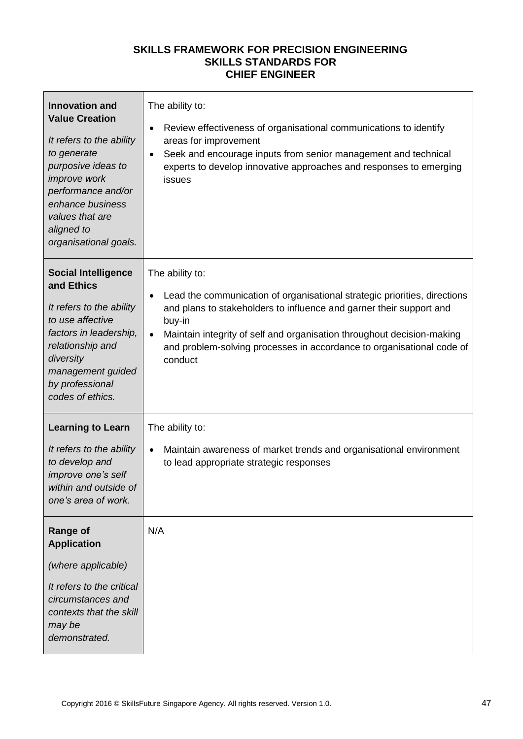**SKILLS FRAMEWORK FOR PRECISION ENGINEERING**
**SKILLS STANDARDS FOR**
**CHIEF ENGINEER**

| | |
|---|---|
| **Innovation and Value Creation**<br><br>*It refers to the ability to generate purposive ideas to improve work performance and/or enhance business values that are aligned to organisational goals.* | The ability to:<br><br>• Review effectiveness of organisational communications to identify areas for improvement<br>• Seek and encourage inputs from senior management and technical experts to develop innovative approaches and responses to emerging issues |
| **Social Intelligence and Ethics**<br><br>*It refers to the ability to use affective factors in leadership, relationship and diversity management guided by professional codes of ethics.* | The ability to:<br><br>• Lead the communication of organisational strategic priorities, directions and plans to stakeholders to influence and garner their support and buy-in<br>• Maintain integrity of self and organisation throughout decision-making and problem-solving processes in accordance to organisational code of conduct |
| **Learning to Learn**<br><br>*It refers to the ability to develop and improve one's self within and outside of one's area of work.* | The ability to:<br><br>• Maintain awareness of market trends and organisational environment to lead appropriate strategic responses |
| **Range of Application**<br><br>*(where applicable)*<br><br>*It refers to the critical circumstances and contexts that the skill may be demonstrated.* | N/A |

Copyright 2016 © SkillsFuture Singapore Agency. All rights reserved. Version 1.0.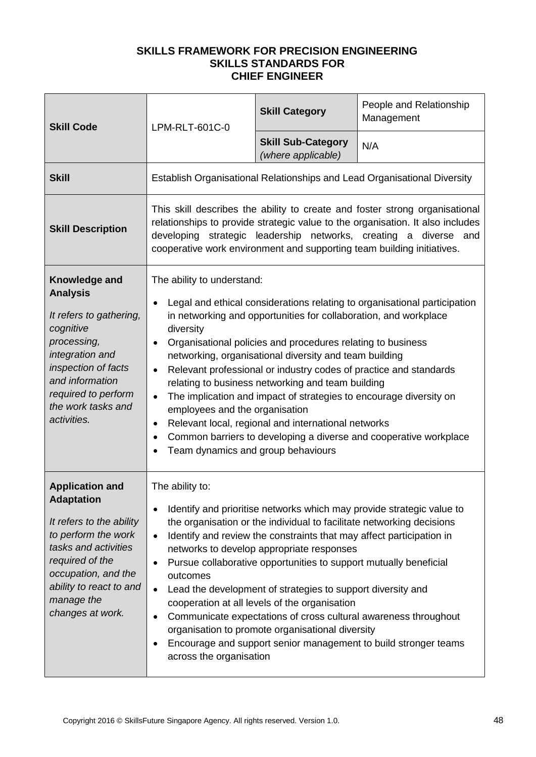**SKILLS FRAMEWORK FOR PRECISION ENGINEERING**
**SKILLS STANDARDS FOR**
**CHIEF ENGINEER**

| **Skill Code** | LPM-RLT-601C-0 | **Skill Category** | People and Relationship Management |
|---|---|---|---|
| | | **Skill Sub-Category** *(where applicable)* | N/A |
| **Skill** | Establish Organisational Relationships and Lead Organisational Diversity | | |
| **Skill Description** | This skill describes the ability to create and foster strong organisational relationships to provide strategic value to the organisation. It also includes developing strategic leadership networks, creating a diverse and cooperative work environment and supporting team building initiatives. | | |
| **Knowledge and Analysis**<br><br>*It refers to gathering, cognitive processing, integration and inspection of facts and information required to perform the work tasks and activities.* | The ability to understand:<br>• Legal and ethical considerations relating to organisational participation in networking and opportunities for collaboration, and workplace diversity<br>• Organisational policies and procedures relating to business networking, organisational diversity and team building<br>• Relevant professional or industry codes of practice and standards relating to business networking and team building<br>• The implication and impact of strategies to encourage diversity on employees and the organisation<br>• Relevant local, regional and international networks<br>• Common barriers to developing a diverse and cooperative workplace<br>• Team dynamics and group behaviours | | |
| **Application and Adaptation**<br><br>*It refers to the ability to perform the work tasks and activities required of the occupation, and the ability to react to and manage the changes at work.* | The ability to:<br>• Identify and prioritise networks which may provide strategic value to the organisation or the individual to facilitate networking decisions<br>• Identify and review the constraints that may affect participation in networks to develop appropriate responses<br>• Pursue collaborative opportunities to support mutually beneficial outcomes<br>• Lead the development of strategies to support diversity and cooperation at all levels of the organisation<br>• Communicate expectations of cross cultural awareness throughout organisation to promote organisational diversity<br>• Encourage and support senior management to build stronger teams across the organisation | | |

Copyright 2016 © SkillsFuture Singapore Agency. All rights reserved. Version 1.0.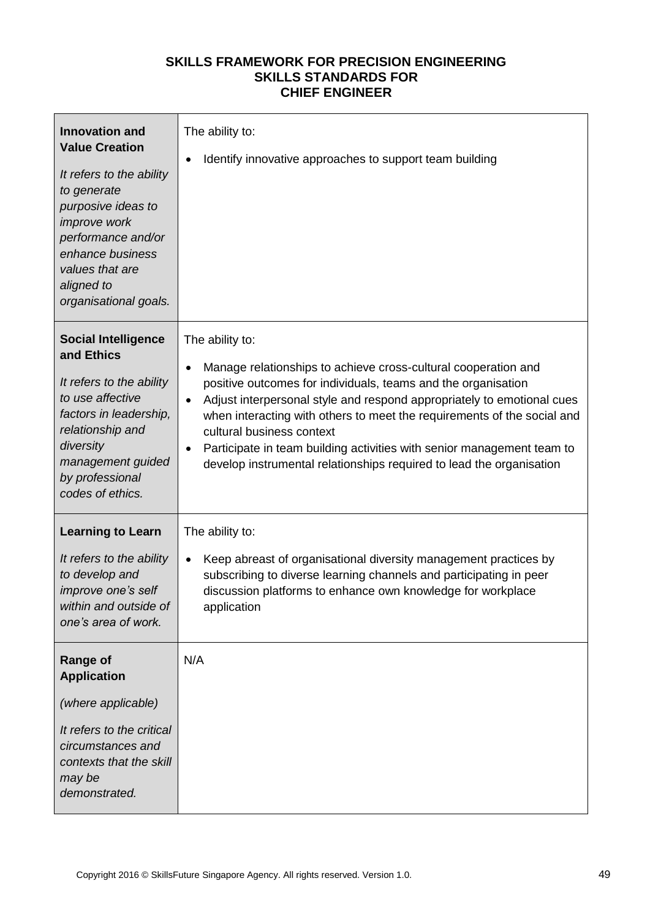**SKILLS FRAMEWORK FOR PRECISION ENGINEERING**
**SKILLS STANDARDS FOR**
**CHIEF ENGINEER**

| | |
|---|---|
| **Innovation and Value Creation**<br><br>*It refers to the ability to generate purposive ideas to improve work performance and/or enhance business values that are aligned to organisational goals.* | The ability to:<br><br>• Identify innovative approaches to support team building |
| **Social Intelligence and Ethics**<br><br>*It refers to the ability to use affective factors in leadership, relationship and diversity management guided by professional codes of ethics.* | The ability to:<br><br>• Manage relationships to achieve cross-cultural cooperation and positive outcomes for individuals, teams and the organisation<br>• Adjust interpersonal style and respond appropriately to emotional cues when interacting with others to meet the requirements of the social and cultural business context<br>• Participate in team building activities with senior management team to develop instrumental relationships required to lead the organisation |
| **Learning to Learn**<br><br>*It refers to the ability to develop and improve one's self within and outside of one's area of work.* | The ability to:<br><br>• Keep abreast of organisational diversity management practices by subscribing to diverse learning channels and participating in peer discussion platforms to enhance own knowledge for workplace application |
| **Range of Application**<br><br>*(where applicable)*<br><br>*It refers to the critical circumstances and contexts that the skill may be demonstrated.* | N/A |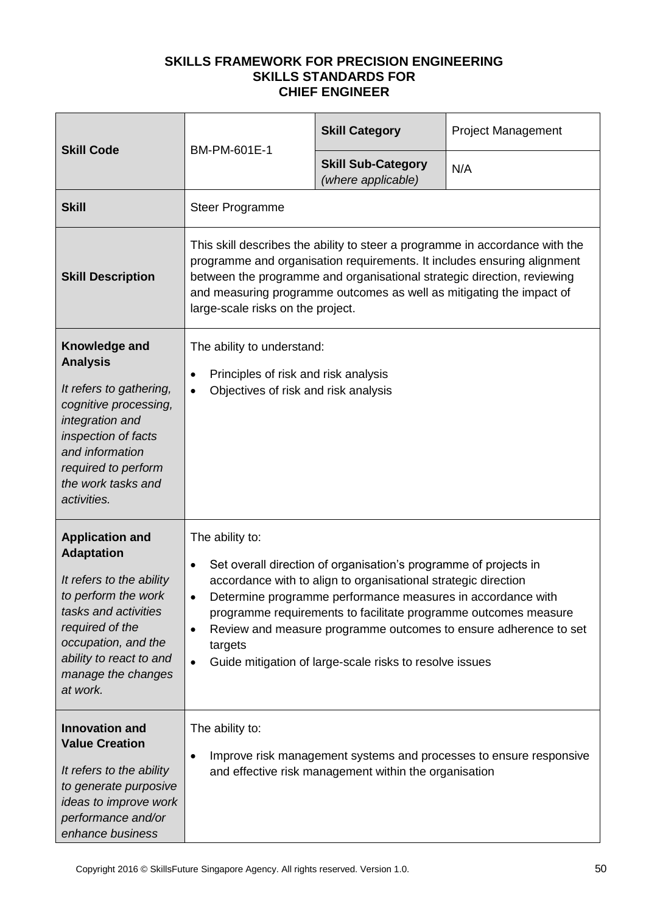**SKILLS FRAMEWORK FOR PRECISION ENGINEERING**
**SKILLS STANDARDS FOR**
**CHIEF ENGINEER**

| **Skill Code** | BM-PM-601E-1 | **Skill Category** | Project Management |
|---|---|---|---|
| | | **Skill Sub-Category** *(where applicable)* | N/A |
| **Skill** | Steer Programme | | |
| **Skill Description** | This skill describes the ability to steer a programme in accordance with the programme and organisation requirements. It includes ensuring alignment between the programme and organisational strategic direction, reviewing and measuring programme outcomes as well as mitigating the impact of large-scale risks on the project. | | |
| **Knowledge and Analysis**<br><br>*It refers to gathering, cognitive processing, integration and inspection of facts and information required to perform the work tasks and activities.* | The ability to understand:<br><br>• Principles of risk and risk analysis<br>• Objectives of risk and risk analysis | | |
| **Application and Adaptation**<br><br>*It refers to the ability to perform the work tasks and activities required of the occupation, and the ability to react to and manage the changes at work.* | The ability to:<br><br>• Set overall direction of organisation's programme of projects in accordance with to align to organisational strategic direction<br>• Determine programme performance measures in accordance with programme requirements to facilitate programme outcomes measure<br>• Review and measure programme outcomes to ensure adherence to set targets<br>• Guide mitigation of large-scale risks to resolve issues | | |
| **Innovation and Value Creation**<br><br>*It refers to the ability to generate purposive ideas to improve work performance and/or enhance business* | The ability to:<br><br>• Improve risk management systems and processes to ensure responsive and effective risk management within the organisation | | |

Copyright 2016 © SkillsFuture Singapore Agency. All rights reserved. Version 1.0.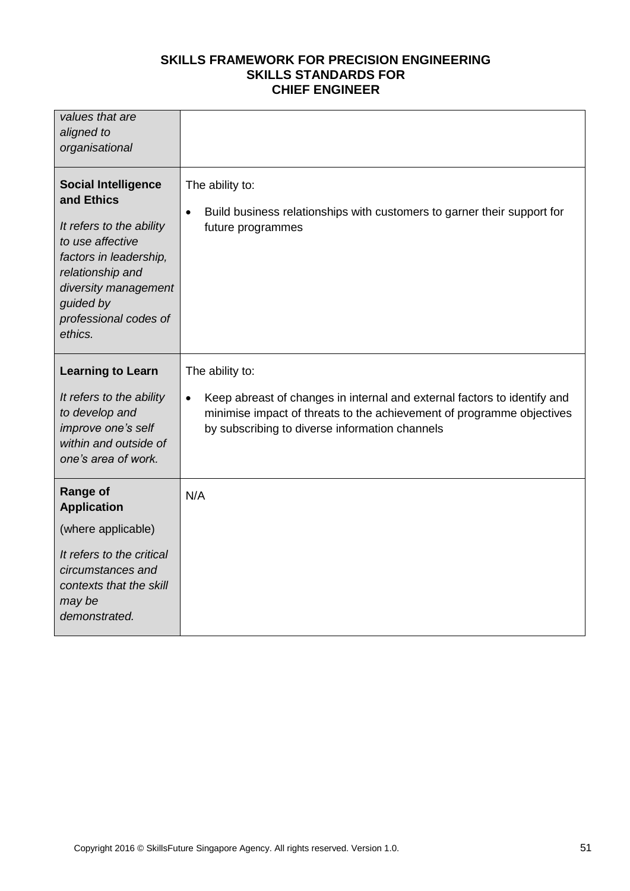| | |
|---|---|
| *values that are aligned to organisational* | |
| **Social Intelligence and Ethics**<br><br>*It refers to the ability to use affective factors in leadership, relationship and diversity management guided by professional codes of ethics.* | The ability to:<br><br>• Build business relationships with customers to garner their support for future programmes |
| **Learning to Learn**<br><br>*It refers to the ability to develop and improve one's self within and outside of one's area of work.* | The ability to:<br><br>• Keep abreast of changes in internal and external factors to identify and minimise impact of threats to the achievement of programme objectives by subscribing to diverse information channels |
| **Range of Application**<br><br>(where applicable)<br><br>*It refers to the critical circumstances and contexts that the skill may be demonstrated.* | N/A |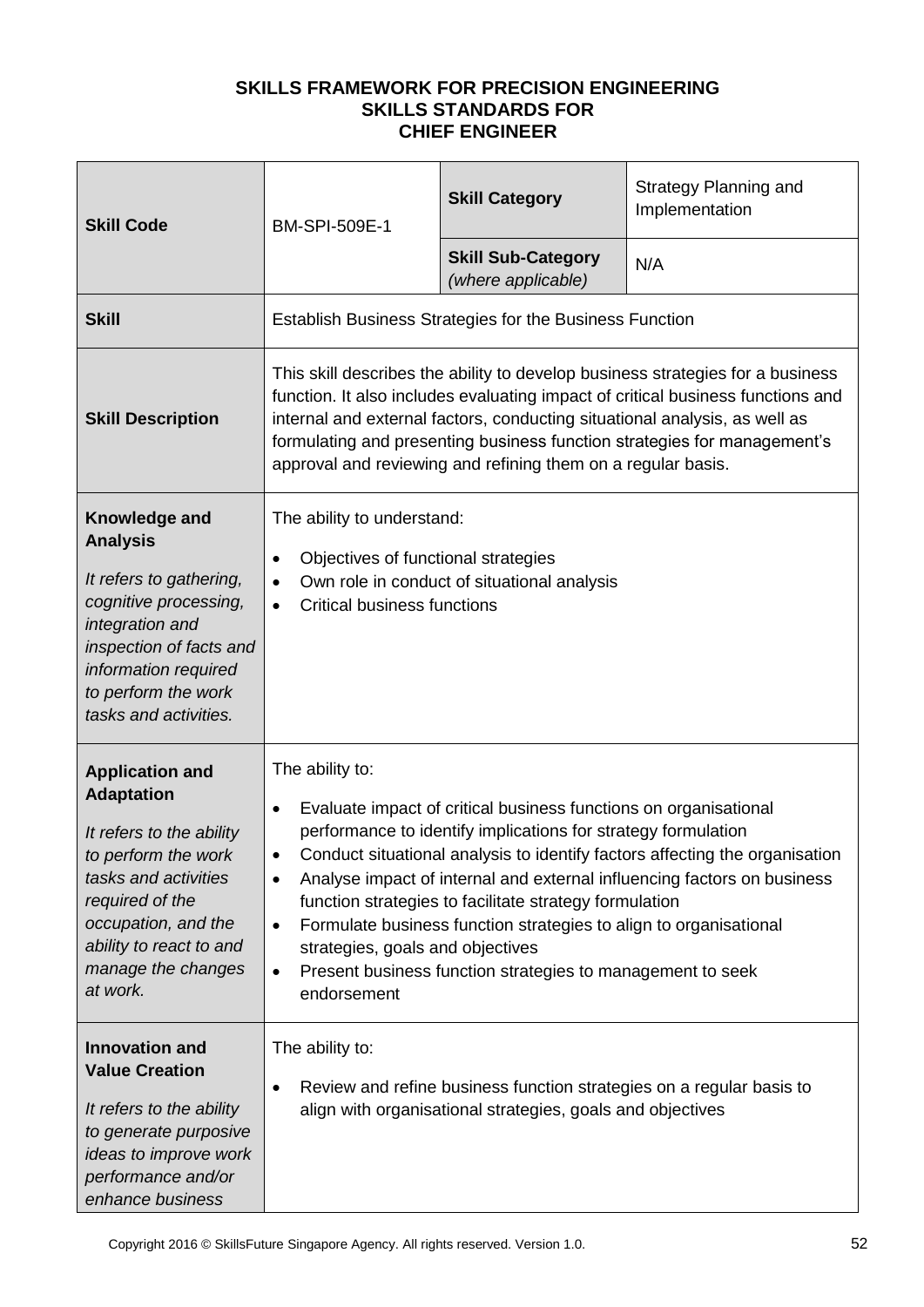**SKILLS FRAMEWORK FOR PRECISION ENGINEERING**
**SKILLS STANDARDS FOR**
**CHIEF ENGINEER**

| **Skill Code** | BM-SPI-509E-1 | **Skill Category** | Strategy Planning and Implementation |
|---|---|---|---|
| | | **Skill Sub-Category** *(where applicable)* | N/A |
| **Skill** | Establish Business Strategies for the Business Function | | |
| **Skill Description** | This skill describes the ability to develop business strategies for a business function. It also includes evaluating impact of critical business functions and internal and external factors, conducting situational analysis, as well as formulating and presenting business function strategies for management's approval and reviewing and refining them on a regular basis. | | |
| **Knowledge and Analysis** *It refers to gathering, cognitive processing, integration and inspection of facts and information required to perform the work tasks and activities.* | The ability to understand: <br>• Objectives of functional strategies <br>• Own role in conduct of situational analysis <br>• Critical business functions | | |
| **Application and Adaptation** *It refers to the ability to perform the work tasks and activities required of the occupation, and the ability to react to and manage the changes at work.* | The ability to: <br>• Evaluate impact of critical business functions on organisational performance to identify implications for strategy formulation <br>• Conduct situational analysis to identify factors affecting the organisation <br>• Analyse impact of internal and external influencing factors on business function strategies to facilitate strategy formulation <br>• Formulate business function strategies to align to organisational strategies, goals and objectives <br>• Present business function strategies to management to seek endorsement | | |
| **Innovation and Value Creation** *It refers to the ability to generate purposive ideas to improve work performance and/or enhance business* | The ability to: <br>• Review and refine business function strategies on a regular basis to align with organisational strategies, goals and objectives | | |

Copyright 2016 © SkillsFuture Singapore Agency. All rights reserved. Version 1.0.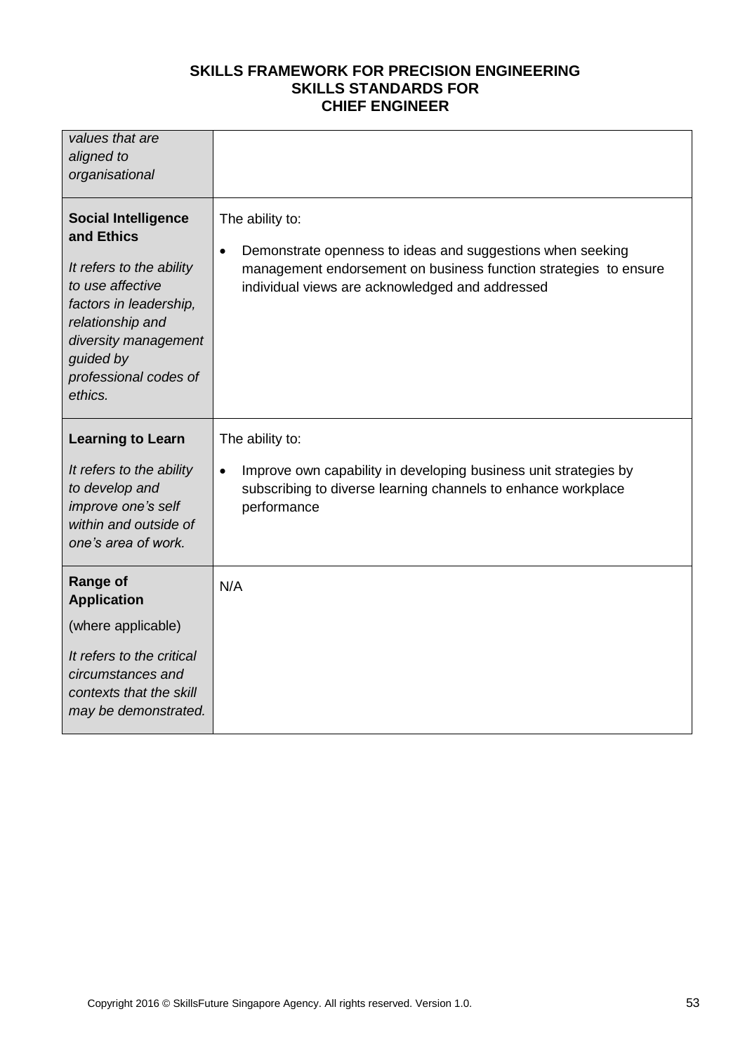| | |
|---|---|
| *values that are aligned to organisational* | |
| **Social Intelligence and Ethics**<br><br>*It refers to the ability to use affective factors in leadership, relationship and diversity management guided by professional codes of ethics.* | The ability to:<br><br>• Demonstrate openness to ideas and suggestions when seeking management endorsement on business function strategies to ensure individual views are acknowledged and addressed |
| **Learning to Learn**<br><br>*It refers to the ability to develop and improve one's self within and outside of one's area of work.* | The ability to:<br><br>• Improve own capability in developing business unit strategies by subscribing to diverse learning channels to enhance workplace performance |
| **Range of Application**<br><br>(where applicable)<br><br>*It refers to the critical circumstances and contexts that the skill may be demonstrated.* | N/A |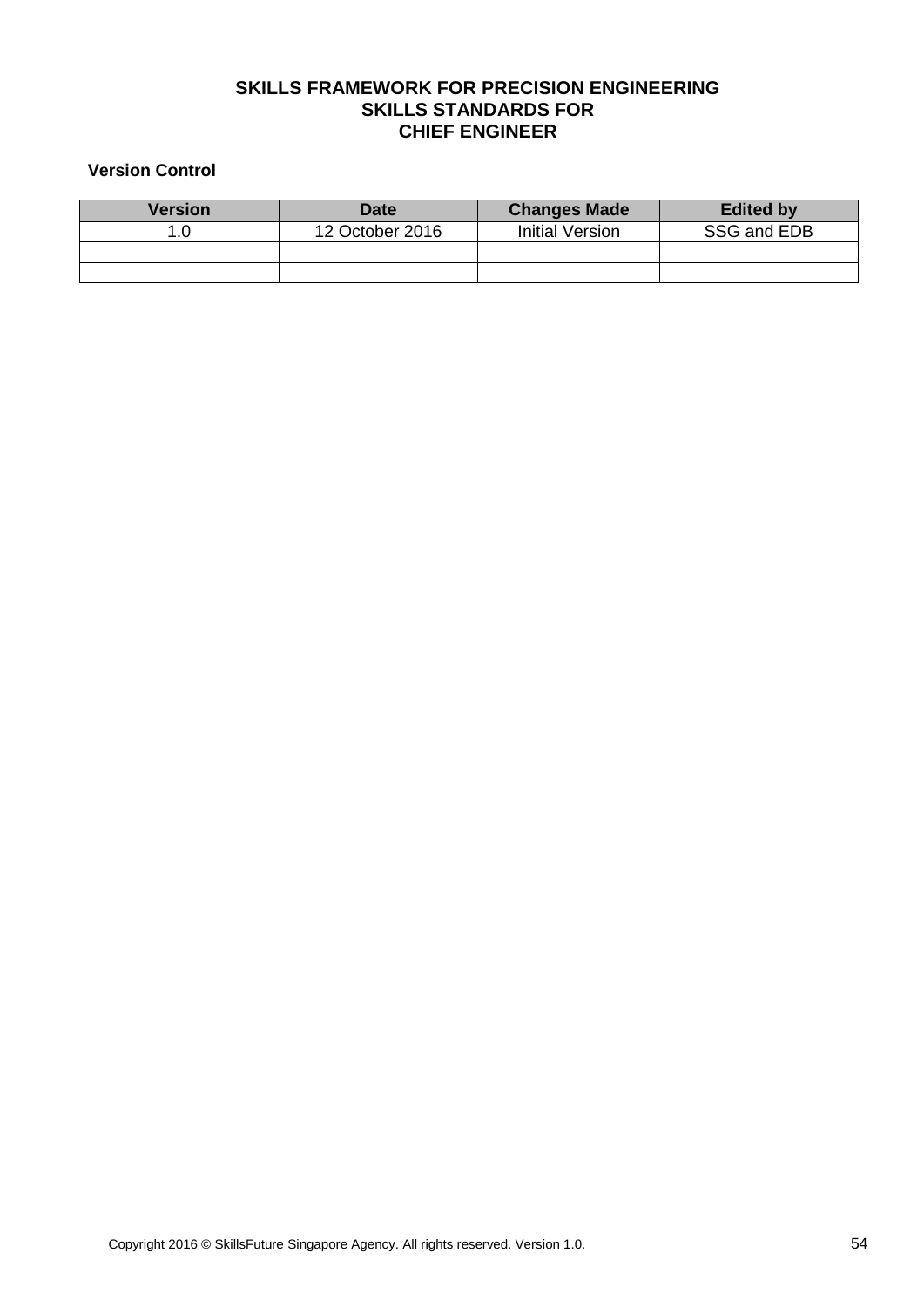# SKILLS FRAMEWORK FOR PRECISION ENGINEERING
# SKILLS STANDARDS FOR
# CHIEF ENGINEER

**Version Control**

| Version | Date | Changes Made | Edited by |
|---|---|---|---|
| 1.0 | 12 October 2016 | Initial Version | SSG and EDB |
| | | | |
| | | | |

Copyright 2016 © SkillsFuture Singapore Agency. All rights reserved. Version 1.0.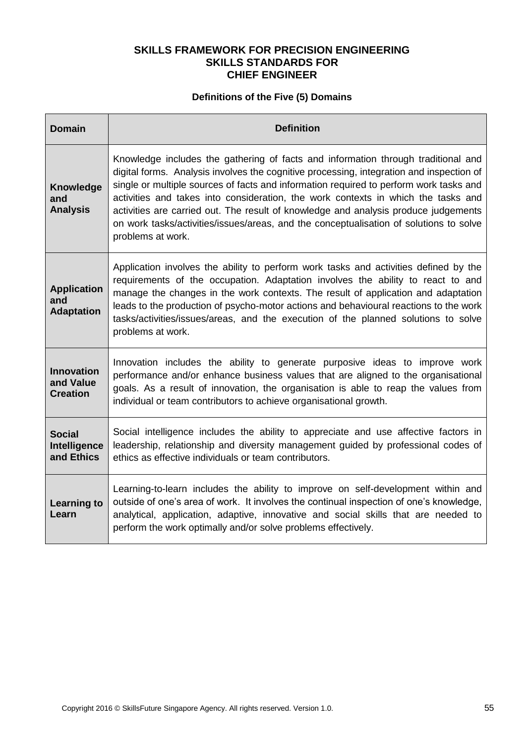**SKILLS FRAMEWORK FOR PRECISION ENGINEERING**
**SKILLS STANDARDS FOR**
**CHIEF ENGINEER**

**Definitions of the Five (5) Domains**

| Domain | Definition |
|---|---|
| **Knowledge and Analysis** | Knowledge includes the gathering of facts and information through traditional and digital forms. Analysis involves the cognitive processing, integration and inspection of single or multiple sources of facts and information required to perform work tasks and activities and takes into consideration, the work contexts in which the tasks and activities are carried out. The result of knowledge and analysis produce judgements on work tasks/activities/issues/areas, and the conceptualisation of solutions to solve problems at work. |
| **Application and Adaptation** | Application involves the ability to perform work tasks and activities defined by the requirements of the occupation. Adaptation involves the ability to react to and manage the changes in the work contexts. The result of application and adaptation leads to the production of psycho-motor actions and behavioural reactions to the work tasks/activities/issues/areas, and the execution of the planned solutions to solve problems at work. |
| **Innovation and Value Creation** | Innovation includes the ability to generate purposive ideas to improve work performance and/or enhance business values that are aligned to the organisational goals. As a result of innovation, the organisation is able to reap the values from individual or team contributors to achieve organisational growth. |
| **Social Intelligence and Ethics** | Social intelligence includes the ability to appreciate and use affective factors in leadership, relationship and diversity management guided by professional codes of ethics as effective individuals or team contributors. |
| **Learning to Learn** | Learning-to-learn includes the ability to improve on self-development within and outside of one's area of work. It involves the continual inspection of one's knowledge, analytical, application, adaptive, innovative and social skills that are needed to perform the work optimally and/or solve problems effectively. |

Copyright 2016 © SkillsFuture Singapore Agency. All rights reserved. Version 1.0.